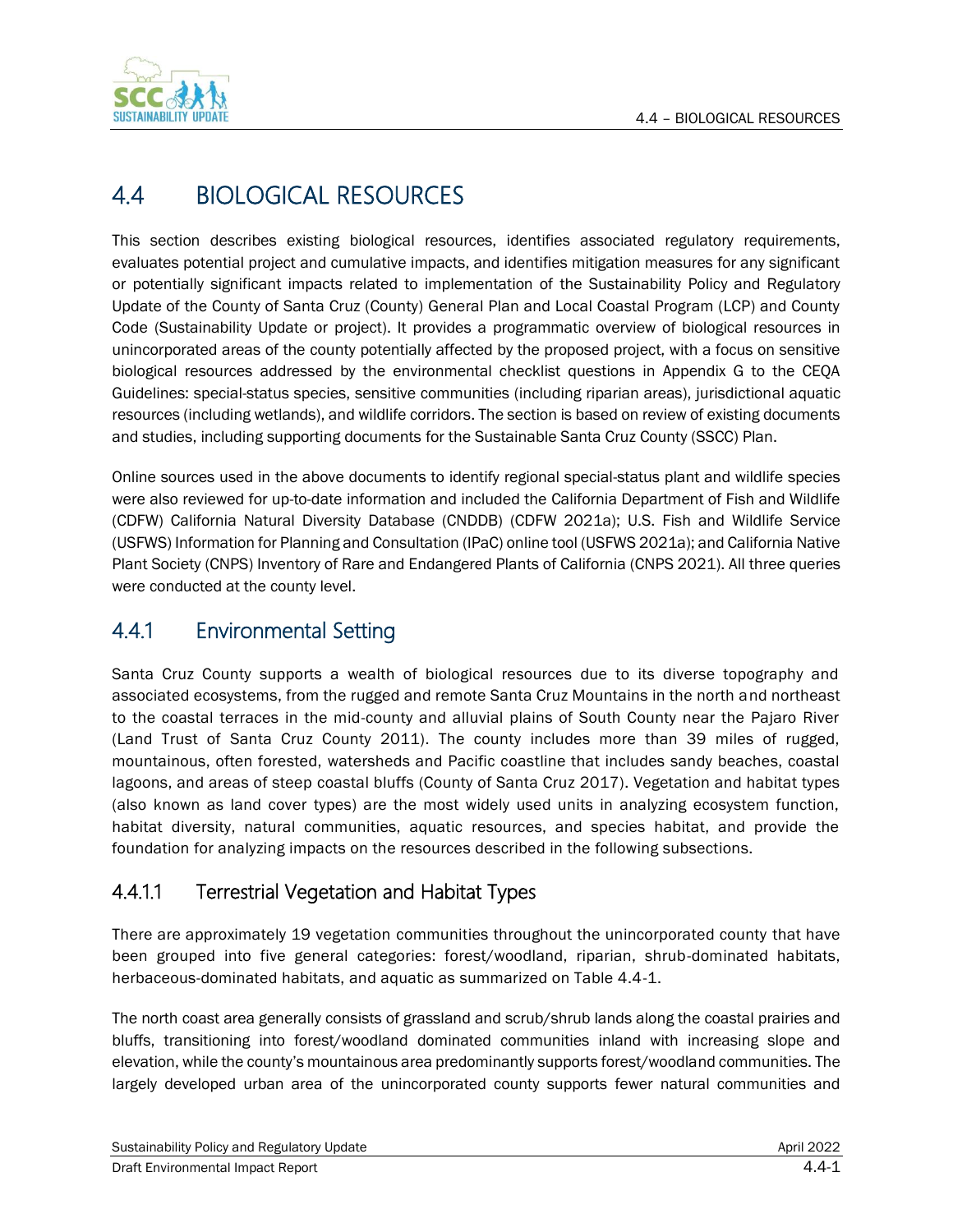# 4.4 BIOLOGICAL RESOURCES

This section describes existing biological resources, identifies associated regulatory requirements, evaluates potential project and cumulative impacts, and identifies mitigation measures for any significant or potentially significant impacts related to implementation of the Sustainability Policy and Regulatory Update of the County of Santa Cruz (County) General Plan and Local Coastal Program (LCP) and County Code (Sustainability Update or project). It provides a programmatic overview of biological resources in unincorporated areas of the county potentially affected by the proposed project, with a focus on sensitive biological resources addressed by the environmental checklist questions in Appendix G to the CEQA Guidelines: special-status species, sensitive communities (including riparian areas), jurisdictional aquatic resources (including wetlands), and wildlife corridors. The section is based on review of existing documents and studies, including supporting documents for the Sustainable Santa Cruz County (SSCC) Plan.

Online sources used in the above documents to identify regional special-status plant and wildlife species were also reviewed for up-to-date information and included the California Department of Fish and Wildlife (CDFW) California Natural Diversity Database (CNDDB) (CDFW 2021a); U.S. Fish and Wildlife Service (USFWS) Information for Planning and Consultation (IPaC) online tool (USFWS 2021a); and California Native Plant Society (CNPS) Inventory of Rare and Endangered Plants of California (CNPS 2021). All three queries were conducted at the county level.

## 4.4.1 Environmental Setting

Santa Cruz County supports a wealth of biological resources due to its diverse topography and associated ecosystems, from the rugged and remote Santa Cruz Mountains in the north and northeast to the coastal terraces in the mid-county and alluvial plains of South County near the Pajaro River (Land Trust of Santa Cruz County 2011). The county includes more than 39 miles of rugged, mountainous, often forested, watersheds and Pacific coastline that includes sandy beaches, coastal lagoons, and areas of steep coastal bluffs (County of Santa Cruz 2017). Vegetation and habitat types (also known as land cover types) are the most widely used units in analyzing ecosystem function, habitat diversity, natural communities, aquatic resources, and species habitat, and provide the foundation for analyzing impacts on the resources described in the following subsections.

### 4.4.1.1 Terrestrial Vegetation and Habitat Types

There are approximately 19 vegetation communities throughout the unincorporated county that have been grouped into five general categories: forest/woodland, riparian, shrub-dominated habitats, herbaceous-dominated habitats, and aquatic as summarized on Table 4.4-1.

The north coast area generally consists of grassland and scrub/shrub lands along the coastal prairies and bluffs, transitioning into forest/woodland dominated communities inland with increasing slope and elevation, while the county's mountainous area predominantly supports forest/woodland communities. The largely developed urban area of the unincorporated county supports fewer natural communities and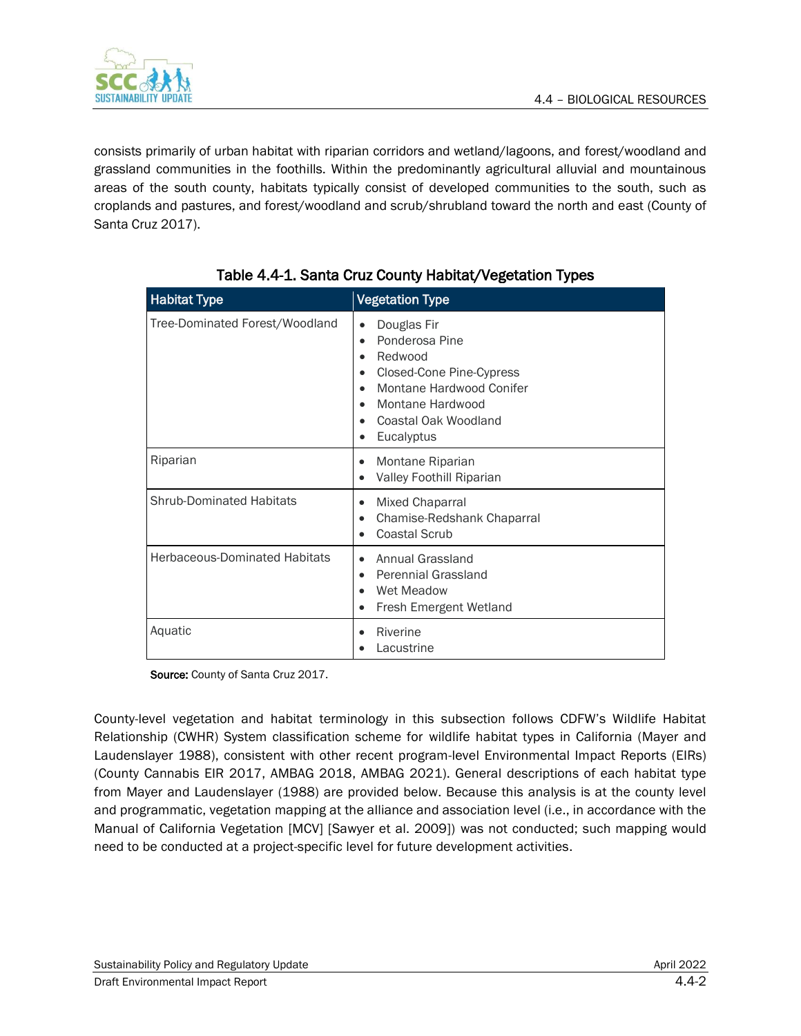consists primarily of urban habitat with riparian corridors and wetland/lagoons, and forest/woodland and grassland communities in the foothills. Within the predominantly agricultural alluvial and mountainous areas of the south county, habitats typically consist of developed communities to the south, such as croplands and pastures, and forest/woodland and scrub/shrubland toward the north and east (County of Santa Cruz 2017).

**Table 4.4-1. Santa Cruz County Habitat/Vegetation Types**

| Habitat Type | Vegetation Type |
|---|---|
| Tree-Dominated Forest/Woodland | • Douglas Fir<br>• Ponderosa Pine<br>• Redwood<br>• Closed-Cone Pine-Cypress<br>• Montane Hardwood Conifer<br>• Montane Hardwood<br>• Coastal Oak Woodland<br>• Eucalyptus |
| Riparian | • Montane Riparian<br>• Valley Foothill Riparian |
| Shrub-Dominated Habitats | • Mixed Chaparral<br>• Chamise-Redshank Chaparral<br>• Coastal Scrub |
| Herbaceous-Dominated Habitats | • Annual Grassland<br>• Perennial Grassland<br>• Wet Meadow<br>• Fresh Emergent Wetland |
| Aquatic | • Riverine<br>• Lacustrine |

**Source:** County of Santa Cruz 2017.

County-level vegetation and habitat terminology in this subsection follows CDFW's Wildlife Habitat Relationship (CWHR) System classification scheme for wildlife habitat types in California (Mayer and Laudenslayer 1988), consistent with other recent program-level Environmental Impact Reports (EIRs) (County Cannabis EIR 2017, AMBAG 2018, AMBAG 2021). General descriptions of each habitat type from Mayer and Laudenslayer (1988) are provided below. Because this analysis is at the county level and programmatic, vegetation mapping at the alliance and association level (i.e., in accordance with the Manual of California Vegetation [MCV] [Sawyer et al. 2009]) was not conducted; such mapping would need to be conducted at a project-specific level for future development activities.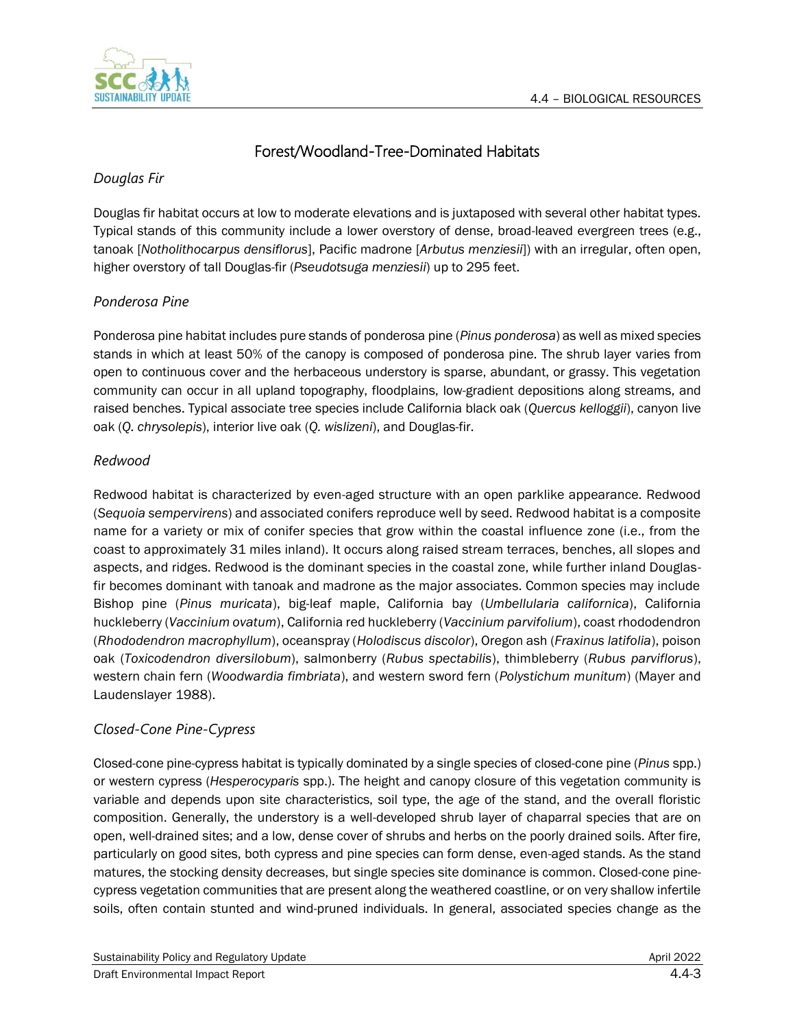## Forest/Woodland-Tree-Dominated Habitats

### *Douglas Fir*

Douglas fir habitat occurs at low to moderate elevations and is juxtaposed with several other habitat types. Typical stands of this community include a lower overstory of dense, broad-leaved evergreen trees (e.g., tanoak [*Notholithocarpus densiflorus*], Pacific madrone [*Arbutus menziesii*]) with an irregular, often open, higher overstory of tall Douglas-fir (*Pseudotsuga menziesii*) up to 295 feet.

### *Ponderosa Pine*

Ponderosa pine habitat includes pure stands of ponderosa pine (*Pinus ponderosa*) as well as mixed species stands in which at least 50% of the canopy is composed of ponderosa pine. The shrub layer varies from open to continuous cover and the herbaceous understory is sparse, abundant, or grassy. This vegetation community can occur in all upland topography, floodplains, low-gradient depositions along streams, and raised benches. Typical associate tree species include California black oak (*Quercus kelloggii*), canyon live oak (*Q. chrysolepis*), interior live oak (*Q. wislizeni*), and Douglas-fir.

### *Redwood*

Redwood habitat is characterized by even-aged structure with an open parklike appearance. Redwood (*Sequoia sempervirens*) and associated conifers reproduce well by seed. Redwood habitat is a composite name for a variety or mix of conifer species that grow within the coastal influence zone (i.e., from the coast to approximately 31 miles inland). It occurs along raised stream terraces, benches, all slopes and aspects, and ridges. Redwood is the dominant species in the coastal zone, while further inland Douglas-fir becomes dominant with tanoak and madrone as the major associates. Common species may include Bishop pine (*Pinus muricata*), big-leaf maple, California bay (*Umbellularia californica*), California huckleberry (*Vaccinium ovatum*), California red huckleberry (*Vaccinium parvifolium*), coast rhododendron (*Rhododendron macrophyllum*), oceanspray (*Holodiscus discolor*), Oregon ash (*Fraxinus latifolia*), poison oak (*Toxicodendron diversilobum*), salmonberry (*Rubus spectabilis*), thimbleberry (*Rubus parviflorus*), western chain fern (*Woodwardia fimbriata*), and western sword fern (*Polystichum munitum*) (Mayer and Laudenslayer 1988).

### *Closed-Cone Pine-Cypress*

Closed-cone pine-cypress habitat is typically dominated by a single species of closed-cone pine (*Pinus* spp.) or western cypress (*Hesperocyparis* spp.). The height and canopy closure of this vegetation community is variable and depends upon site characteristics, soil type, the age of the stand, and the overall floristic composition. Generally, the understory is a well-developed shrub layer of chaparral species that are on open, well-drained sites; and a low, dense cover of shrubs and herbs on the poorly drained soils. After fire, particularly on good sites, both cypress and pine species can form dense, even-aged stands. As the stand matures, the stocking density decreases, but single species site dominance is common. Closed-cone pine-cypress vegetation communities that are present along the weathered coastline, or on very shallow infertile soils, often contain stunted and wind-pruned individuals. In general, associated species change as the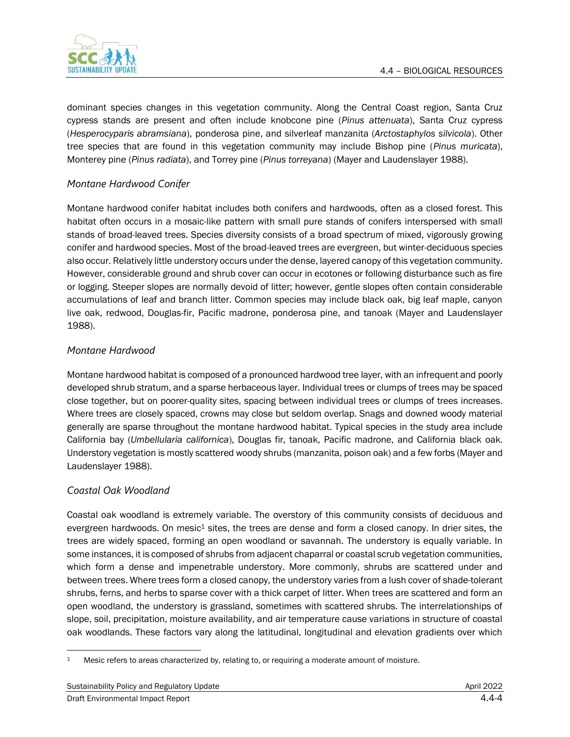dominant species changes in this vegetation community. Along the Central Coast region, Santa Cruz cypress stands are present and often include knobcone pine (*Pinus attenuata*), Santa Cruz cypress (*Hesperocyparis abramsiana*), ponderosa pine, and silverleaf manzanita (*Arctostaphylos silvicola*). Other tree species that are found in this vegetation community may include Bishop pine (*Pinus muricata*), Monterey pine (*Pinus radiata*), and Torrey pine (*Pinus torreyana*) (Mayer and Laudenslayer 1988).

### *Montane Hardwood Conifer*

Montane hardwood conifer habitat includes both conifers and hardwoods, often as a closed forest. This habitat often occurs in a mosaic-like pattern with small pure stands of conifers interspersed with small stands of broad-leaved trees. Species diversity consists of a broad spectrum of mixed, vigorously growing conifer and hardwood species. Most of the broad-leaved trees are evergreen, but winter-deciduous species also occur. Relatively little understory occurs under the dense, layered canopy of this vegetation community. However, considerable ground and shrub cover can occur in ecotones or following disturbance such as fire or logging. Steeper slopes are normally devoid of litter; however, gentle slopes often contain considerable accumulations of leaf and branch litter. Common species may include black oak, big leaf maple, canyon live oak, redwood, Douglas-fir, Pacific madrone, ponderosa pine, and tanoak (Mayer and Laudenslayer 1988).

### *Montane Hardwood*

Montane hardwood habitat is composed of a pronounced hardwood tree layer, with an infrequent and poorly developed shrub stratum, and a sparse herbaceous layer. Individual trees or clumps of trees may be spaced close together, but on poorer-quality sites, spacing between individual trees or clumps of trees increases. Where trees are closely spaced, crowns may close but seldom overlap. Snags and downed woody material generally are sparse throughout the montane hardwood habitat. Typical species in the study area include California bay (*Umbellularia californica*), Douglas fir, tanoak, Pacific madrone, and California black oak. Understory vegetation is mostly scattered woody shrubs (manzanita, poison oak) and a few forbs (Mayer and Laudenslayer 1988).

### *Coastal Oak Woodland*

Coastal oak woodland is extremely variable. The overstory of this community consists of deciduous and evergreen hardwoods. On mesic[1] sites, the trees are dense and form a closed canopy. In drier sites, the trees are widely spaced, forming an open woodland or savannah. The understory is equally variable. In some instances, it is composed of shrubs from adjacent chaparral or coastal scrub vegetation communities, which form a dense and impenetrable understory. More commonly, shrubs are scattered under and between trees. Where trees form a closed canopy, the understory varies from a lush cover of shade-tolerant shrubs, ferns, and herbs to sparse cover with a thick carpet of litter. When trees are scattered and form an open woodland, the understory is grassland, sometimes with scattered shrubs. The interrelationships of slope, soil, precipitation, moisture availability, and air temperature cause variations in structure of coastal oak woodlands. These factors vary along the latitudinal, longitudinal and elevation gradients over which

[1] Mesic refers to areas characterized by, relating to, or requiring a moderate amount of moisture.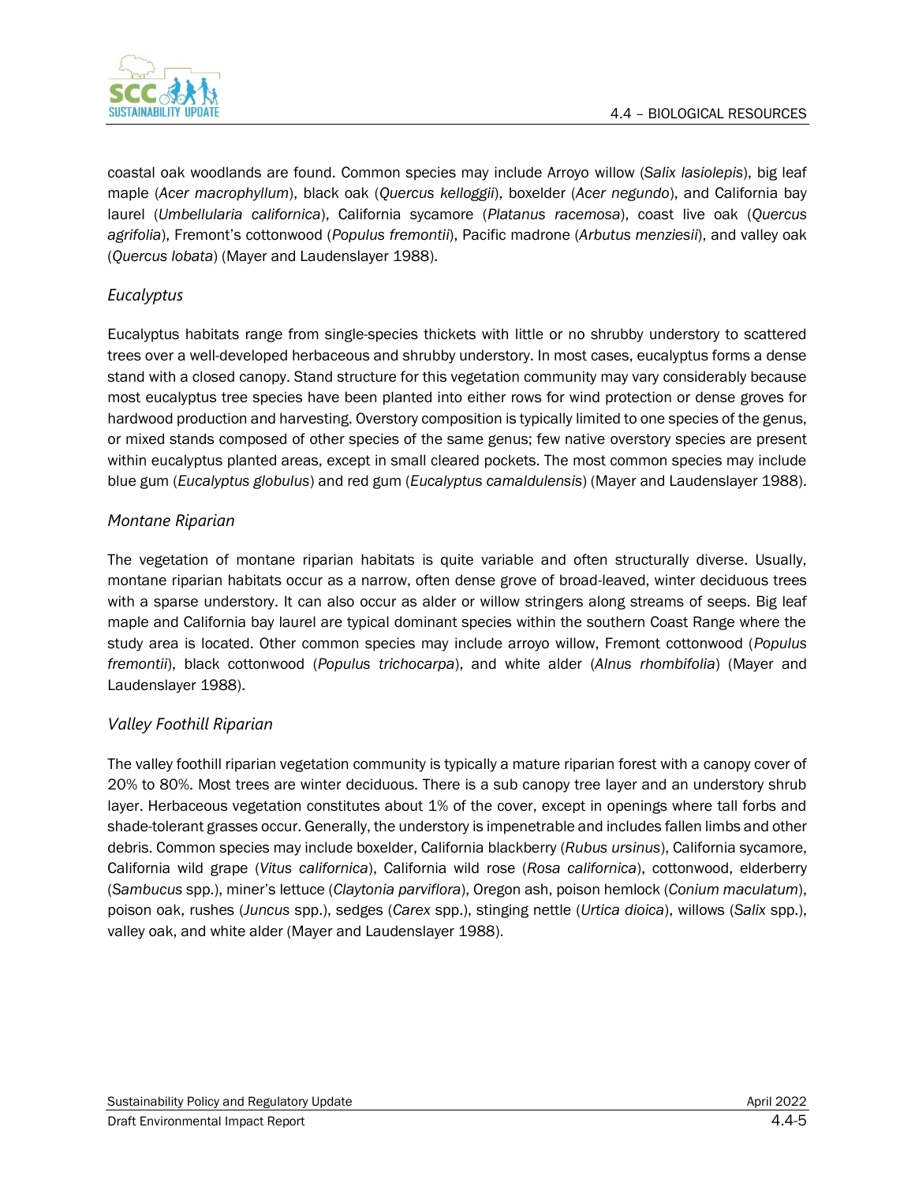coastal oak woodlands are found. Common species may include Arroyo willow (*Salix lasiolepis*), big leaf maple (*Acer macrophyllum*), black oak (*Quercus kelloggii*), boxelder (*Acer negundo*), and California bay laurel (*Umbellularia californica*), California sycamore (*Platanus racemosa*), coast live oak (*Quercus agrifolia*), Fremont's cottonwood (*Populus fremontii*), Pacific madrone (*Arbutus menziesii*), and valley oak (*Quercus lobata*) (Mayer and Laudenslayer 1988).

### *Eucalyptus*

Eucalyptus habitats range from single-species thickets with little or no shrubby understory to scattered trees over a well-developed herbaceous and shrubby understory. In most cases, eucalyptus forms a dense stand with a closed canopy. Stand structure for this vegetation community may vary considerably because most eucalyptus tree species have been planted into either rows for wind protection or dense groves for hardwood production and harvesting. Overstory composition is typically limited to one species of the genus, or mixed stands composed of other species of the same genus; few native overstory species are present within eucalyptus planted areas, except in small cleared pockets. The most common species may include blue gum (*Eucalyptus globulus*) and red gum (*Eucalyptus camaldulensis*) (Mayer and Laudenslayer 1988).

### *Montane Riparian*

The vegetation of montane riparian habitats is quite variable and often structurally diverse. Usually, montane riparian habitats occur as a narrow, often dense grove of broad-leaved, winter deciduous trees with a sparse understory. It can also occur as alder or willow stringers along streams of seeps. Big leaf maple and California bay laurel are typical dominant species within the southern Coast Range where the study area is located. Other common species may include arroyo willow, Fremont cottonwood (*Populus fremontii*), black cottonwood (*Populus trichocarpa*), and white alder (*Alnus rhombifolia*) (Mayer and Laudenslayer 1988).

### *Valley Foothill Riparian*

The valley foothill riparian vegetation community is typically a mature riparian forest with a canopy cover of 20% to 80%. Most trees are winter deciduous. There is a sub canopy tree layer and an understory shrub layer. Herbaceous vegetation constitutes about 1% of the cover, except in openings where tall forbs and shade-tolerant grasses occur. Generally, the understory is impenetrable and includes fallen limbs and other debris. Common species may include boxelder, California blackberry (*Rubus ursinus*), California sycamore, California wild grape (*Vitus californica*), California wild rose (*Rosa californica*), cottonwood, elderberry (*Sambucus* spp.), miner's lettuce (*Claytonia parviflora*), Oregon ash, poison hemlock (*Conium maculatum*), poison oak, rushes (*Juncus* spp.), sedges (*Carex* spp.), stinging nettle (*Urtica dioica*), willows (*Salix* spp.), valley oak, and white alder (Mayer and Laudenslayer 1988).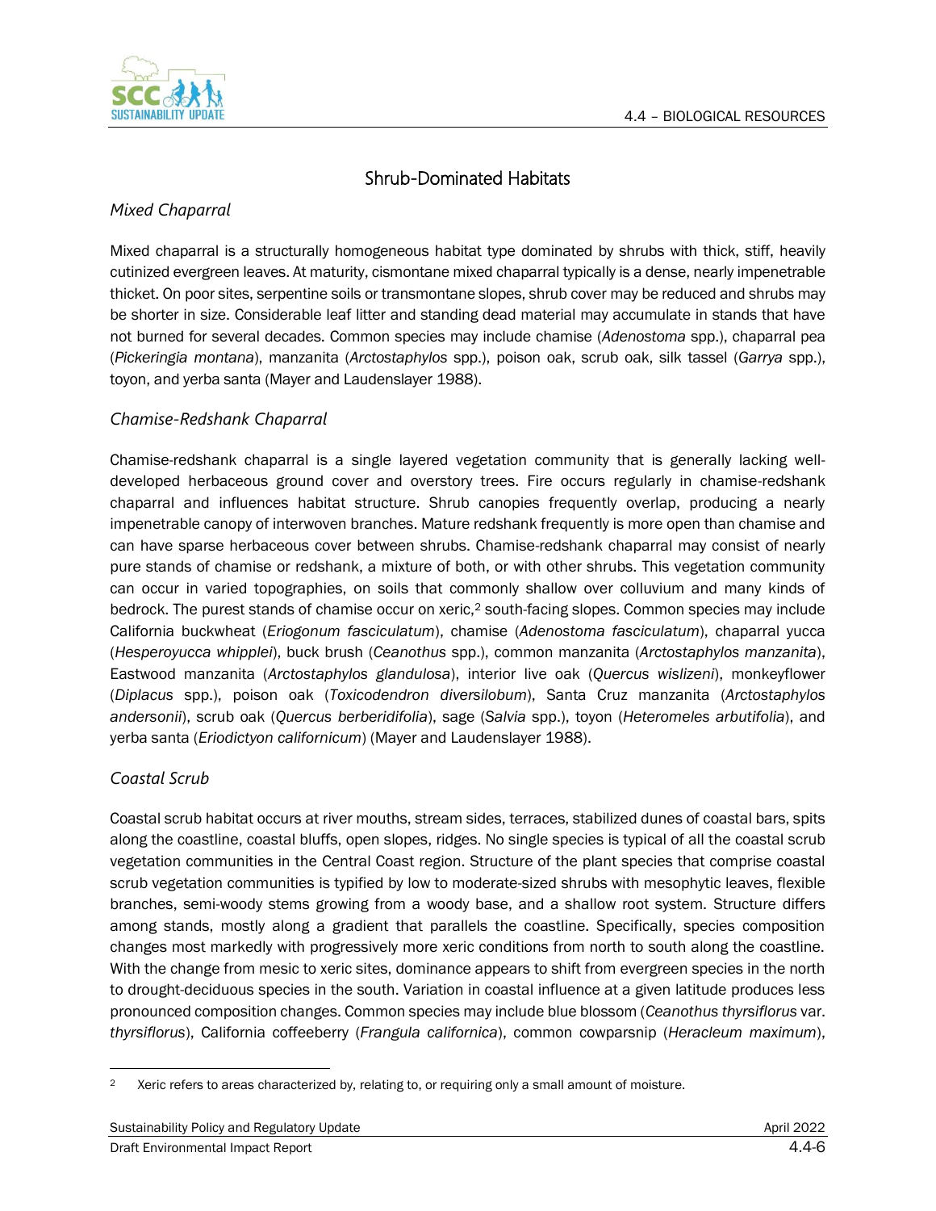## Shrub-Dominated Habitats

### *Mixed Chaparral*

Mixed chaparral is a structurally homogeneous habitat type dominated by shrubs with thick, stiff, heavily cutinized evergreen leaves. At maturity, cismontane mixed chaparral typically is a dense, nearly impenetrable thicket. On poor sites, serpentine soils or transmontane slopes, shrub cover may be reduced and shrubs may be shorter in size. Considerable leaf litter and standing dead material may accumulate in stands that have not burned for several decades. Common species may include chamise (*Adenostoma* spp.), chaparral pea (*Pickeringia montana*), manzanita (*Arctostaphylos* spp.), poison oak, scrub oak, silk tassel (*Garrya* spp.), toyon, and yerba santa (Mayer and Laudenslayer 1988).

### *Chamise-Redshank Chaparral*

Chamise-redshank chaparral is a single layered vegetation community that is generally lacking well-developed herbaceous ground cover and overstory trees. Fire occurs regularly in chamise-redshank chaparral and influences habitat structure. Shrub canopies frequently overlap, producing a nearly impenetrable canopy of interwoven branches. Mature redshank frequently is more open than chamise and can have sparse herbaceous cover between shrubs. Chamise-redshank chaparral may consist of nearly pure stands of chamise or redshank, a mixture of both, or with other shrubs. This vegetation community can occur in varied topographies, on soils that commonly shallow over colluvium and many kinds of bedrock. The purest stands of chamise occur on xeric,[2] south-facing slopes. Common species may include California buckwheat (*Eriogonum fasciculatum*), chamise (*Adenostoma fasciculatum*), chaparral yucca (*Hesperoyucca whipplei*), buck brush (*Ceanothus* spp.), common manzanita (*Arctostaphylos manzanita*), Eastwood manzanita (*Arctostaphylos glandulosa*), interior live oak (*Quercus wislizeni*), monkeyflower (*Diplacus* spp.), poison oak (*Toxicodendron diversilobum*), Santa Cruz manzanita (*Arctostaphylos andersonii*), scrub oak (*Quercus berberidifolia*), sage (*Salvia* spp.), toyon (*Heteromeles arbutifolia*), and yerba santa (*Eriodictyon californicum*) (Mayer and Laudenslayer 1988).

### *Coastal Scrub*

Coastal scrub habitat occurs at river mouths, stream sides, terraces, stabilized dunes of coastal bars, spits along the coastline, coastal bluffs, open slopes, ridges. No single species is typical of all the coastal scrub vegetation communities in the Central Coast region. Structure of the plant species that comprise coastal scrub vegetation communities is typified by low to moderate-sized shrubs with mesophytic leaves, flexible branches, semi-woody stems growing from a woody base, and a shallow root system. Structure differs among stands, mostly along a gradient that parallels the coastline. Specifically, species composition changes most markedly with progressively more xeric conditions from north to south along the coastline. With the change from mesic to xeric sites, dominance appears to shift from evergreen species in the north to drought-deciduous species in the south. Variation in coastal influence at a given latitude produces less pronounced composition changes. Common species may include blue blossom (*Ceanothus thyrsiflorus* var. *thyrsiflorus*), California coffeeberry (*Frangula californica*), common cowparsnip (*Heracleum maximum*),

---

[2] Xeric refers to areas characterized by, relating to, or requiring only a small amount of moisture.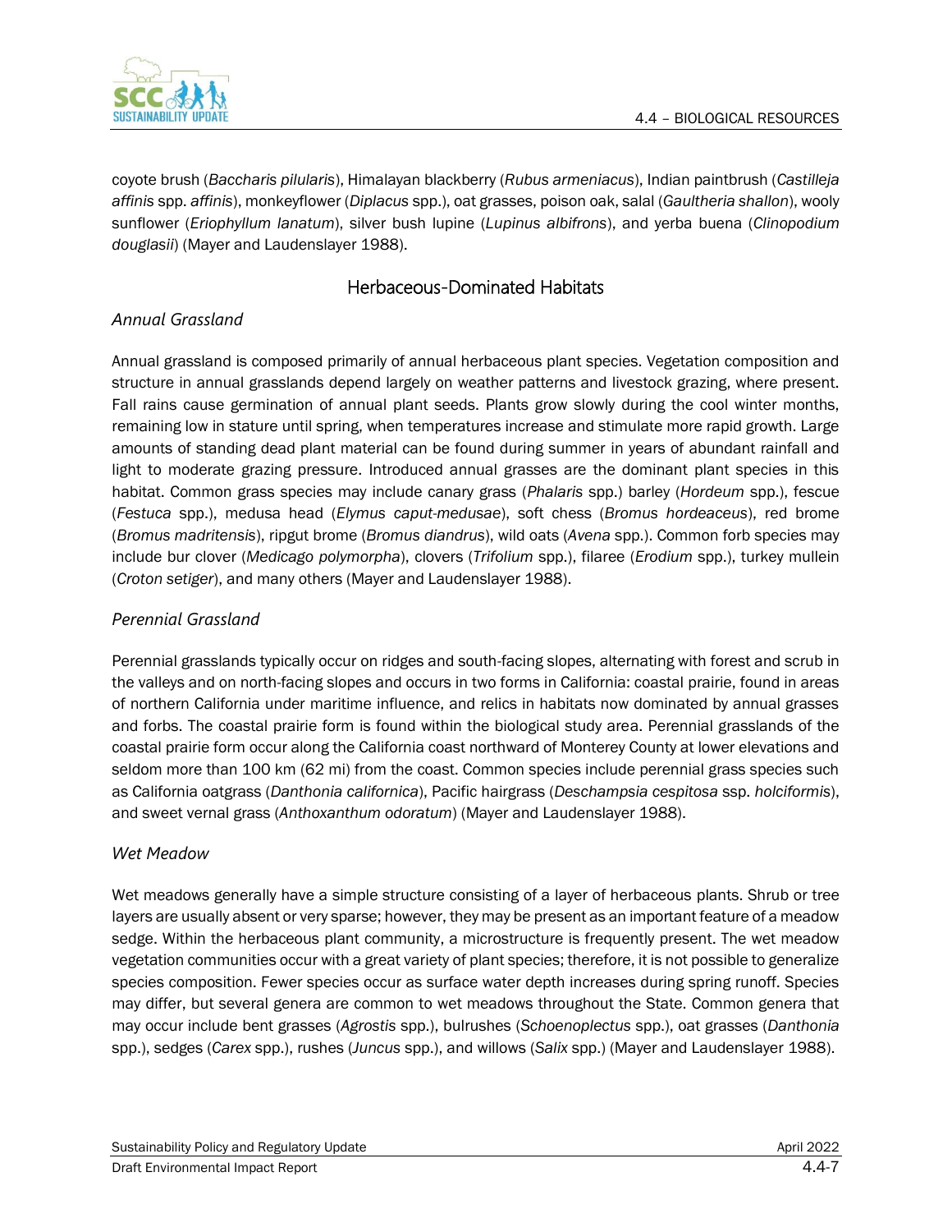coyote brush (*Baccharis pilularis*), Himalayan blackberry (*Rubus armeniacus*), Indian paintbrush (*Castilleja affinis* spp. *affinis*), monkeyflower (*Diplacus* spp.), oat grasses, poison oak, salal (*Gaultheria shallon*), wooly sunflower (*Eriophyllum lanatum*), silver bush lupine (*Lupinus albifrons*), and yerba buena (*Clinopodium douglasii*) (Mayer and Laudenslayer 1988).

## Herbaceous-Dominated Habitats

### *Annual Grassland*

Annual grassland is composed primarily of annual herbaceous plant species. Vegetation composition and structure in annual grasslands depend largely on weather patterns and livestock grazing, where present. Fall rains cause germination of annual plant seeds. Plants grow slowly during the cool winter months, remaining low in stature until spring, when temperatures increase and stimulate more rapid growth. Large amounts of standing dead plant material can be found during summer in years of abundant rainfall and light to moderate grazing pressure. Introduced annual grasses are the dominant plant species in this habitat. Common grass species may include canary grass (*Phalaris* spp.) barley (*Hordeum* spp.), fescue (*Festuca* spp.), medusa head (*Elymus caput-medusae*), soft chess (*Bromus hordeaceus*), red brome (*Bromus madritensis*), ripgut brome (*Bromus diandrus*), wild oats (*Avena* spp.). Common forb species may include bur clover (*Medicago polymorpha*), clovers (*Trifolium* spp.), filaree (*Erodium* spp.), turkey mullein (*Croton setiger*), and many others (Mayer and Laudenslayer 1988).

### *Perennial Grassland*

Perennial grasslands typically occur on ridges and south-facing slopes, alternating with forest and scrub in the valleys and on north-facing slopes and occurs in two forms in California: coastal prairie, found in areas of northern California under maritime influence, and relics in habitats now dominated by annual grasses and forbs. The coastal prairie form is found within the biological study area. Perennial grasslands of the coastal prairie form occur along the California coast northward of Monterey County at lower elevations and seldom more than 100 km (62 mi) from the coast. Common species include perennial grass species such as California oatgrass (*Danthonia californica*), Pacific hairgrass (*Deschampsia cespitosa* ssp. *holciformis*), and sweet vernal grass (*Anthoxanthum odoratum*) (Mayer and Laudenslayer 1988).

### *Wet Meadow*

Wet meadows generally have a simple structure consisting of a layer of herbaceous plants. Shrub or tree layers are usually absent or very sparse; however, they may be present as an important feature of a meadow sedge. Within the herbaceous plant community, a microstructure is frequently present. The wet meadow vegetation communities occur with a great variety of plant species; therefore, it is not possible to generalize species composition. Fewer species occur as surface water depth increases during spring runoff. Species may differ, but several genera are common to wet meadows throughout the State. Common genera that may occur include bent grasses (*Agrostis* spp.), bulrushes (*Schoenoplectus* spp.), oat grasses (*Danthonia* spp.), sedges (*Carex* spp.), rushes (*Juncus* spp.), and willows (*Salix* spp.) (Mayer and Laudenslayer 1988).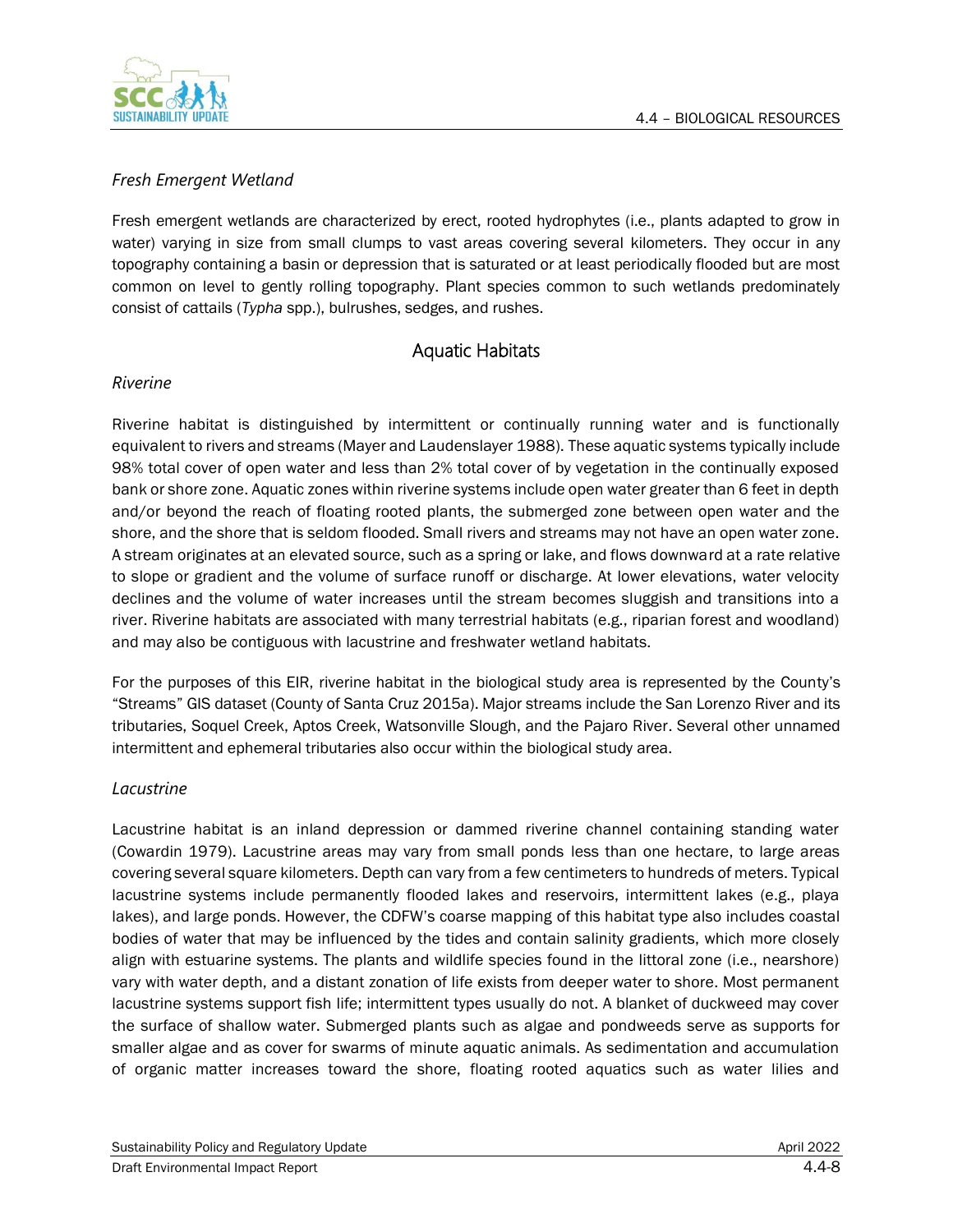### *Fresh Emergent Wetland*

Fresh emergent wetlands are characterized by erect, rooted hydrophytes (i.e., plants adapted to grow in water) varying in size from small clumps to vast areas covering several kilometers. They occur in any topography containing a basin or depression that is saturated or at least periodically flooded but are most common on level to gently rolling topography. Plant species common to such wetlands predominately consist of cattails (*Typha* spp.), bulrushes, sedges, and rushes.

## Aquatic Habitats

### *Riverine*

Riverine habitat is distinguished by intermittent or continually running water and is functionally equivalent to rivers and streams (Mayer and Laudenslayer 1988). These aquatic systems typically include 98% total cover of open water and less than 2% total cover of by vegetation in the continually exposed bank or shore zone. Aquatic zones within riverine systems include open water greater than 6 feet in depth and/or beyond the reach of floating rooted plants, the submerged zone between open water and the shore, and the shore that is seldom flooded. Small rivers and streams may not have an open water zone. A stream originates at an elevated source, such as a spring or lake, and flows downward at a rate relative to slope or gradient and the volume of surface runoff or discharge. At lower elevations, water velocity declines and the volume of water increases until the stream becomes sluggish and transitions into a river. Riverine habitats are associated with many terrestrial habitats (e.g., riparian forest and woodland) and may also be contiguous with lacustrine and freshwater wetland habitats.

For the purposes of this EIR, riverine habitat in the biological study area is represented by the County's "Streams" GIS dataset (County of Santa Cruz 2015a). Major streams include the San Lorenzo River and its tributaries, Soquel Creek, Aptos Creek, Watsonville Slough, and the Pajaro River. Several other unnamed intermittent and ephemeral tributaries also occur within the biological study area.

### *Lacustrine*

Lacustrine habitat is an inland depression or dammed riverine channel containing standing water (Cowardin 1979). Lacustrine areas may vary from small ponds less than one hectare, to large areas covering several square kilometers. Depth can vary from a few centimeters to hundreds of meters. Typical lacustrine systems include permanently flooded lakes and reservoirs, intermittent lakes (e.g., playa lakes), and large ponds. However, the CDFW's coarse mapping of this habitat type also includes coastal bodies of water that may be influenced by the tides and contain salinity gradients, which more closely align with estuarine systems. The plants and wildlife species found in the littoral zone (i.e., nearshore) vary with water depth, and a distant zonation of life exists from deeper water to shore. Most permanent lacustrine systems support fish life; intermittent types usually do not. A blanket of duckweed may cover the surface of shallow water. Submerged plants such as algae and pondweeds serve as supports for smaller algae and as cover for swarms of minute aquatic animals. As sedimentation and accumulation of organic matter increases toward the shore, floating rooted aquatics such as water lilies and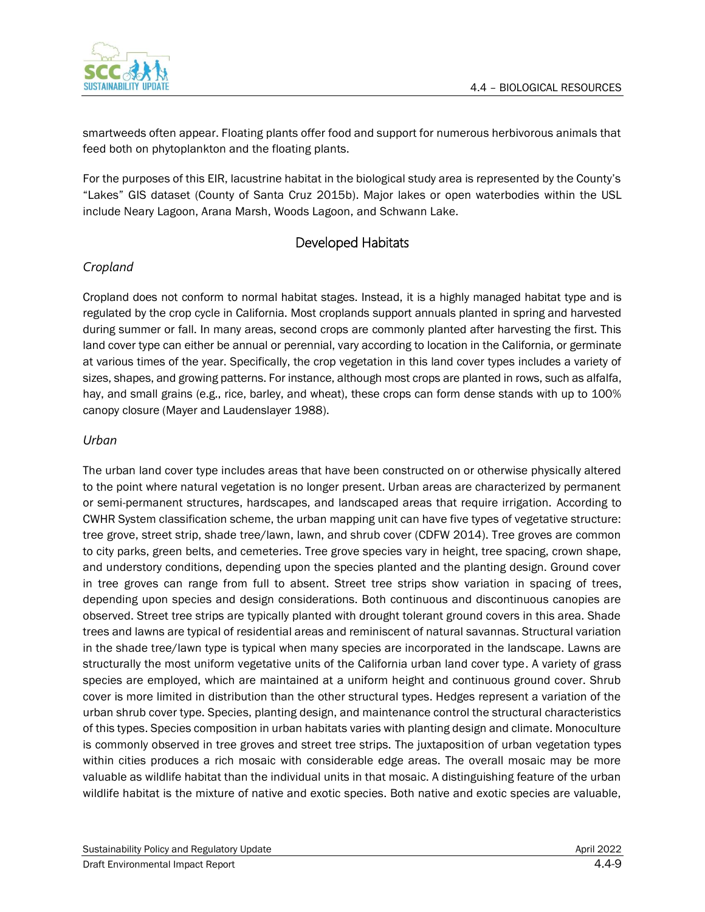smartweeds often appear. Floating plants offer food and support for numerous herbivorous animals that feed both on phytoplankton and the floating plants.

For the purposes of this EIR, lacustrine habitat in the biological study area is represented by the County's "Lakes" GIS dataset (County of Santa Cruz 2015b). Major lakes or open waterbodies within the USL include Neary Lagoon, Arana Marsh, Woods Lagoon, and Schwann Lake.

## Developed Habitats

### *Cropland*

Cropland does not conform to normal habitat stages. Instead, it is a highly managed habitat type and is regulated by the crop cycle in California. Most croplands support annuals planted in spring and harvested during summer or fall. In many areas, second crops are commonly planted after harvesting the first. This land cover type can either be annual or perennial, vary according to location in the California, or germinate at various times of the year. Specifically, the crop vegetation in this land cover types includes a variety of sizes, shapes, and growing patterns. For instance, although most crops are planted in rows, such as alfalfa, hay, and small grains (e.g., rice, barley, and wheat), these crops can form dense stands with up to 100% canopy closure (Mayer and Laudenslayer 1988).

### *Urban*

The urban land cover type includes areas that have been constructed on or otherwise physically altered to the point where natural vegetation is no longer present. Urban areas are characterized by permanent or semi-permanent structures, hardscapes, and landscaped areas that require irrigation. According to CWHR System classification scheme, the urban mapping unit can have five types of vegetative structure: tree grove, street strip, shade tree/lawn, lawn, and shrub cover (CDFW 2014). Tree groves are common to city parks, green belts, and cemeteries. Tree grove species vary in height, tree spacing, crown shape, and understory conditions, depending upon the species planted and the planting design. Ground cover in tree groves can range from full to absent. Street tree strips show variation in spacing of trees, depending upon species and design considerations. Both continuous and discontinuous canopies are observed. Street tree strips are typically planted with drought tolerant ground covers in this area. Shade trees and lawns are typical of residential areas and reminiscent of natural savannas. Structural variation in the shade tree/lawn type is typical when many species are incorporated in the landscape. Lawns are structurally the most uniform vegetative units of the California urban land cover type. A variety of grass species are employed, which are maintained at a uniform height and continuous ground cover. Shrub cover is more limited in distribution than the other structural types. Hedges represent a variation of the urban shrub cover type. Species, planting design, and maintenance control the structural characteristics of this types. Species composition in urban habitats varies with planting design and climate. Monoculture is commonly observed in tree groves and street tree strips. The juxtaposition of urban vegetation types within cities produces a rich mosaic with considerable edge areas. The overall mosaic may be more valuable as wildlife habitat than the individual units in that mosaic. A distinguishing feature of the urban wildlife habitat is the mixture of native and exotic species. Both native and exotic species are valuable,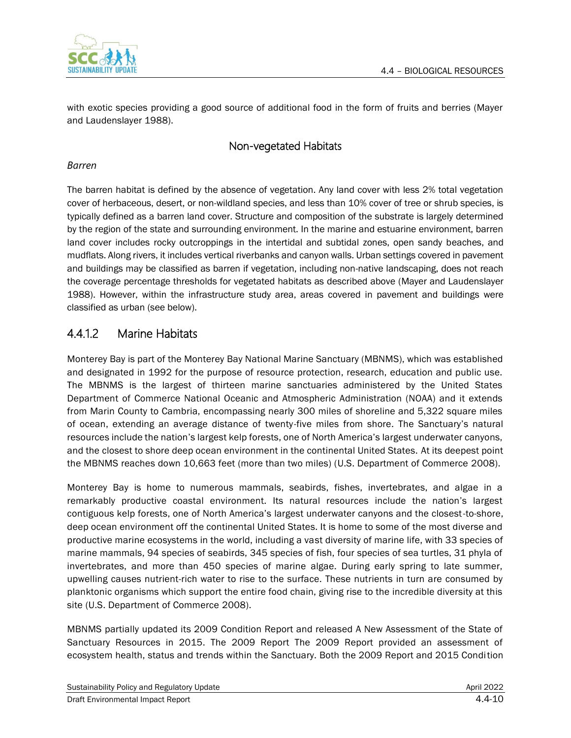with exotic species providing a good source of additional food in the form of fruits and berries (Mayer and Laudenslayer 1988).

### Non-vegetated Habitats

*Barren*

The barren habitat is defined by the absence of vegetation. Any land cover with less 2% total vegetation cover of herbaceous, desert, or non-wildland species, and less than 10% cover of tree or shrub species, is typically defined as a barren land cover. Structure and composition of the substrate is largely determined by the region of the state and surrounding environment. In the marine and estuarine environment, barren land cover includes rocky outcroppings in the intertidal and subtidal zones, open sandy beaches, and mudflats. Along rivers, it includes vertical riverbanks and canyon walls. Urban settings covered in pavement and buildings may be classified as barren if vegetation, including non-native landscaping, does not reach the coverage percentage thresholds for vegetated habitats as described above (Mayer and Laudenslayer 1988). However, within the infrastructure study area, areas covered in pavement and buildings were classified as urban (see below).

## 4.4.1.2 Marine Habitats

Monterey Bay is part of the Monterey Bay National Marine Sanctuary (MBNMS), which was established and designated in 1992 for the purpose of resource protection, research, education and public use. The MBNMS is the largest of thirteen marine sanctuaries administered by the United States Department of Commerce National Oceanic and Atmospheric Administration (NOAA) and it extends from Marin County to Cambria, encompassing nearly 300 miles of shoreline and 5,322 square miles of ocean, extending an average distance of twenty-five miles from shore. The Sanctuary's natural resources include the nation's largest kelp forests, one of North America's largest underwater canyons, and the closest to shore deep ocean environment in the continental United States. At its deepest point the MBNMS reaches down 10,663 feet (more than two miles) (U.S. Department of Commerce 2008).

Monterey Bay is home to numerous mammals, seabirds, fishes, invertebrates, and algae in a remarkably productive coastal environment. Its natural resources include the nation's largest contiguous kelp forests, one of North America's largest underwater canyons and the closest-to-shore, deep ocean environment off the continental United States. It is home to some of the most diverse and productive marine ecosystems in the world, including a vast diversity of marine life, with 33 species of marine mammals, 94 species of seabirds, 345 species of fish, four species of sea turtles, 31 phyla of invertebrates, and more than 450 species of marine algae. During early spring to late summer, upwelling causes nutrient-rich water to rise to the surface. These nutrients in turn are consumed by planktonic organisms which support the entire food chain, giving rise to the incredible diversity at this site (U.S. Department of Commerce 2008).

MBNMS partially updated its 2009 Condition Report and released A New Assessment of the State of Sanctuary Resources in 2015. The 2009 Report The 2009 Report provided an assessment of ecosystem health, status and trends within the Sanctuary. Both the 2009 Report and 2015 Condition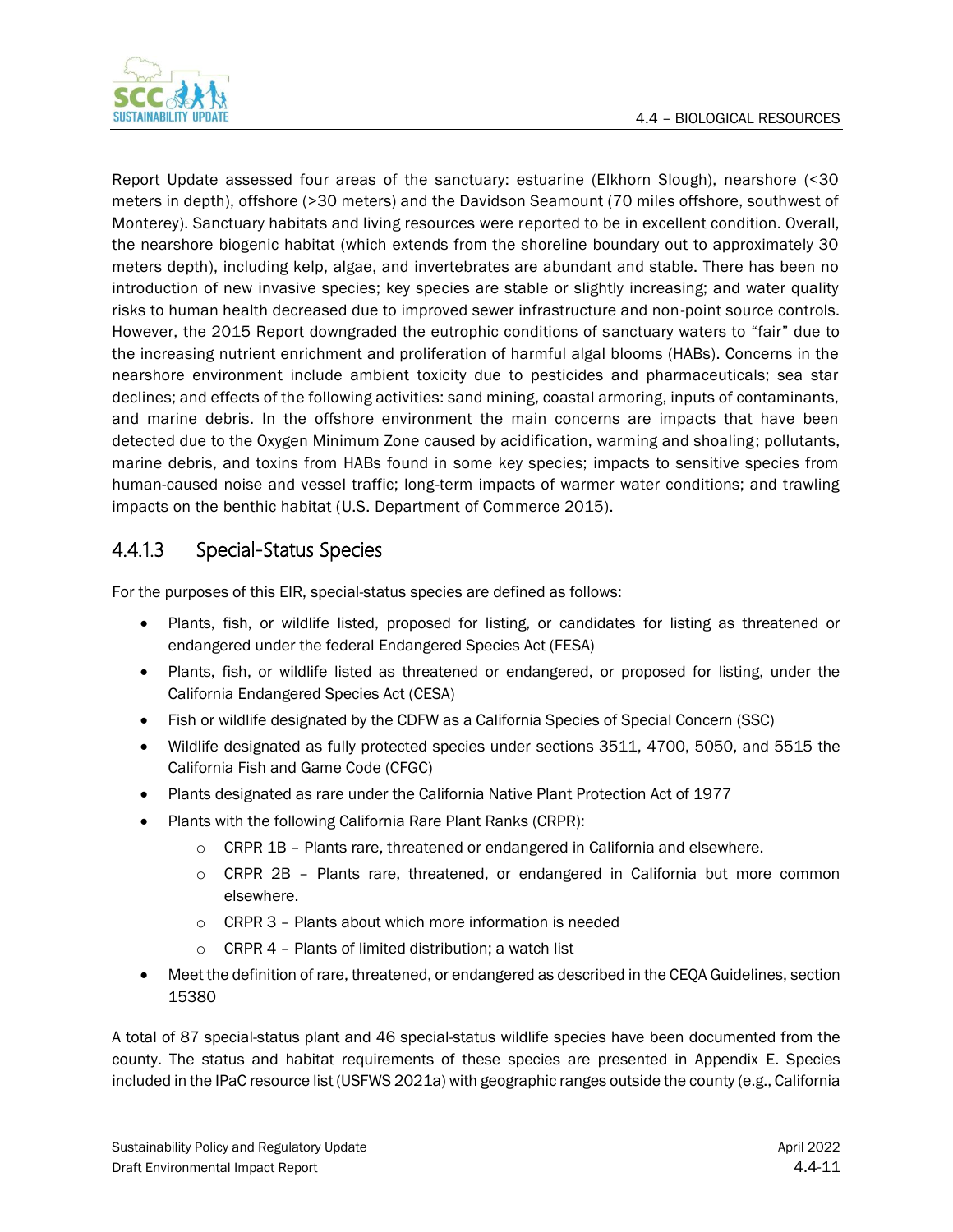Report Update assessed four areas of the sanctuary: estuarine (Elkhorn Slough), nearshore (<30 meters in depth), offshore (>30 meters) and the Davidson Seamount (70 miles offshore, southwest of Monterey). Sanctuary habitats and living resources were reported to be in excellent condition. Overall, the nearshore biogenic habitat (which extends from the shoreline boundary out to approximately 30 meters depth), including kelp, algae, and invertebrates are abundant and stable. There has been no introduction of new invasive species; key species are stable or slightly increasing; and water quality risks to human health decreased due to improved sewer infrastructure and non-point source controls. However, the 2015 Report downgraded the eutrophic conditions of sanctuary waters to "fair" due to the increasing nutrient enrichment and proliferation of harmful algal blooms (HABs). Concerns in the nearshore environment include ambient toxicity due to pesticides and pharmaceuticals; sea star declines; and effects of the following activities: sand mining, coastal armoring, inputs of contaminants, and marine debris. In the offshore environment the main concerns are impacts that have been detected due to the Oxygen Minimum Zone caused by acidification, warming and shoaling; pollutants, marine debris, and toxins from HABs found in some key species; impacts to sensitive species from human-caused noise and vessel traffic; long-term impacts of warmer water conditions; and trawling impacts on the benthic habitat (U.S. Department of Commerce 2015).

### 4.4.1.3 Special-Status Species

For the purposes of this EIR, special-status species are defined as follows:

- Plants, fish, or wildlife listed, proposed for listing, or candidates for listing as threatened or endangered under the federal Endangered Species Act (FESA)
- Plants, fish, or wildlife listed as threatened or endangered, or proposed for listing, under the California Endangered Species Act (CESA)
- Fish or wildlife designated by the CDFW as a California Species of Special Concern (SSC)
- Wildlife designated as fully protected species under sections 3511, 4700, 5050, and 5515 the California Fish and Game Code (CFGC)
- Plants designated as rare under the California Native Plant Protection Act of 1977
- Plants with the following California Rare Plant Ranks (CRPR):
  - CRPR 1B – Plants rare, threatened or endangered in California and elsewhere.
  - CRPR 2B – Plants rare, threatened, or endangered in California but more common elsewhere.
  - CRPR 3 – Plants about which more information is needed
  - CRPR 4 – Plants of limited distribution; a watch list
- Meet the definition of rare, threatened, or endangered as described in the CEQA Guidelines, section 15380

A total of 87 special-status plant and 46 special-status wildlife species have been documented from the county. The status and habitat requirements of these species are presented in Appendix E. Species included in the IPaC resource list (USFWS 2021a) with geographic ranges outside the county (e.g., California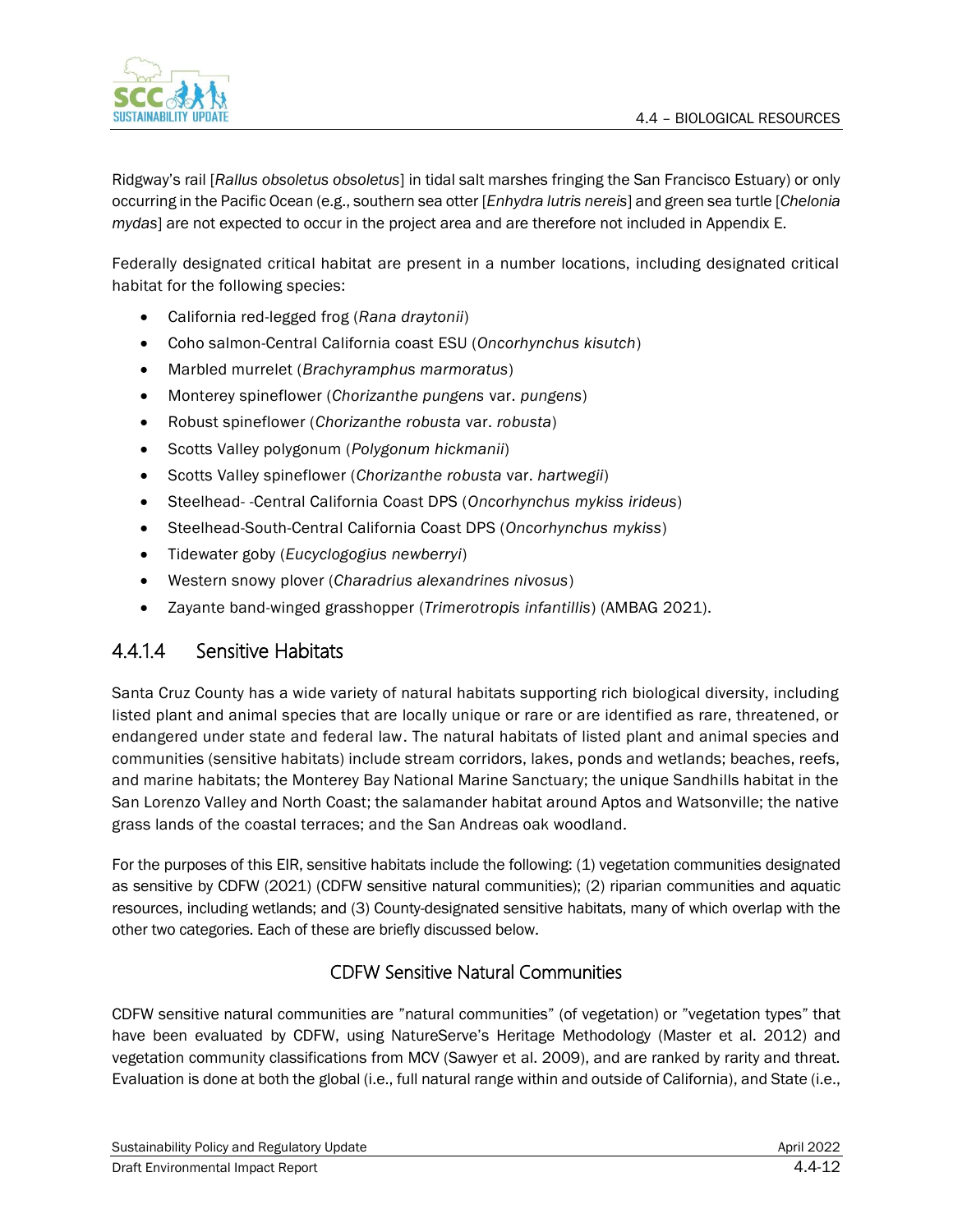Ridgway's rail [*Rallus obsoletus obsoletus*] in tidal salt marshes fringing the San Francisco Estuary) or only occurring in the Pacific Ocean (e.g., southern sea otter [*Enhydra lutris nereis*] and green sea turtle [*Chelonia mydas*] are not expected to occur in the project area and are therefore not included in Appendix E.

Federally designated critical habitat are present in a number locations, including designated critical habitat for the following species:

- California red-legged frog (*Rana draytonii*)
- Coho salmon-Central California coast ESU (*Oncorhynchus kisutch*)
- Marbled murrelet (*Brachyramphus marmoratus*)
- Monterey spineflower (*Chorizanthe pungens* var. *pungens*)
- Robust spineflower (*Chorizanthe robusta* var. *robusta*)
- Scotts Valley polygonum (*Polygonum hickmanii*)
- Scotts Valley spineflower (*Chorizanthe robusta* var. *hartwegii*)
- Steelhead- -Central California Coast DPS (*Oncorhynchus mykiss irideus*)
- Steelhead-South-Central California Coast DPS (*Oncorhynchus mykiss*)
- Tidewater goby (*Eucyclogogius newberryi*)
- Western snowy plover (*Charadrius alexandrines nivosus*)
- Zayante band-winged grasshopper (*Trimerotropis infantillis*) (AMBAG 2021).

### 4.4.1.4 Sensitive Habitats

Santa Cruz County has a wide variety of natural habitats supporting rich biological diversity, including listed plant and animal species that are locally unique or rare or are identified as rare, threatened, or endangered under state and federal law. The natural habitats of listed plant and animal species and communities (sensitive habitats) include stream corridors, lakes, ponds and wetlands; beaches, reefs, and marine habitats; the Monterey Bay National Marine Sanctuary; the unique Sandhills habitat in the San Lorenzo Valley and North Coast; the salamander habitat around Aptos and Watsonville; the native grass lands of the coastal terraces; and the San Andreas oak woodland.

For the purposes of this EIR, sensitive habitats include the following: (1) vegetation communities designated as sensitive by CDFW (2021) (CDFW sensitive natural communities); (2) riparian communities and aquatic resources, including wetlands; and (3) County-designated sensitive habitats, many of which overlap with the other two categories. Each of these are briefly discussed below.

#### CDFW Sensitive Natural Communities

CDFW sensitive natural communities are "natural communities" (of vegetation) or "vegetation types" that have been evaluated by CDFW, using NatureServe's Heritage Methodology (Master et al. 2012) and vegetation community classifications from MCV (Sawyer et al. 2009), and are ranked by rarity and threat. Evaluation is done at both the global (i.e., full natural range within and outside of California), and State (i.e.,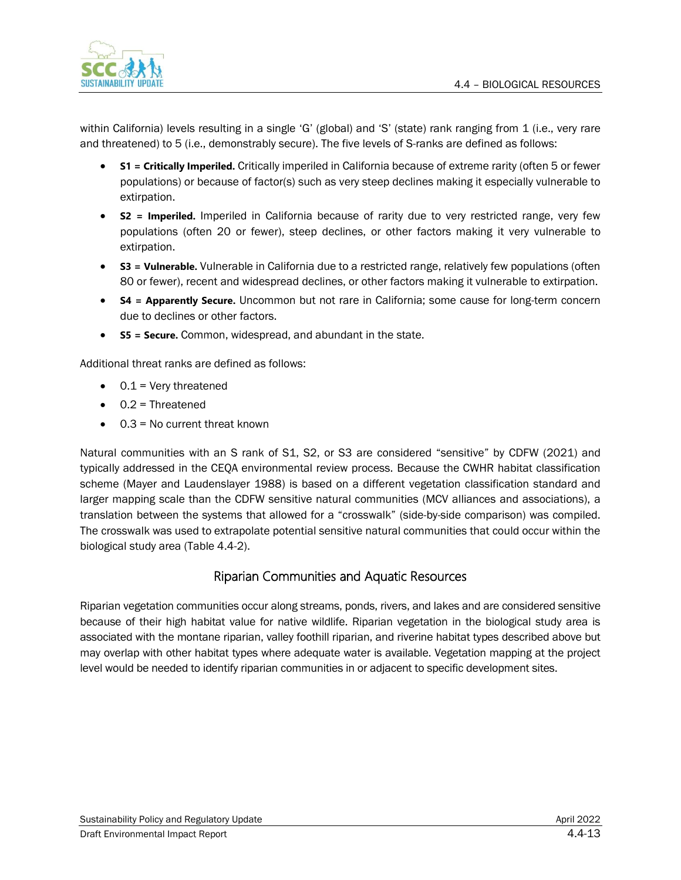within California) levels resulting in a single 'G' (global) and 'S' (state) rank ranging from 1 (i.e., very rare and threatened) to 5 (i.e., demonstrably secure). The five levels of S-ranks are defined as follows:

- **S1 = Critically Imperiled.** Critically imperiled in California because of extreme rarity (often 5 or fewer populations) or because of factor(s) such as very steep declines making it especially vulnerable to extirpation.
- **S2 = Imperiled.** Imperiled in California because of rarity due to very restricted range, very few populations (often 20 or fewer), steep declines, or other factors making it very vulnerable to extirpation.
- **S3 = Vulnerable.** Vulnerable in California due to a restricted range, relatively few populations (often 80 or fewer), recent and widespread declines, or other factors making it vulnerable to extirpation.
- **S4 = Apparently Secure.** Uncommon but not rare in California; some cause for long-term concern due to declines or other factors.
- **S5 = Secure.** Common, widespread, and abundant in the state.

Additional threat ranks are defined as follows:

- 0.1 = Very threatened
- 0.2 = Threatened
- 0.3 = No current threat known

Natural communities with an S rank of S1, S2, or S3 are considered "sensitive" by CDFW (2021) and typically addressed in the CEQA environmental review process. Because the CWHR habitat classification scheme (Mayer and Laudenslayer 1988) is based on a different vegetation classification standard and larger mapping scale than the CDFW sensitive natural communities (MCV alliances and associations), a translation between the systems that allowed for a "crosswalk" (side-by-side comparison) was compiled. The crosswalk was used to extrapolate potential sensitive natural communities that could occur within the biological study area (Table 4.4-2).

## Riparian Communities and Aquatic Resources

Riparian vegetation communities occur along streams, ponds, rivers, and lakes and are considered sensitive because of their high habitat value for native wildlife. Riparian vegetation in the biological study area is associated with the montane riparian, valley foothill riparian, and riverine habitat types described above but may overlap with other habitat types where adequate water is available. Vegetation mapping at the project level would be needed to identify riparian communities in or adjacent to specific development sites.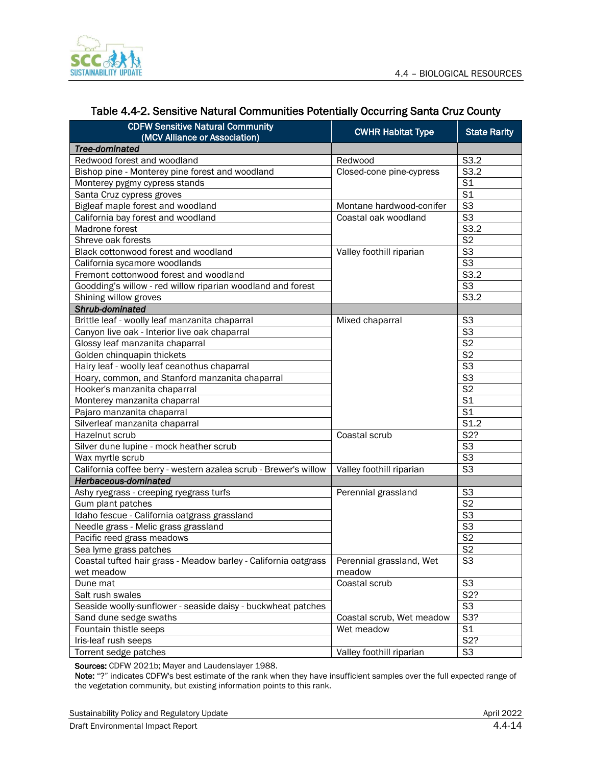## Table 4.4-2. Sensitive Natural Communities Potentially Occurring Santa Cruz County

| CDFW Sensitive Natural Community (MCV Alliance or Association) | CWHR Habitat Type | State Rarity |
|---|---|---|
| ***Tree-dominated*** | | |
| Redwood forest and woodland | Redwood | S3.2 |
| Bishop pine - Monterey pine forest and woodland | Closed-cone pine-cypress | S3.2 |
| Monterey pygmy cypress stands | | S1 |
| Santa Cruz cypress groves | | S1 |
| Bigleaf maple forest and woodland | Montane hardwood-conifer | S3 |
| California bay forest and woodland | Coastal oak woodland | S3 |
| Madrone forest | | S3.2 |
| Shreve oak forests | | S2 |
| Black cottonwood forest and woodland | Valley foothill riparian | S3 |
| California sycamore woodlands | | S3 |
| Fremont cottonwood forest and woodland | | S3.2 |
| Goodding's willow - red willow riparian woodland and forest | | S3 |
| Shining willow groves | | S3.2 |
| ***Shrub-dominated*** | | |
| Brittle leaf - woolly leaf manzanita chaparral | Mixed chaparral | S3 |
| Canyon live oak - Interior live oak chaparral | | S3 |
| Glossy leaf manzanita chaparral | | S2 |
| Golden chinquapin thickets | | S2 |
| Hairy leaf - woolly leaf ceanothus chaparral | | S3 |
| Hoary, common, and Stanford manzanita chaparral | | S3 |
| Hooker's manzanita chaparral | | S2 |
| Monterey manzanita chaparral | | S1 |
| Pajaro manzanita chaparral | | S1 |
| Silverleaf manzanita chaparral | | S1.2 |
| Hazelnut scrub | Coastal scrub | S2? |
| Silver dune lupine - mock heather scrub | | S3 |
| Wax myrtle scrub | | S3 |
| California coffee berry - western azalea scrub - Brewer's willow | Valley foothill riparian | S3 |
| ***Herbaceous-dominated*** | | |
| Ashy ryegrass - creeping ryegrass turfs | Perennial grassland | S3 |
| Gum plant patches | | S2 |
| Idaho fescue - California oatgrass grassland | | S3 |
| Needle grass - Melic grass grassland | | S3 |
| Pacific reed grass meadows | | S2 |
| Sea lyme grass patches | | S2 |
| Coastal tufted hair grass - Meadow barley - California oatgrass wet meadow | Perennial grassland, Wet meadow | S3 |
| Dune mat | Coastal scrub | S3 |
| Salt rush swales | | S2? |
| Seaside woolly-sunflower - seaside daisy - buckwheat patches | | S3 |
| Sand dune sedge swaths | Coastal scrub, Wet meadow | S3? |
| Fountain thistle seeps | Wet meadow | S1 |
| Iris-leaf rush seeps | | S2? |
| Torrent sedge patches | Valley foothill riparian | S3 |

**Sources:** CDFW 2021b; Mayer and Laudenslayer 1988.

**Note:** "?" indicates CDFW's best estimate of the rank when they have insufficient samples over the full expected range of the vegetation community, but existing information points to this rank.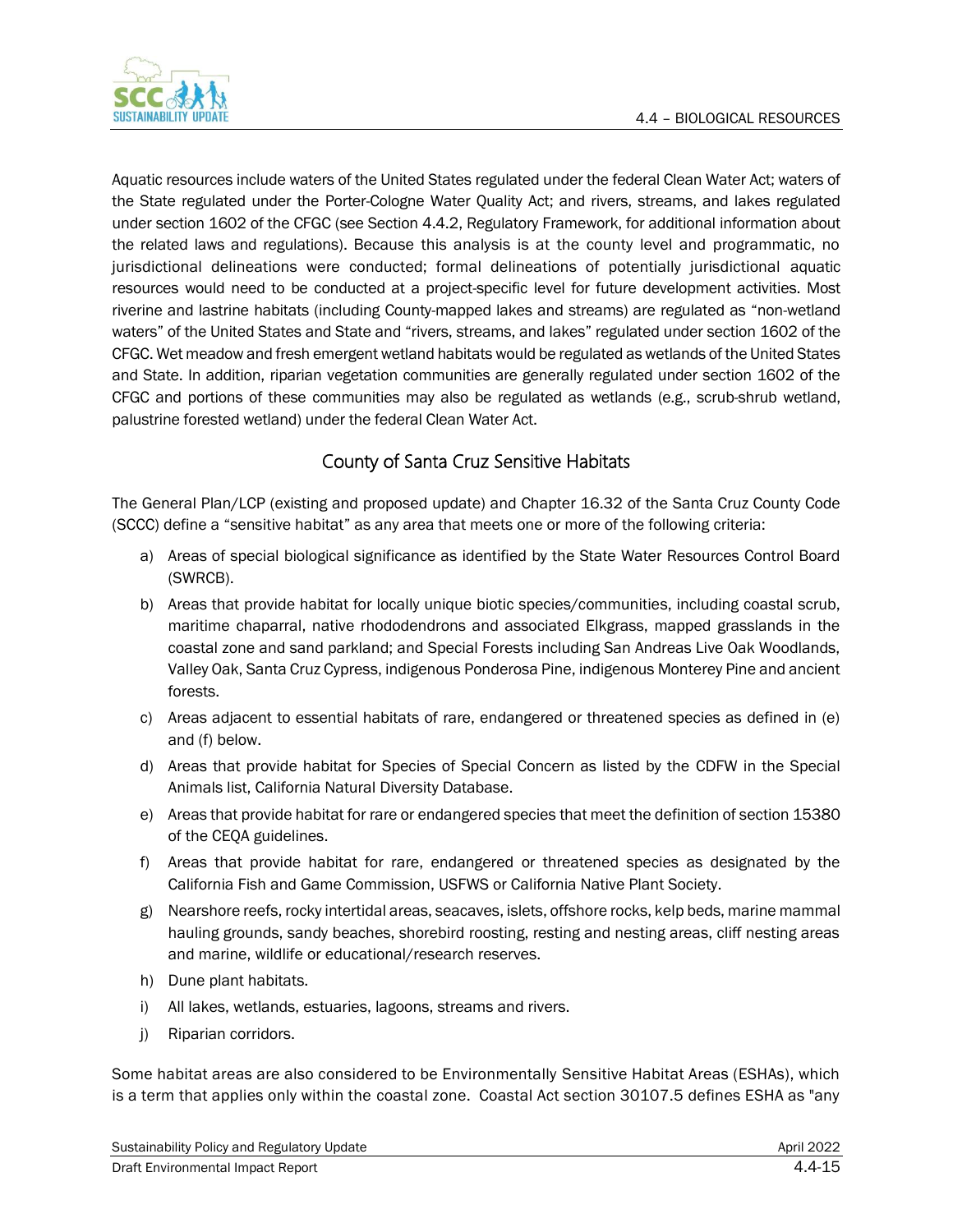Aquatic resources include waters of the United States regulated under the federal Clean Water Act; waters of the State regulated under the Porter-Cologne Water Quality Act; and rivers, streams, and lakes regulated under section 1602 of the CFGC (see Section 4.4.2, Regulatory Framework, for additional information about the related laws and regulations). Because this analysis is at the county level and programmatic, no jurisdictional delineations were conducted; formal delineations of potentially jurisdictional aquatic resources would need to be conducted at a project-specific level for future development activities. Most riverine and lastrine habitats (including County-mapped lakes and streams) are regulated as "non-wetland waters" of the United States and State and "rivers, streams, and lakes" regulated under section 1602 of the CFGC. Wet meadow and fresh emergent wetland habitats would be regulated as wetlands of the United States and State. In addition, riparian vegetation communities are generally regulated under section 1602 of the CFGC and portions of these communities may also be regulated as wetlands (e.g., scrub-shrub wetland, palustrine forested wetland) under the federal Clean Water Act.

## County of Santa Cruz Sensitive Habitats

The General Plan/LCP (existing and proposed update) and Chapter 16.32 of the Santa Cruz County Code (SCCC) define a "sensitive habitat" as any area that meets one or more of the following criteria:

a) Areas of special biological significance as identified by the State Water Resources Control Board (SWRCB).

b) Areas that provide habitat for locally unique biotic species/communities, including coastal scrub, maritime chaparral, native rhododendrons and associated Elkgrass, mapped grasslands in the coastal zone and sand parkland; and Special Forests including San Andreas Live Oak Woodlands, Valley Oak, Santa Cruz Cypress, indigenous Ponderosa Pine, indigenous Monterey Pine and ancient forests.

c) Areas adjacent to essential habitats of rare, endangered or threatened species as defined in (e) and (f) below.

d) Areas that provide habitat for Species of Special Concern as listed by the CDFW in the Special Animals list, California Natural Diversity Database.

e) Areas that provide habitat for rare or endangered species that meet the definition of section 15380 of the CEQA guidelines.

f) Areas that provide habitat for rare, endangered or threatened species as designated by the California Fish and Game Commission, USFWS or California Native Plant Society.

g) Nearshore reefs, rocky intertidal areas, seacaves, islets, offshore rocks, kelp beds, marine mammal hauling grounds, sandy beaches, shorebird roosting, resting and nesting areas, cliff nesting areas and marine, wildlife or educational/research reserves.

h) Dune plant habitats.

i) All lakes, wetlands, estuaries, lagoons, streams and rivers.

j) Riparian corridors.

Some habitat areas are also considered to be Environmentally Sensitive Habitat Areas (ESHAs), which is a term that applies only within the coastal zone. Coastal Act section 30107.5 defines ESHA as "any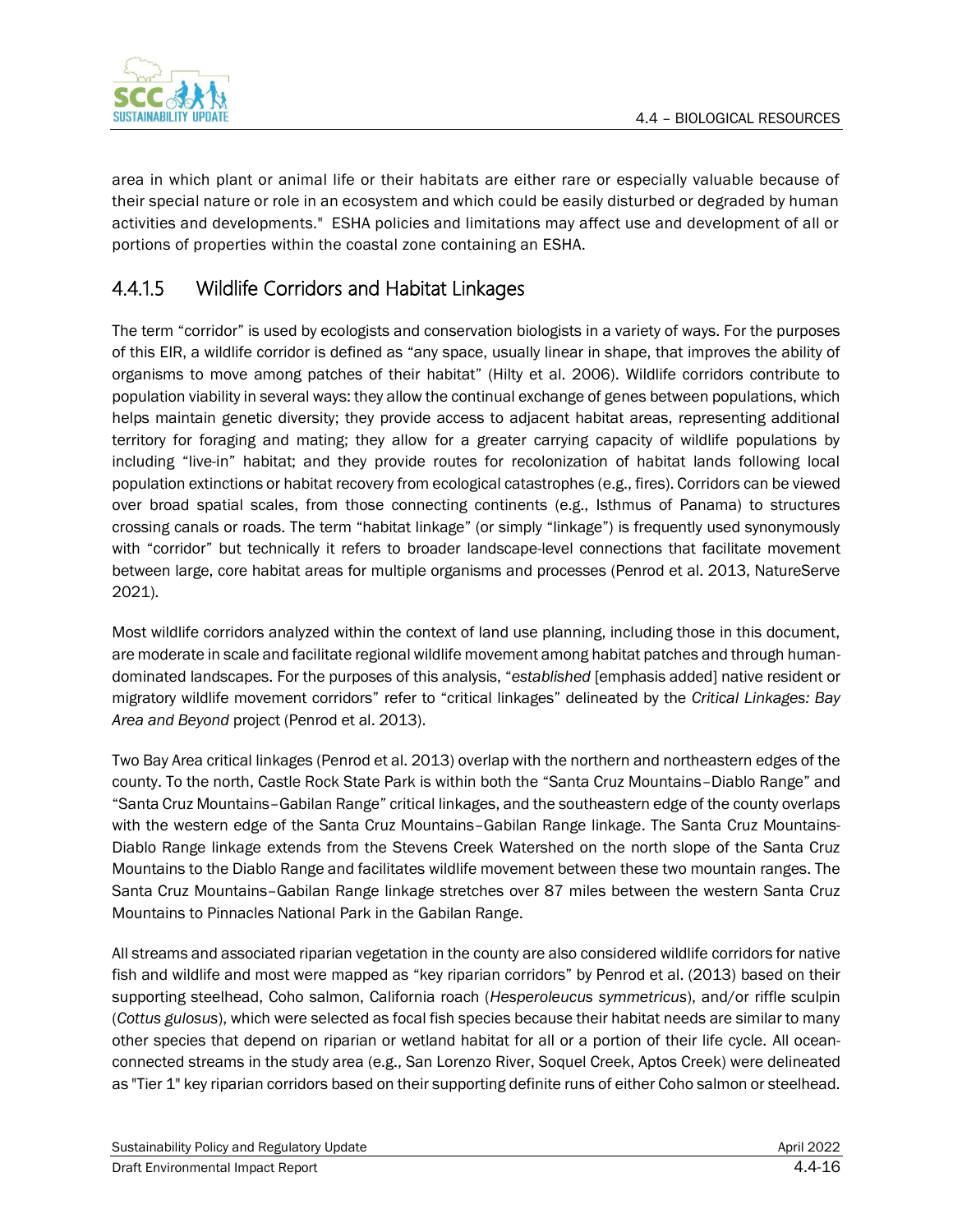area in which plant or animal life or their habitats are either rare or especially valuable because of their special nature or role in an ecosystem and which could be easily disturbed or degraded by human activities and developments." ESHA policies and limitations may affect use and development of all or portions of properties within the coastal zone containing an ESHA.

### 4.4.1.5 Wildlife Corridors and Habitat Linkages

The term "corridor" is used by ecologists and conservation biologists in a variety of ways. For the purposes of this EIR, a wildlife corridor is defined as "any space, usually linear in shape, that improves the ability of organisms to move among patches of their habitat" (Hilty et al. 2006). Wildlife corridors contribute to population viability in several ways: they allow the continual exchange of genes between populations, which helps maintain genetic diversity; they provide access to adjacent habitat areas, representing additional territory for foraging and mating; they allow for a greater carrying capacity of wildlife populations by including "live-in" habitat; and they provide routes for recolonization of habitat lands following local population extinctions or habitat recovery from ecological catastrophes (e.g., fires). Corridors can be viewed over broad spatial scales, from those connecting continents (e.g., Isthmus of Panama) to structures crossing canals or roads. The term "habitat linkage" (or simply "linkage") is frequently used synonymously with "corridor" but technically it refers to broader landscape-level connections that facilitate movement between large, core habitat areas for multiple organisms and processes (Penrod et al. 2013, NatureServe 2021).

Most wildlife corridors analyzed within the context of land use planning, including those in this document, are moderate in scale and facilitate regional wildlife movement among habitat patches and through human-dominated landscapes. For the purposes of this analysis, "*established* [emphasis added] native resident or migratory wildlife movement corridors" refer to "critical linkages" delineated by the *Critical Linkages: Bay Area and Beyond* project (Penrod et al. 2013).

Two Bay Area critical linkages (Penrod et al. 2013) overlap with the northern and northeastern edges of the county. To the north, Castle Rock State Park is within both the "Santa Cruz Mountains–Diablo Range" and "Santa Cruz Mountains–Gabilan Range" critical linkages, and the southeastern edge of the county overlaps with the western edge of the Santa Cruz Mountains–Gabilan Range linkage. The Santa Cruz Mountains-Diablo Range linkage extends from the Stevens Creek Watershed on the north slope of the Santa Cruz Mountains to the Diablo Range and facilitates wildlife movement between these two mountain ranges. The Santa Cruz Mountains–Gabilan Range linkage stretches over 87 miles between the western Santa Cruz Mountains to Pinnacles National Park in the Gabilan Range.

All streams and associated riparian vegetation in the county are also considered wildlife corridors for native fish and wildlife and most were mapped as "key riparian corridors" by Penrod et al. (2013) based on their supporting steelhead, Coho salmon, California roach (*Hesperoleucus symmetricus*), and/or riffle sculpin (*Cottus gulosus*), which were selected as focal fish species because their habitat needs are similar to many other species that depend on riparian or wetland habitat for all or a portion of their life cycle. All ocean-connected streams in the study area (e.g., San Lorenzo River, Soquel Creek, Aptos Creek) were delineated as "Tier 1" key riparian corridors based on their supporting definite runs of either Coho salmon or steelhead.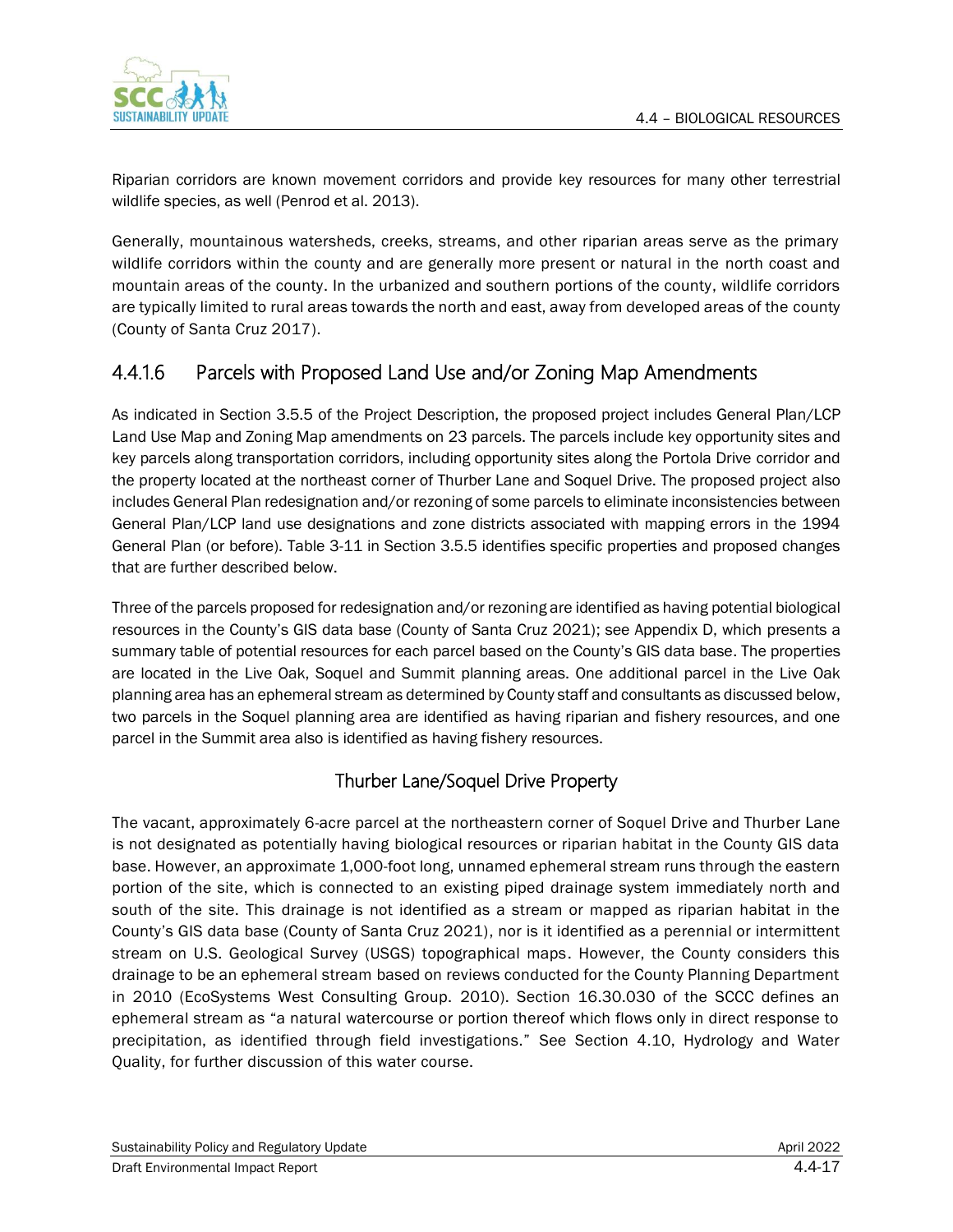Riparian corridors are known movement corridors and provide key resources for many other terrestrial wildlife species, as well (Penrod et al. 2013).

Generally, mountainous watersheds, creeks, streams, and other riparian areas serve as the primary wildlife corridors within the county and are generally more present or natural in the north coast and mountain areas of the county. In the urbanized and southern portions of the county, wildlife corridors are typically limited to rural areas towards the north and east, away from developed areas of the county (County of Santa Cruz 2017).

## 4.4.1.6 Parcels with Proposed Land Use and/or Zoning Map Amendments

As indicated in Section 3.5.5 of the Project Description, the proposed project includes General Plan/LCP Land Use Map and Zoning Map amendments on 23 parcels. The parcels include key opportunity sites and key parcels along transportation corridors, including opportunity sites along the Portola Drive corridor and the property located at the northeast corner of Thurber Lane and Soquel Drive. The proposed project also includes General Plan redesignation and/or rezoning of some parcels to eliminate inconsistencies between General Plan/LCP land use designations and zone districts associated with mapping errors in the 1994 General Plan (or before). Table 3-11 in Section 3.5.5 identifies specific properties and proposed changes that are further described below.

Three of the parcels proposed for redesignation and/or rezoning are identified as having potential biological resources in the County's GIS data base (County of Santa Cruz 2021); see Appendix D, which presents a summary table of potential resources for each parcel based on the County's GIS data base. The properties are located in the Live Oak, Soquel and Summit planning areas. One additional parcel in the Live Oak planning area has an ephemeral stream as determined by County staff and consultants as discussed below, two parcels in the Soquel planning area are identified as having riparian and fishery resources, and one parcel in the Summit area also is identified as having fishery resources.

### Thurber Lane/Soquel Drive Property

The vacant, approximately 6-acre parcel at the northeastern corner of Soquel Drive and Thurber Lane is not designated as potentially having biological resources or riparian habitat in the County GIS data base. However, an approximate 1,000-foot long, unnamed ephemeral stream runs through the eastern portion of the site, which is connected to an existing piped drainage system immediately north and south of the site. This drainage is not identified as a stream or mapped as riparian habitat in the County's GIS data base (County of Santa Cruz 2021), nor is it identified as a perennial or intermittent stream on U.S. Geological Survey (USGS) topographical maps. However, the County considers this drainage to be an ephemeral stream based on reviews conducted for the County Planning Department in 2010 (EcoSystems West Consulting Group. 2010). Section 16.30.030 of the SCCC defines an ephemeral stream as "a natural watercourse or portion thereof which flows only in direct response to precipitation, as identified through field investigations." See Section 4.10, Hydrology and Water Quality, for further discussion of this water course.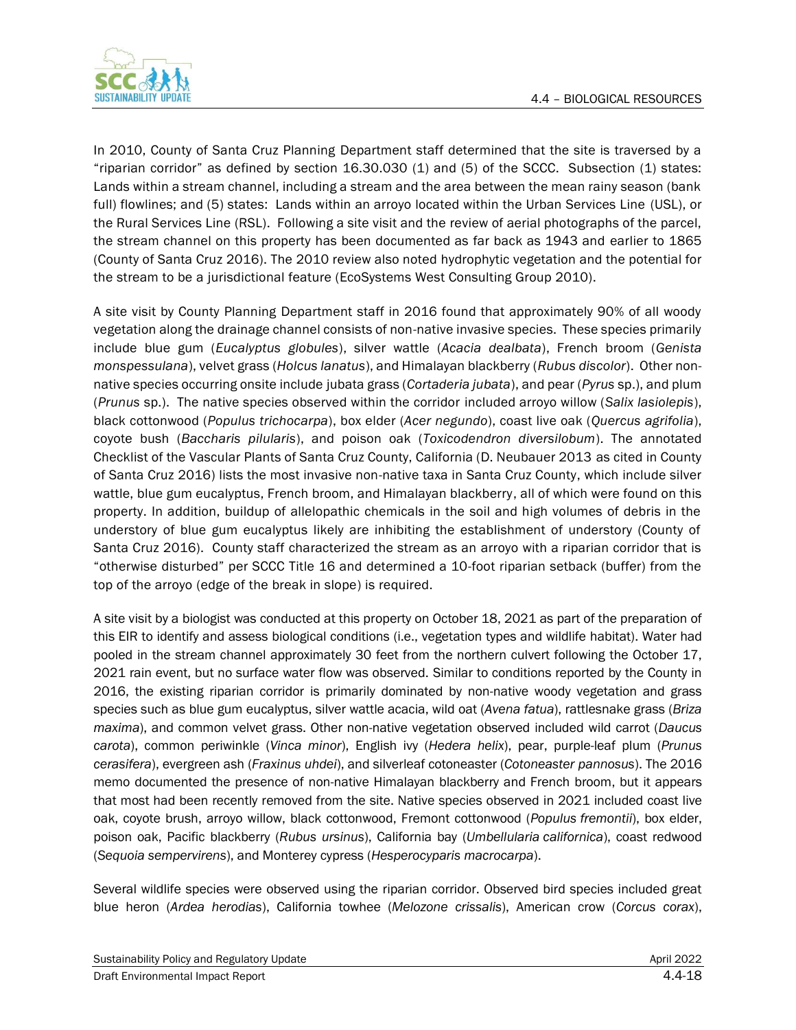In 2010, County of Santa Cruz Planning Department staff determined that the site is traversed by a "riparian corridor" as defined by section 16.30.030 (1) and (5) of the SCCC. Subsection (1) states: Lands within a stream channel, including a stream and the area between the mean rainy season (bank full) flowlines; and (5) states: Lands within an arroyo located within the Urban Services Line (USL), or the Rural Services Line (RSL). Following a site visit and the review of aerial photographs of the parcel, the stream channel on this property has been documented as far back as 1943 and earlier to 1865 (County of Santa Cruz 2016). The 2010 review also noted hydrophytic vegetation and the potential for the stream to be a jurisdictional feature (EcoSystems West Consulting Group 2010).

A site visit by County Planning Department staff in 2016 found that approximately 90% of all woody vegetation along the drainage channel consists of non-native invasive species. These species primarily include blue gum (*Eucalyptus globules*), silver wattle (*Acacia dealbata*), French broom (*Genista monspessulana*), velvet grass (*Holcus lanatus*), and Himalayan blackberry (*Rubus discolor*). Other non-native species occurring onsite include jubata grass (*Cortaderia jubata*), and pear (*Pyrus* sp.), and plum (*Prunus* sp.). The native species observed within the corridor included arroyo willow (*Salix lasiolepis*), black cottonwood (*Populus trichocarpa*), box elder (*Acer negundo*), coast live oak (*Quercus agrifolia*), coyote bush (*Baccharis pilularis*), and poison oak (*Toxicodendron diversilobum*). The annotated Checklist of the Vascular Plants of Santa Cruz County, California (D. Neubauer 2013 as cited in County of Santa Cruz 2016) lists the most invasive non-native taxa in Santa Cruz County, which include silver wattle, blue gum eucalyptus, French broom, and Himalayan blackberry, all of which were found on this property. In addition, buildup of allelopathic chemicals in the soil and high volumes of debris in the understory of blue gum eucalyptus likely are inhibiting the establishment of understory (County of Santa Cruz 2016). County staff characterized the stream as an arroyo with a riparian corridor that is "otherwise disturbed" per SCCC Title 16 and determined a 10-foot riparian setback (buffer) from the top of the arroyo (edge of the break in slope) is required.

A site visit by a biologist was conducted at this property on October 18, 2021 as part of the preparation of this EIR to identify and assess biological conditions (i.e., vegetation types and wildlife habitat). Water had pooled in the stream channel approximately 30 feet from the northern culvert following the October 17, 2021 rain event, but no surface water flow was observed. Similar to conditions reported by the County in 2016, the existing riparian corridor is primarily dominated by non-native woody vegetation and grass species such as blue gum eucalyptus, silver wattle acacia, wild oat (*Avena fatua*), rattlesnake grass (*Briza maxima*), and common velvet grass. Other non-native vegetation observed included wild carrot (*Daucus carota*), common periwinkle (*Vinca minor*), English ivy (*Hedera helix*), pear, purple-leaf plum (*Prunus cerasifera*), evergreen ash (*Fraxinus uhdei*), and silverleaf cotoneaster (*Cotoneaster pannosus*). The 2016 memo documented the presence of non-native Himalayan blackberry and French broom, but it appears that most had been recently removed from the site. Native species observed in 2021 included coast live oak, coyote brush, arroyo willow, black cottonwood, Fremont cottonwood (*Populus fremontii*), box elder, poison oak, Pacific blackberry (*Rubus ursinus*), California bay (*Umbellularia californica*), coast redwood (*Sequoia sempervirens*), and Monterey cypress (*Hesperocyparis macrocarpa*).

Several wildlife species were observed using the riparian corridor. Observed bird species included great blue heron (*Ardea herodias*), California towhee (*Melozone crissalis*), American crow (*Corcus corax*),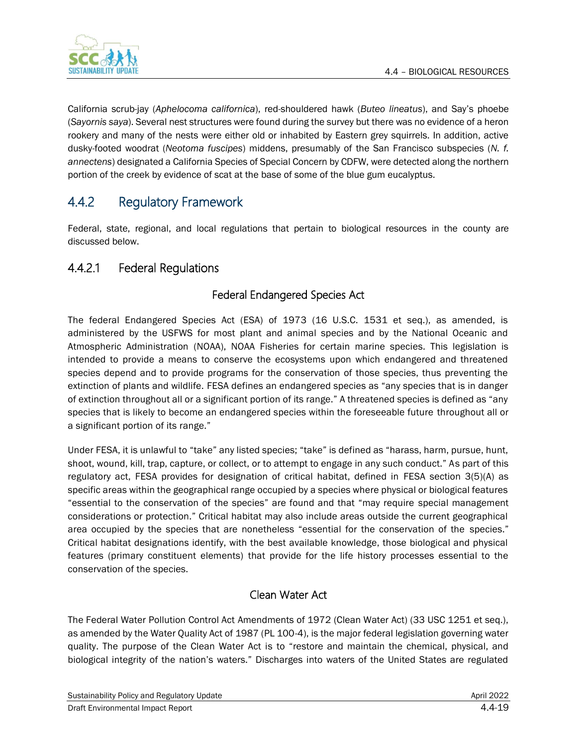California scrub-jay (*Aphelocoma californica*), red-shouldered hawk (*Buteo lineatus*), and Say's phoebe (*Sayornis saya*). Several nest structures were found during the survey but there was no evidence of a heron rookery and many of the nests were either old or inhabited by Eastern grey squirrels. In addition, active dusky-footed woodrat (*Neotoma fuscipes*) middens, presumably of the San Francisco subspecies (*N. f. annectens*) designated a California Species of Special Concern by CDFW, were detected along the northern portion of the creek by evidence of scat at the base of some of the blue gum eucalyptus.

## 4.4.2 Regulatory Framework

Federal, state, regional, and local regulations that pertain to biological resources in the county are discussed below.

### 4.4.2.1 Federal Regulations

#### Federal Endangered Species Act

The federal Endangered Species Act (ESA) of 1973 (16 U.S.C. 1531 et seq.), as amended, is administered by the USFWS for most plant and animal species and by the National Oceanic and Atmospheric Administration (NOAA), NOAA Fisheries for certain marine species. This legislation is intended to provide a means to conserve the ecosystems upon which endangered and threatened species depend and to provide programs for the conservation of those species, thus preventing the extinction of plants and wildlife. FESA defines an endangered species as "any species that is in danger of extinction throughout all or a significant portion of its range." A threatened species is defined as "any species that is likely to become an endangered species within the foreseeable future throughout all or a significant portion of its range."

Under FESA, it is unlawful to "take" any listed species; "take" is defined as "harass, harm, pursue, hunt, shoot, wound, kill, trap, capture, or collect, or to attempt to engage in any such conduct." As part of this regulatory act, FESA provides for designation of critical habitat, defined in FESA section 3(5)(A) as specific areas within the geographical range occupied by a species where physical or biological features "essential to the conservation of the species" are found and that "may require special management considerations or protection." Critical habitat may also include areas outside the current geographical area occupied by the species that are nonetheless "essential for the conservation of the species." Critical habitat designations identify, with the best available knowledge, those biological and physical features (primary constituent elements) that provide for the life history processes essential to the conservation of the species.

#### Clean Water Act

The Federal Water Pollution Control Act Amendments of 1972 (Clean Water Act) (33 USC 1251 et seq.), as amended by the Water Quality Act of 1987 (PL 100-4), is the major federal legislation governing water quality. The purpose of the Clean Water Act is to "restore and maintain the chemical, physical, and biological integrity of the nation's waters." Discharges into waters of the United States are regulated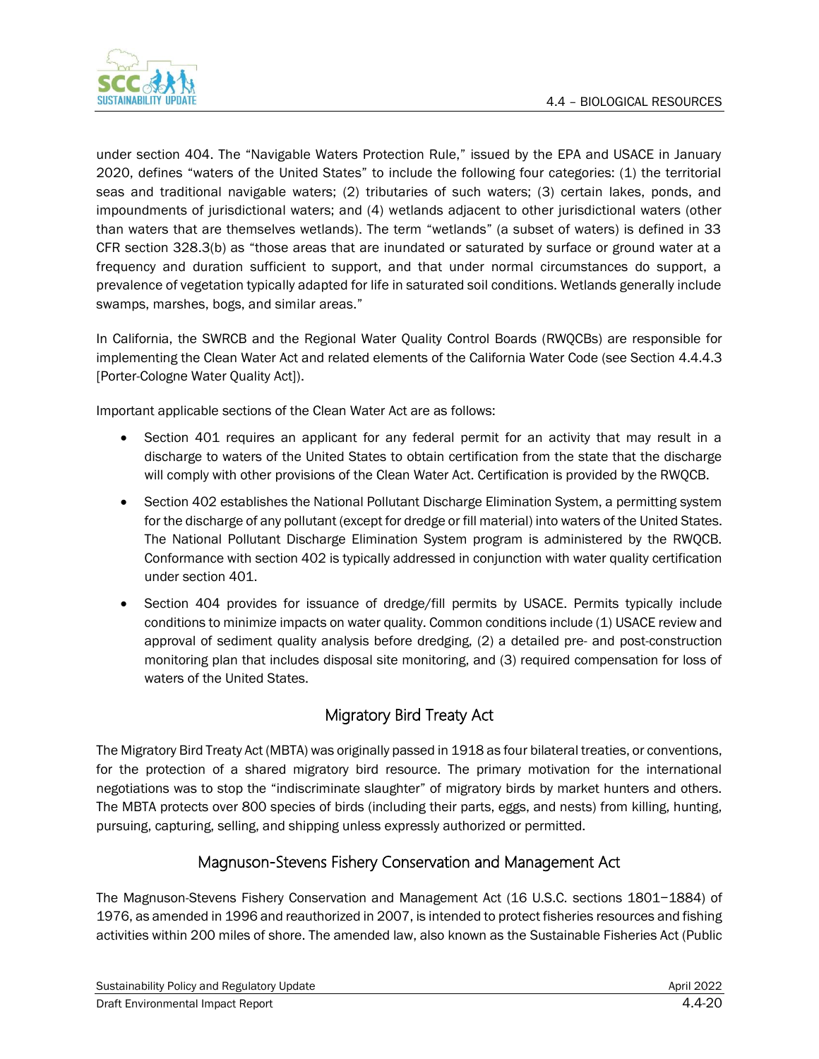under section 404. The "Navigable Waters Protection Rule," issued by the EPA and USACE in January 2020, defines "waters of the United States" to include the following four categories: (1) the territorial seas and traditional navigable waters; (2) tributaries of such waters; (3) certain lakes, ponds, and impoundments of jurisdictional waters; and (4) wetlands adjacent to other jurisdictional waters (other than waters that are themselves wetlands). The term "wetlands" (a subset of waters) is defined in 33 CFR section 328.3(b) as "those areas that are inundated or saturated by surface or ground water at a frequency and duration sufficient to support, and that under normal circumstances do support, a prevalence of vegetation typically adapted for life in saturated soil conditions. Wetlands generally include swamps, marshes, bogs, and similar areas."

In California, the SWRCB and the Regional Water Quality Control Boards (RWQCBs) are responsible for implementing the Clean Water Act and related elements of the California Water Code (see Section 4.4.4.3 [Porter-Cologne Water Quality Act]).

Important applicable sections of the Clean Water Act are as follows:

- Section 401 requires an applicant for any federal permit for an activity that may result in a discharge to waters of the United States to obtain certification from the state that the discharge will comply with other provisions of the Clean Water Act. Certification is provided by the RWQCB.
- Section 402 establishes the National Pollutant Discharge Elimination System, a permitting system for the discharge of any pollutant (except for dredge or fill material) into waters of the United States. The National Pollutant Discharge Elimination System program is administered by the RWQCB. Conformance with section 402 is typically addressed in conjunction with water quality certification under section 401.
- Section 404 provides for issuance of dredge/fill permits by USACE. Permits typically include conditions to minimize impacts on water quality. Common conditions include (1) USACE review and approval of sediment quality analysis before dredging, (2) a detailed pre- and post-construction monitoring plan that includes disposal site monitoring, and (3) required compensation for loss of waters of the United States.

## Migratory Bird Treaty Act

The Migratory Bird Treaty Act (MBTA) was originally passed in 1918 as four bilateral treaties, or conventions, for the protection of a shared migratory bird resource. The primary motivation for the international negotiations was to stop the "indiscriminate slaughter" of migratory birds by market hunters and others. The MBTA protects over 800 species of birds (including their parts, eggs, and nests) from killing, hunting, pursuing, capturing, selling, and shipping unless expressly authorized or permitted.

## Magnuson-Stevens Fishery Conservation and Management Act

The Magnuson-Stevens Fishery Conservation and Management Act (16 U.S.C. sections 1801–1884) of 1976, as amended in 1996 and reauthorized in 2007, is intended to protect fisheries resources and fishing activities within 200 miles of shore. The amended law, also known as the Sustainable Fisheries Act (Public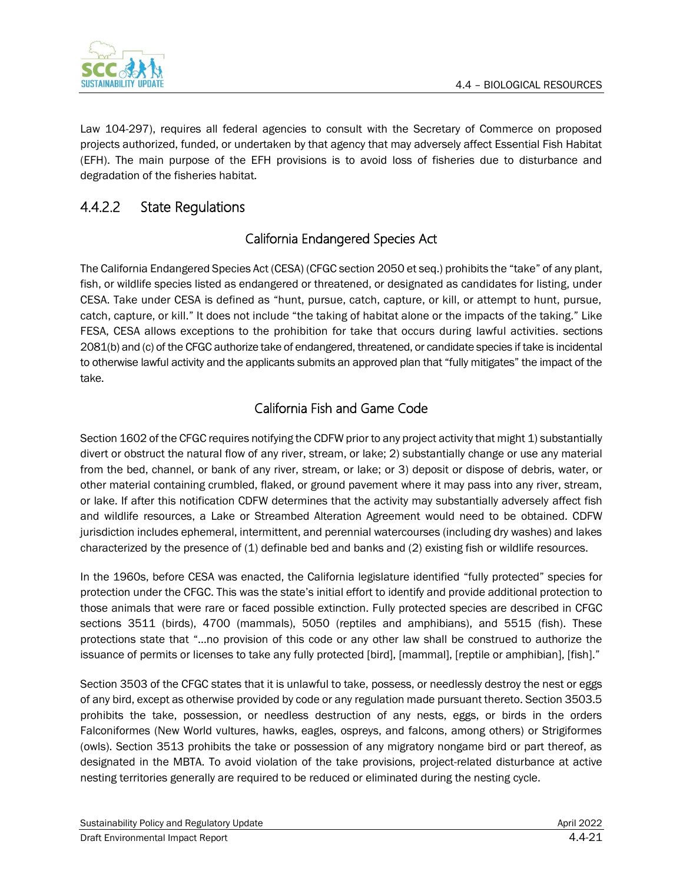Law 104-297), requires all federal agencies to consult with the Secretary of Commerce on proposed projects authorized, funded, or undertaken by that agency that may adversely affect Essential Fish Habitat (EFH). The main purpose of the EFH provisions is to avoid loss of fisheries due to disturbance and degradation of the fisheries habitat.

### 4.4.2.2 State Regulations

#### California Endangered Species Act

The California Endangered Species Act (CESA) (CFGC section 2050 et seq.) prohibits the "take" of any plant, fish, or wildlife species listed as endangered or threatened, or designated as candidates for listing, under CESA. Take under CESA is defined as "hunt, pursue, catch, capture, or kill, or attempt to hunt, pursue, catch, capture, or kill." It does not include "the taking of habitat alone or the impacts of the taking." Like FESA, CESA allows exceptions to the prohibition for take that occurs during lawful activities. sections 2081(b) and (c) of the CFGC authorize take of endangered, threatened, or candidate species if take is incidental to otherwise lawful activity and the applicants submits an approved plan that "fully mitigates" the impact of the take.

#### California Fish and Game Code

Section 1602 of the CFGC requires notifying the CDFW prior to any project activity that might 1) substantially divert or obstruct the natural flow of any river, stream, or lake; 2) substantially change or use any material from the bed, channel, or bank of any river, stream, or lake; or 3) deposit or dispose of debris, water, or other material containing crumbled, flaked, or ground pavement where it may pass into any river, stream, or lake. If after this notification CDFW determines that the activity may substantially adversely affect fish and wildlife resources, a Lake or Streambed Alteration Agreement would need to be obtained. CDFW jurisdiction includes ephemeral, intermittent, and perennial watercourses (including dry washes) and lakes characterized by the presence of (1) definable bed and banks and (2) existing fish or wildlife resources.

In the 1960s, before CESA was enacted, the California legislature identified "fully protected" species for protection under the CFGC. This was the state's initial effort to identify and provide additional protection to those animals that were rare or faced possible extinction. Fully protected species are described in CFGC sections 3511 (birds), 4700 (mammals), 5050 (reptiles and amphibians), and 5515 (fish). These protections state that "…no provision of this code or any other law shall be construed to authorize the issuance of permits or licenses to take any fully protected [bird], [mammal], [reptile or amphibian], [fish]."

Section 3503 of the CFGC states that it is unlawful to take, possess, or needlessly destroy the nest or eggs of any bird, except as otherwise provided by code or any regulation made pursuant thereto. Section 3503.5 prohibits the take, possession, or needless destruction of any nests, eggs, or birds in the orders Falconiformes (New World vultures, hawks, eagles, ospreys, and falcons, among others) or Strigiformes (owls). Section 3513 prohibits the take or possession of any migratory nongame bird or part thereof, as designated in the MBTA. To avoid violation of the take provisions, project-related disturbance at active nesting territories generally are required to be reduced or eliminated during the nesting cycle.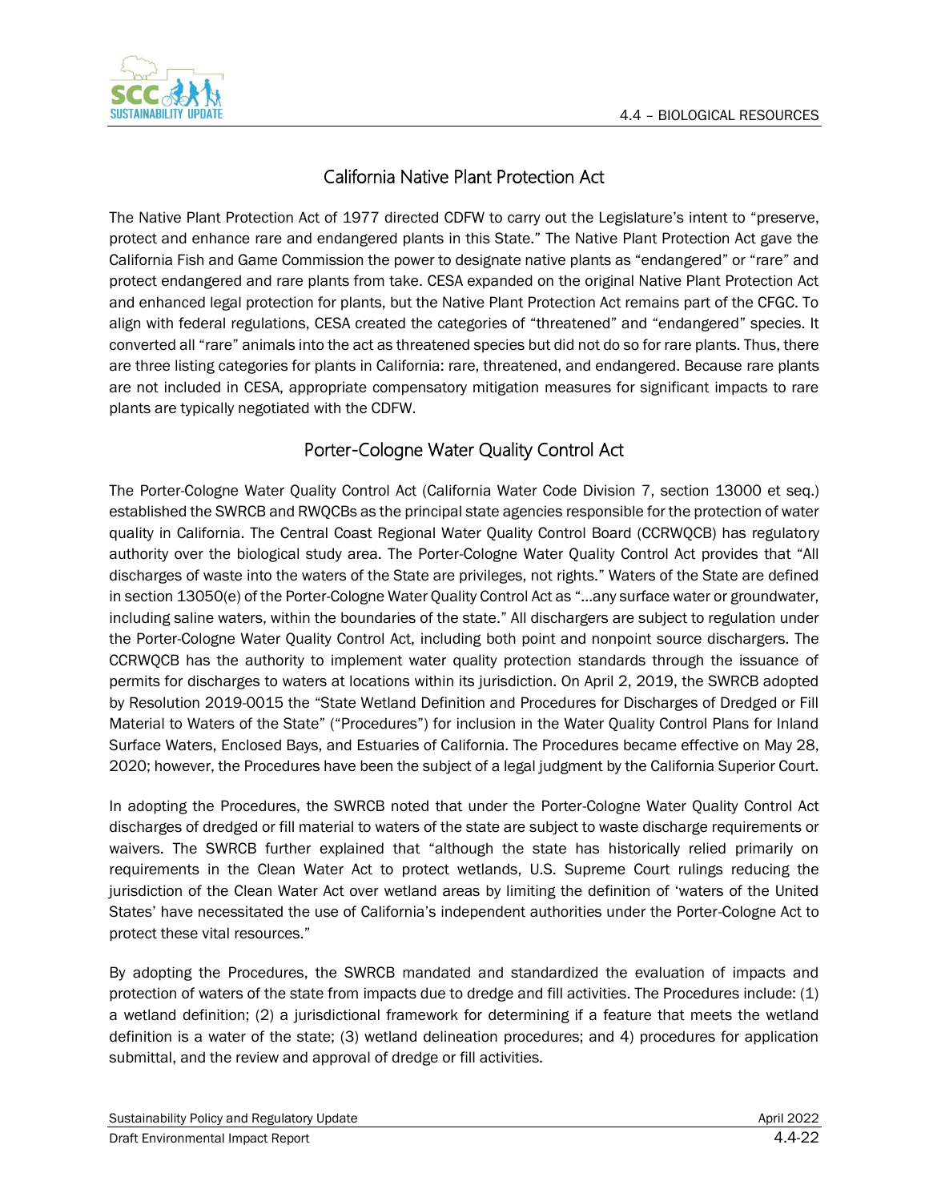## California Native Plant Protection Act

The Native Plant Protection Act of 1977 directed CDFW to carry out the Legislature's intent to "preserve, protect and enhance rare and endangered plants in this State." The Native Plant Protection Act gave the California Fish and Game Commission the power to designate native plants as "endangered" or "rare" and protect endangered and rare plants from take. CESA expanded on the original Native Plant Protection Act and enhanced legal protection for plants, but the Native Plant Protection Act remains part of the CFGC. To align with federal regulations, CESA created the categories of "threatened" and "endangered" species. It converted all "rare" animals into the act as threatened species but did not do so for rare plants. Thus, there are three listing categories for plants in California: rare, threatened, and endangered. Because rare plants are not included in CESA, appropriate compensatory mitigation measures for significant impacts to rare plants are typically negotiated with the CDFW.

## Porter-Cologne Water Quality Control Act

The Porter-Cologne Water Quality Control Act (California Water Code Division 7, section 13000 et seq.) established the SWRCB and RWQCBs as the principal state agencies responsible for the protection of water quality in California. The Central Coast Regional Water Quality Control Board (CCRWQCB) has regulatory authority over the biological study area. The Porter-Cologne Water Quality Control Act provides that "All discharges of waste into the waters of the State are privileges, not rights." Waters of the State are defined in section 13050(e) of the Porter-Cologne Water Quality Control Act as "…any surface water or groundwater, including saline waters, within the boundaries of the state." All dischargers are subject to regulation under the Porter-Cologne Water Quality Control Act, including both point and nonpoint source dischargers. The CCRWQCB has the authority to implement water quality protection standards through the issuance of permits for discharges to waters at locations within its jurisdiction. On April 2, 2019, the SWRCB adopted by Resolution 2019-0015 the "State Wetland Definition and Procedures for Discharges of Dredged or Fill Material to Waters of the State" ("Procedures") for inclusion in the Water Quality Control Plans for Inland Surface Waters, Enclosed Bays, and Estuaries of California. The Procedures became effective on May 28, 2020; however, the Procedures have been the subject of a legal judgment by the California Superior Court.

In adopting the Procedures, the SWRCB noted that under the Porter-Cologne Water Quality Control Act discharges of dredged or fill material to waters of the state are subject to waste discharge requirements or waivers. The SWRCB further explained that "although the state has historically relied primarily on requirements in the Clean Water Act to protect wetlands, U.S. Supreme Court rulings reducing the jurisdiction of the Clean Water Act over wetland areas by limiting the definition of 'waters of the United States' have necessitated the use of California's independent authorities under the Porter-Cologne Act to protect these vital resources."

By adopting the Procedures, the SWRCB mandated and standardized the evaluation of impacts and protection of waters of the state from impacts due to dredge and fill activities. The Procedures include: (1) a wetland definition; (2) a jurisdictional framework for determining if a feature that meets the wetland definition is a water of the state; (3) wetland delineation procedures; and 4) procedures for application submittal, and the review and approval of dredge or fill activities.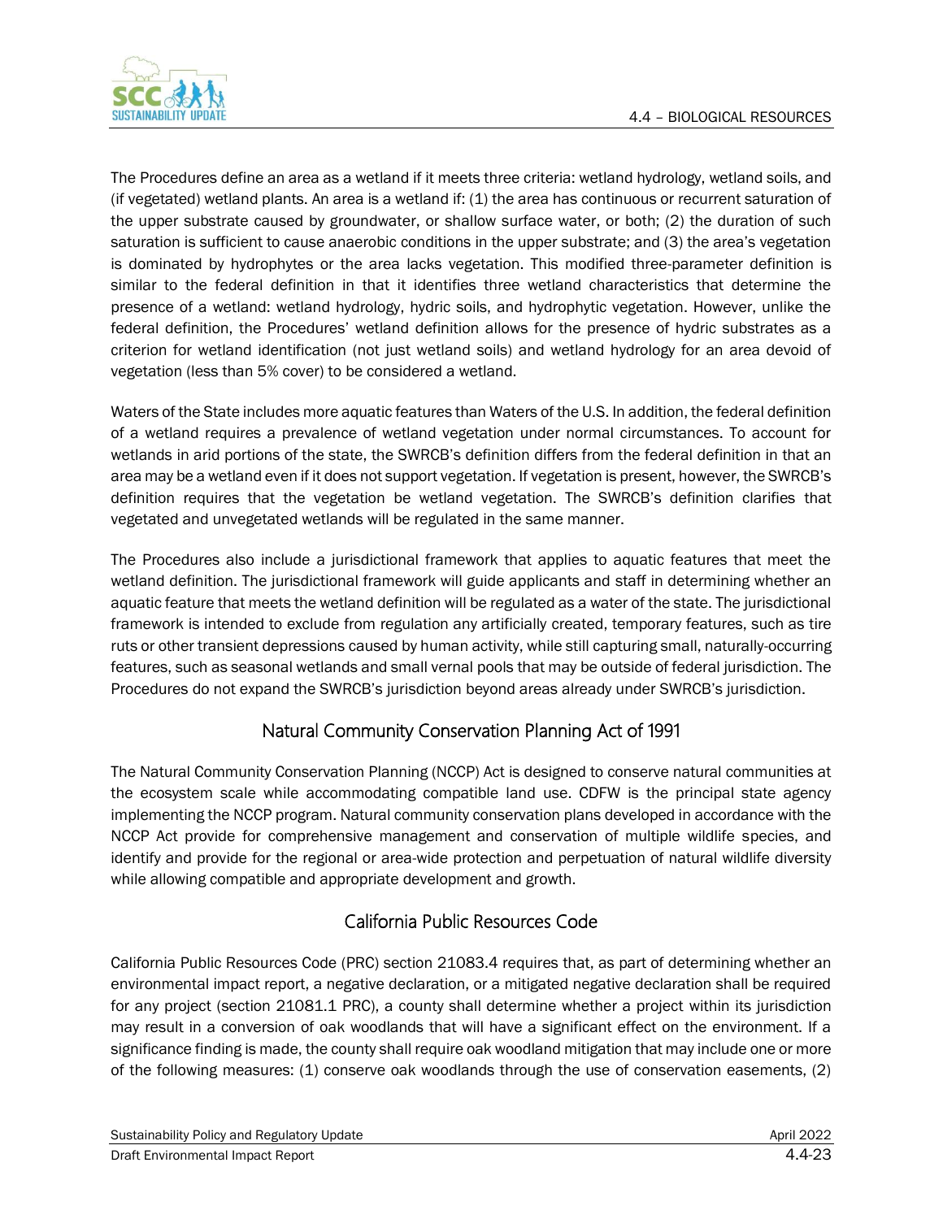The Procedures define an area as a wetland if it meets three criteria: wetland hydrology, wetland soils, and (if vegetated) wetland plants. An area is a wetland if: (1) the area has continuous or recurrent saturation of the upper substrate caused by groundwater, or shallow surface water, or both; (2) the duration of such saturation is sufficient to cause anaerobic conditions in the upper substrate; and (3) the area's vegetation is dominated by hydrophytes or the area lacks vegetation. This modified three-parameter definition is similar to the federal definition in that it identifies three wetland characteristics that determine the presence of a wetland: wetland hydrology, hydric soils, and hydrophytic vegetation. However, unlike the federal definition, the Procedures' wetland definition allows for the presence of hydric substrates as a criterion for wetland identification (not just wetland soils) and wetland hydrology for an area devoid of vegetation (less than 5% cover) to be considered a wetland.

Waters of the State includes more aquatic features than Waters of the U.S. In addition, the federal definition of a wetland requires a prevalence of wetland vegetation under normal circumstances. To account for wetlands in arid portions of the state, the SWRCB's definition differs from the federal definition in that an area may be a wetland even if it does not support vegetation. If vegetation is present, however, the SWRCB's definition requires that the vegetation be wetland vegetation. The SWRCB's definition clarifies that vegetated and unvegetated wetlands will be regulated in the same manner.

The Procedures also include a jurisdictional framework that applies to aquatic features that meet the wetland definition. The jurisdictional framework will guide applicants and staff in determining whether an aquatic feature that meets the wetland definition will be regulated as a water of the state. The jurisdictional framework is intended to exclude from regulation any artificially created, temporary features, such as tire ruts or other transient depressions caused by human activity, while still capturing small, naturally-occurring features, such as seasonal wetlands and small vernal pools that may be outside of federal jurisdiction. The Procedures do not expand the SWRCB's jurisdiction beyond areas already under SWRCB's jurisdiction.

## Natural Community Conservation Planning Act of 1991

The Natural Community Conservation Planning (NCCP) Act is designed to conserve natural communities at the ecosystem scale while accommodating compatible land use. CDFW is the principal state agency implementing the NCCP program. Natural community conservation plans developed in accordance with the NCCP Act provide for comprehensive management and conservation of multiple wildlife species, and identify and provide for the regional or area-wide protection and perpetuation of natural wildlife diversity while allowing compatible and appropriate development and growth.

## California Public Resources Code

California Public Resources Code (PRC) section 21083.4 requires that, as part of determining whether an environmental impact report, a negative declaration, or a mitigated negative declaration shall be required for any project (section 21081.1 PRC), a county shall determine whether a project within its jurisdiction may result in a conversion of oak woodlands that will have a significant effect on the environment. If a significance finding is made, the county shall require oak woodland mitigation that may include one or more of the following measures: (1) conserve oak woodlands through the use of conservation easements, (2)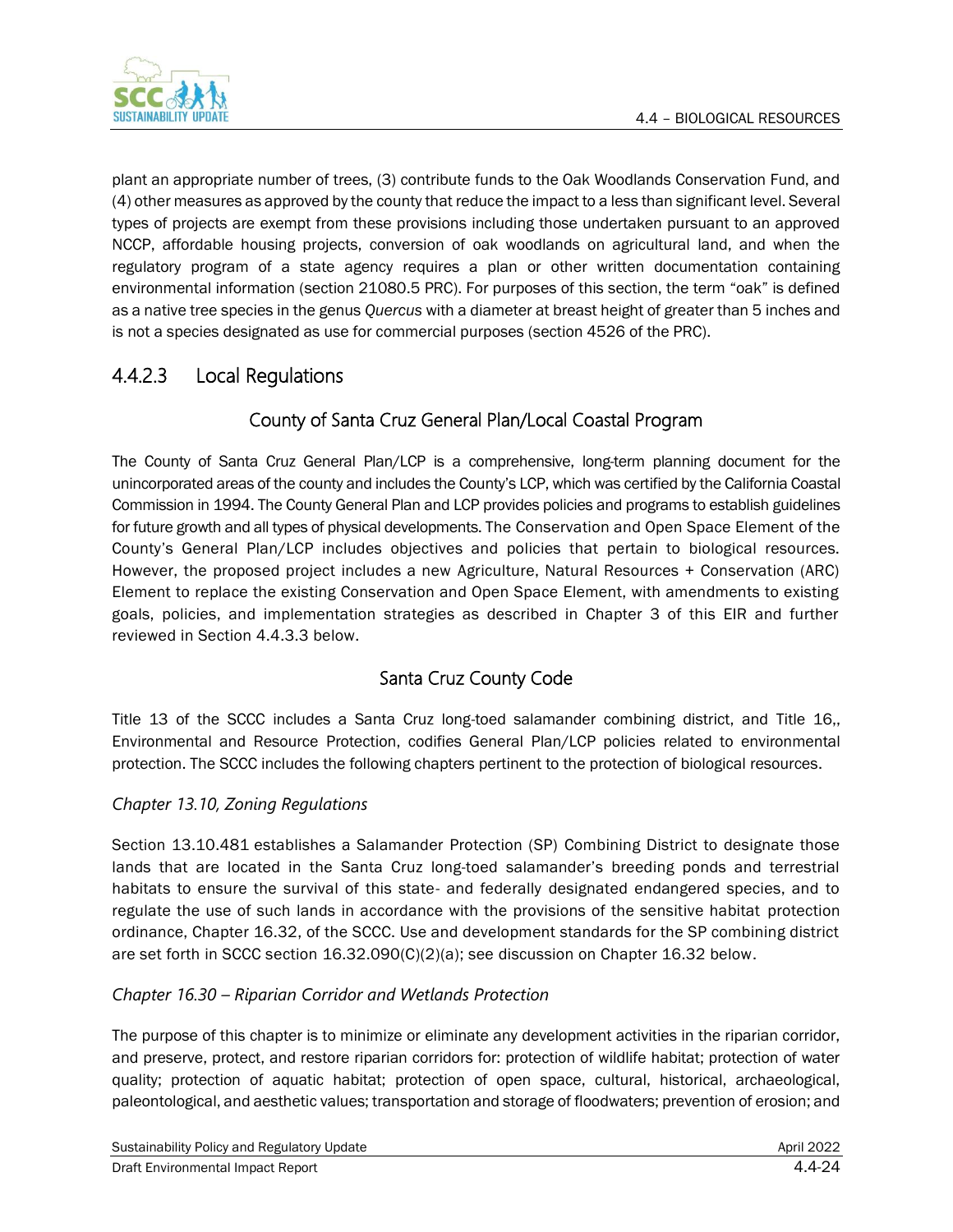plant an appropriate number of trees, (3) contribute funds to the Oak Woodlands Conservation Fund, and (4) other measures as approved by the county that reduce the impact to a less than significant level. Several types of projects are exempt from these provisions including those undertaken pursuant to an approved NCCP, affordable housing projects, conversion of oak woodlands on agricultural land, and when the regulatory program of a state agency requires a plan or other written documentation containing environmental information (section 21080.5 PRC). For purposes of this section, the term "oak" is defined as a native tree species in the genus *Quercus* with a diameter at breast height of greater than 5 inches and is not a species designated as use for commercial purposes (section 4526 of the PRC).

### 4.4.2.3 Local Regulations

#### County of Santa Cruz General Plan/Local Coastal Program

The County of Santa Cruz General Plan/LCP is a comprehensive, long-term planning document for the unincorporated areas of the county and includes the County's LCP, which was certified by the California Coastal Commission in 1994. The County General Plan and LCP provides policies and programs to establish guidelines for future growth and all types of physical developments. The Conservation and Open Space Element of the County's General Plan/LCP includes objectives and policies that pertain to biological resources. However, the proposed project includes a new Agriculture, Natural Resources + Conservation (ARC) Element to replace the existing Conservation and Open Space Element, with amendments to existing goals, policies, and implementation strategies as described in Chapter 3 of this EIR and further reviewed in Section 4.4.3.3 below.

#### Santa Cruz County Code

Title 13 of the SCCC includes a Santa Cruz long-toed salamander combining district, and Title 16,, Environmental and Resource Protection, codifies General Plan/LCP policies related to environmental protection. The SCCC includes the following chapters pertinent to the protection of biological resources.

*Chapter 13.10, Zoning Regulations*

Section 13.10.481 establishes a Salamander Protection (SP) Combining District to designate those lands that are located in the Santa Cruz long-toed salamander's breeding ponds and terrestrial habitats to ensure the survival of this state- and federally designated endangered species, and to regulate the use of such lands in accordance with the provisions of the sensitive habitat protection ordinance, Chapter 16.32, of the SCCC. Use and development standards for the SP combining district are set forth in SCCC section 16.32.090(C)(2)(a); see discussion on Chapter 16.32 below.

*Chapter 16.30 – Riparian Corridor and Wetlands Protection*

The purpose of this chapter is to minimize or eliminate any development activities in the riparian corridor, and preserve, protect, and restore riparian corridors for: protection of wildlife habitat; protection of water quality; protection of aquatic habitat; protection of open space, cultural, historical, archaeological, paleontological, and aesthetic values; transportation and storage of floodwaters; prevention of erosion; and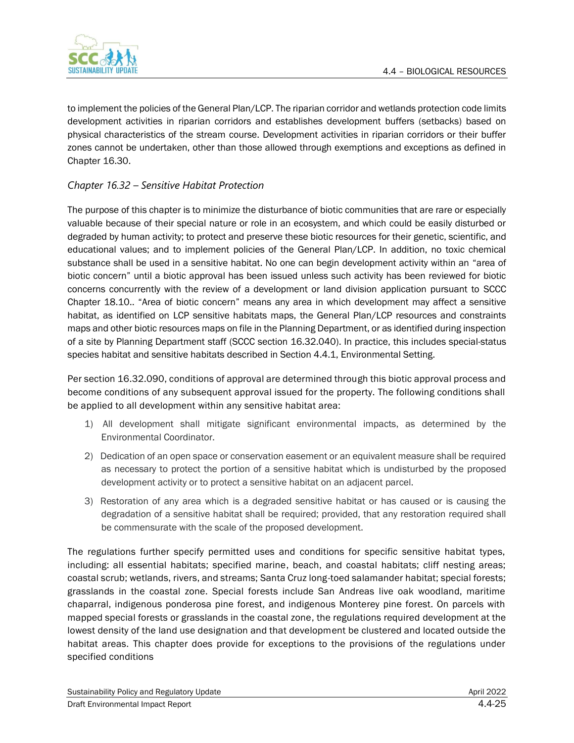to implement the policies of the General Plan/LCP. The riparian corridor and wetlands protection code limits development activities in riparian corridors and establishes development buffers (setbacks) based on physical characteristics of the stream course. Development activities in riparian corridors or their buffer zones cannot be undertaken, other than those allowed through exemptions and exceptions as defined in Chapter 16.30.

### *Chapter 16.32 – Sensitive Habitat Protection*

The purpose of this chapter is to minimize the disturbance of biotic communities that are rare or especially valuable because of their special nature or role in an ecosystem, and which could be easily disturbed or degraded by human activity; to protect and preserve these biotic resources for their genetic, scientific, and educational values; and to implement policies of the General Plan/LCP. In addition, no toxic chemical substance shall be used in a sensitive habitat. No one can begin development activity within an "area of biotic concern" until a biotic approval has been issued unless such activity has been reviewed for biotic concerns concurrently with the review of a development or land division application pursuant to SCCC Chapter 18.10.. "Area of biotic concern" means any area in which development may affect a sensitive habitat, as identified on LCP sensitive habitats maps, the General Plan/LCP resources and constraints maps and other biotic resources maps on file in the Planning Department, or as identified during inspection of a site by Planning Department staff (SCCC section 16.32.040). In practice, this includes special-status species habitat and sensitive habitats described in Section 4.4.1, Environmental Setting.

Per section 16.32.090, conditions of approval are determined through this biotic approval process and become conditions of any subsequent approval issued for the property. The following conditions shall be applied to all development within any sensitive habitat area:

1) All development shall mitigate significant environmental impacts, as determined by the Environmental Coordinator.
2) Dedication of an open space or conservation easement or an equivalent measure shall be required as necessary to protect the portion of a sensitive habitat which is undisturbed by the proposed development activity or to protect a sensitive habitat on an adjacent parcel.
3) Restoration of any area which is a degraded sensitive habitat or has caused or is causing the degradation of a sensitive habitat shall be required; provided, that any restoration required shall be commensurate with the scale of the proposed development.

The regulations further specify permitted uses and conditions for specific sensitive habitat types, including: all essential habitats; specified marine, beach, and coastal habitats; cliff nesting areas; coastal scrub; wetlands, rivers, and streams; Santa Cruz long-toed salamander habitat; special forests; grasslands in the coastal zone. Special forests include San Andreas live oak woodland, maritime chaparral, indigenous ponderosa pine forest, and indigenous Monterey pine forest. On parcels with mapped special forests or grasslands in the coastal zone, the regulations required development at the lowest density of the land use designation and that development be clustered and located outside the habitat areas. This chapter does provide for exceptions to the provisions of the regulations under specified conditions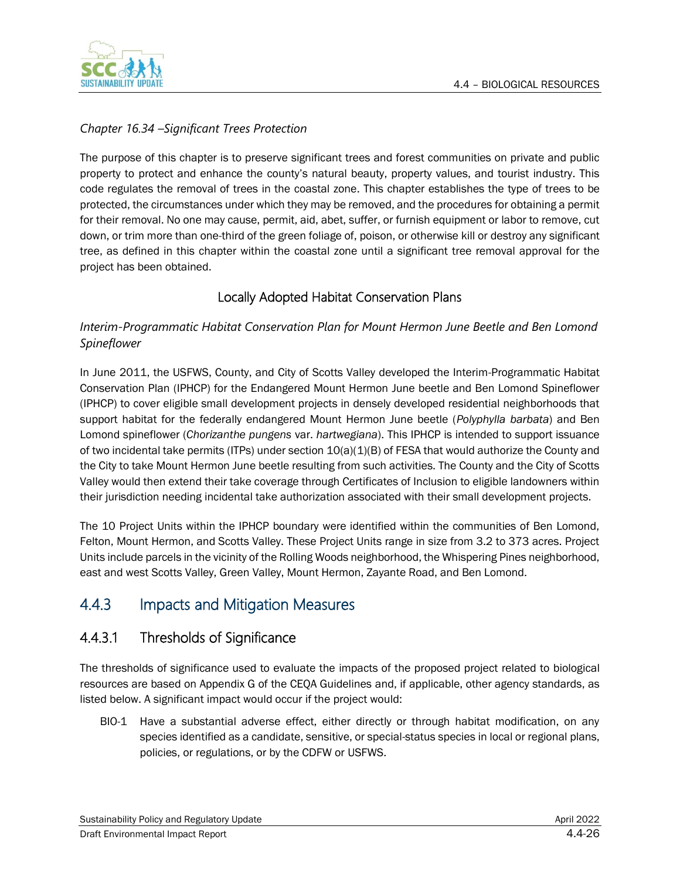*Chapter 16.34 –Significant Trees Protection*

The purpose of this chapter is to preserve significant trees and forest communities on private and public property to protect and enhance the county's natural beauty, property values, and tourist industry. This code regulates the removal of trees in the coastal zone. This chapter establishes the type of trees to be protected, the circumstances under which they may be removed, and the procedures for obtaining a permit for their removal. No one may cause, permit, aid, abet, suffer, or furnish equipment or labor to remove, cut down, or trim more than one-third of the green foliage of, poison, or otherwise kill or destroy any significant tree, as defined in this chapter within the coastal zone until a significant tree removal approval for the project has been obtained.

### Locally Adopted Habitat Conservation Plans

*Interim-Programmatic Habitat Conservation Plan for Mount Hermon June Beetle and Ben Lomond Spineflower*

In June 2011, the USFWS, County, and City of Scotts Valley developed the Interim-Programmatic Habitat Conservation Plan (IPHCP) for the Endangered Mount Hermon June beetle and Ben Lomond Spineflower (IPHCP) to cover eligible small development projects in densely developed residential neighborhoods that support habitat for the federally endangered Mount Hermon June beetle (*Polyphylla barbata*) and Ben Lomond spineflower (*Chorizanthe pungens* var. *hartwegiana*). This IPHCP is intended to support issuance of two incidental take permits (ITPs) under section 10(a)(1)(B) of FESA that would authorize the County and the City to take Mount Hermon June beetle resulting from such activities. The County and the City of Scotts Valley would then extend their take coverage through Certificates of Inclusion to eligible landowners within their jurisdiction needing incidental take authorization associated with their small development projects.

The 10 Project Units within the IPHCP boundary were identified within the communities of Ben Lomond, Felton, Mount Hermon, and Scotts Valley. These Project Units range in size from 3.2 to 373 acres. Project Units include parcels in the vicinity of the Rolling Woods neighborhood, the Whispering Pines neighborhood, east and west Scotts Valley, Green Valley, Mount Hermon, Zayante Road, and Ben Lomond.

## 4.4.3 Impacts and Mitigation Measures

### 4.4.3.1 Thresholds of Significance

The thresholds of significance used to evaluate the impacts of the proposed project related to biological resources are based on Appendix G of the CEQA Guidelines and, if applicable, other agency standards, as listed below. A significant impact would occur if the project would:

BIO-1 Have a substantial adverse effect, either directly or through habitat modification, on any species identified as a candidate, sensitive, or special-status species in local or regional plans, policies, or regulations, or by the CDFW or USFWS.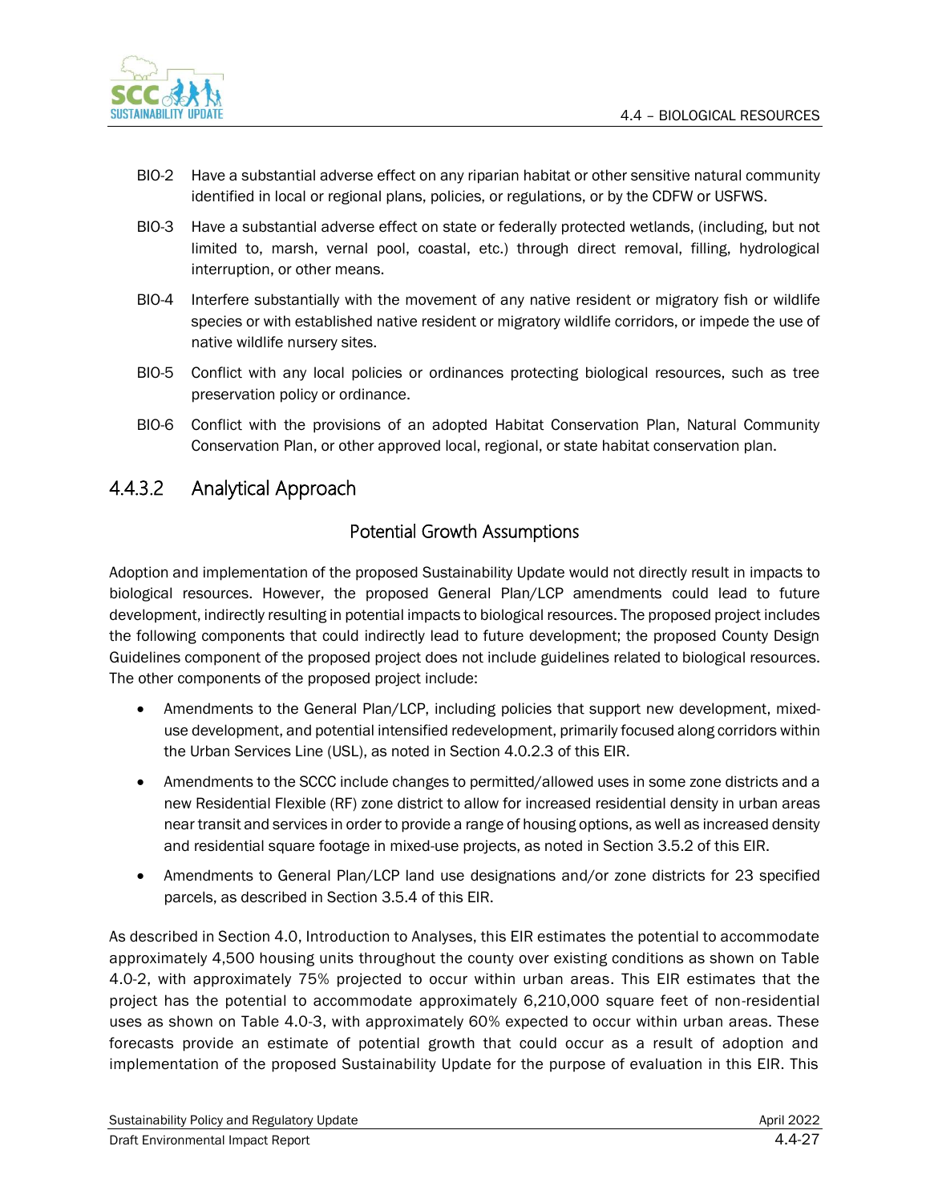BIO-2 Have a substantial adverse effect on any riparian habitat or other sensitive natural community identified in local or regional plans, policies, or regulations, or by the CDFW or USFWS.

BIO-3 Have a substantial adverse effect on state or federally protected wetlands, (including, but not limited to, marsh, vernal pool, coastal, etc.) through direct removal, filling, hydrological interruption, or other means.

BIO-4 Interfere substantially with the movement of any native resident or migratory fish or wildlife species or with established native resident or migratory wildlife corridors, or impede the use of native wildlife nursery sites.

BIO-5 Conflict with any local policies or ordinances protecting biological resources, such as tree preservation policy or ordinance.

BIO-6 Conflict with the provisions of an adopted Habitat Conservation Plan, Natural Community Conservation Plan, or other approved local, regional, or state habitat conservation plan.

### 4.4.3.2 Analytical Approach

#### Potential Growth Assumptions

Adoption and implementation of the proposed Sustainability Update would not directly result in impacts to biological resources. However, the proposed General Plan/LCP amendments could lead to future development, indirectly resulting in potential impacts to biological resources. The proposed project includes the following components that could indirectly lead to future development; the proposed County Design Guidelines component of the proposed project does not include guidelines related to biological resources. The other components of the proposed project include:

- Amendments to the General Plan/LCP, including policies that support new development, mixed-use development, and potential intensified redevelopment, primarily focused along corridors within the Urban Services Line (USL), as noted in Section 4.0.2.3 of this EIR.
- Amendments to the SCCC include changes to permitted/allowed uses in some zone districts and a new Residential Flexible (RF) zone district to allow for increased residential density in urban areas near transit and services in order to provide a range of housing options, as well as increased density and residential square footage in mixed-use projects, as noted in Section 3.5.2 of this EIR.
- Amendments to General Plan/LCP land use designations and/or zone districts for 23 specified parcels, as described in Section 3.5.4 of this EIR.

As described in Section 4.0, Introduction to Analyses, this EIR estimates the potential to accommodate approximately 4,500 housing units throughout the county over existing conditions as shown on Table 4.0-2, with approximately 75% projected to occur within urban areas. This EIR estimates that the project has the potential to accommodate approximately 6,210,000 square feet of non-residential uses as shown on Table 4.0-3, with approximately 60% expected to occur within urban areas. These forecasts provide an estimate of potential growth that could occur as a result of adoption and implementation of the proposed Sustainability Update for the purpose of evaluation in this EIR. This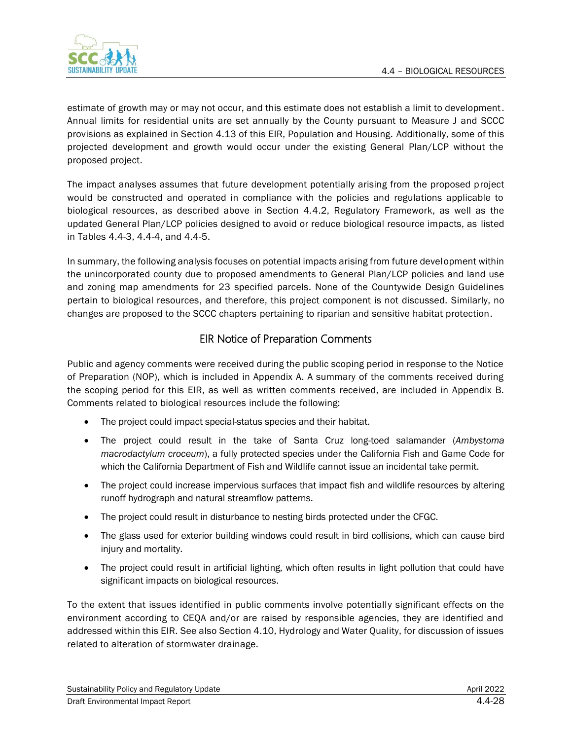estimate of growth may or may not occur, and this estimate does not establish a limit to development. Annual limits for residential units are set annually by the County pursuant to Measure J and SCCC provisions as explained in Section 4.13 of this EIR, Population and Housing. Additionally, some of this projected development and growth would occur under the existing General Plan/LCP without the proposed project.

The impact analyses assumes that future development potentially arising from the proposed project would be constructed and operated in compliance with the policies and regulations applicable to biological resources, as described above in Section 4.4.2, Regulatory Framework, as well as the updated General Plan/LCP policies designed to avoid or reduce biological resource impacts, as listed in Tables 4.4-3, 4.4-4, and 4.4-5.

In summary, the following analysis focuses on potential impacts arising from future development within the unincorporated county due to proposed amendments to General Plan/LCP policies and land use and zoning map amendments for 23 specified parcels. None of the Countywide Design Guidelines pertain to biological resources, and therefore, this project component is not discussed. Similarly, no changes are proposed to the SCCC chapters pertaining to riparian and sensitive habitat protection.

### EIR Notice of Preparation Comments

Public and agency comments were received during the public scoping period in response to the Notice of Preparation (NOP), which is included in Appendix A. A summary of the comments received during the scoping period for this EIR, as well as written comments received, are included in Appendix B. Comments related to biological resources include the following:

- The project could impact special-status species and their habitat.
- The project could result in the take of Santa Cruz long-toed salamander (*Ambystoma macrodactylum croceum*), a fully protected species under the California Fish and Game Code for which the California Department of Fish and Wildlife cannot issue an incidental take permit.
- The project could increase impervious surfaces that impact fish and wildlife resources by altering runoff hydrograph and natural streamflow patterns.
- The project could result in disturbance to nesting birds protected under the CFGC.
- The glass used for exterior building windows could result in bird collisions, which can cause bird injury and mortality.
- The project could result in artificial lighting, which often results in light pollution that could have significant impacts on biological resources.

To the extent that issues identified in public comments involve potentially significant effects on the environment according to CEQA and/or are raised by responsible agencies, they are identified and addressed within this EIR. See also Section 4.10, Hydrology and Water Quality, for discussion of issues related to alteration of stormwater drainage.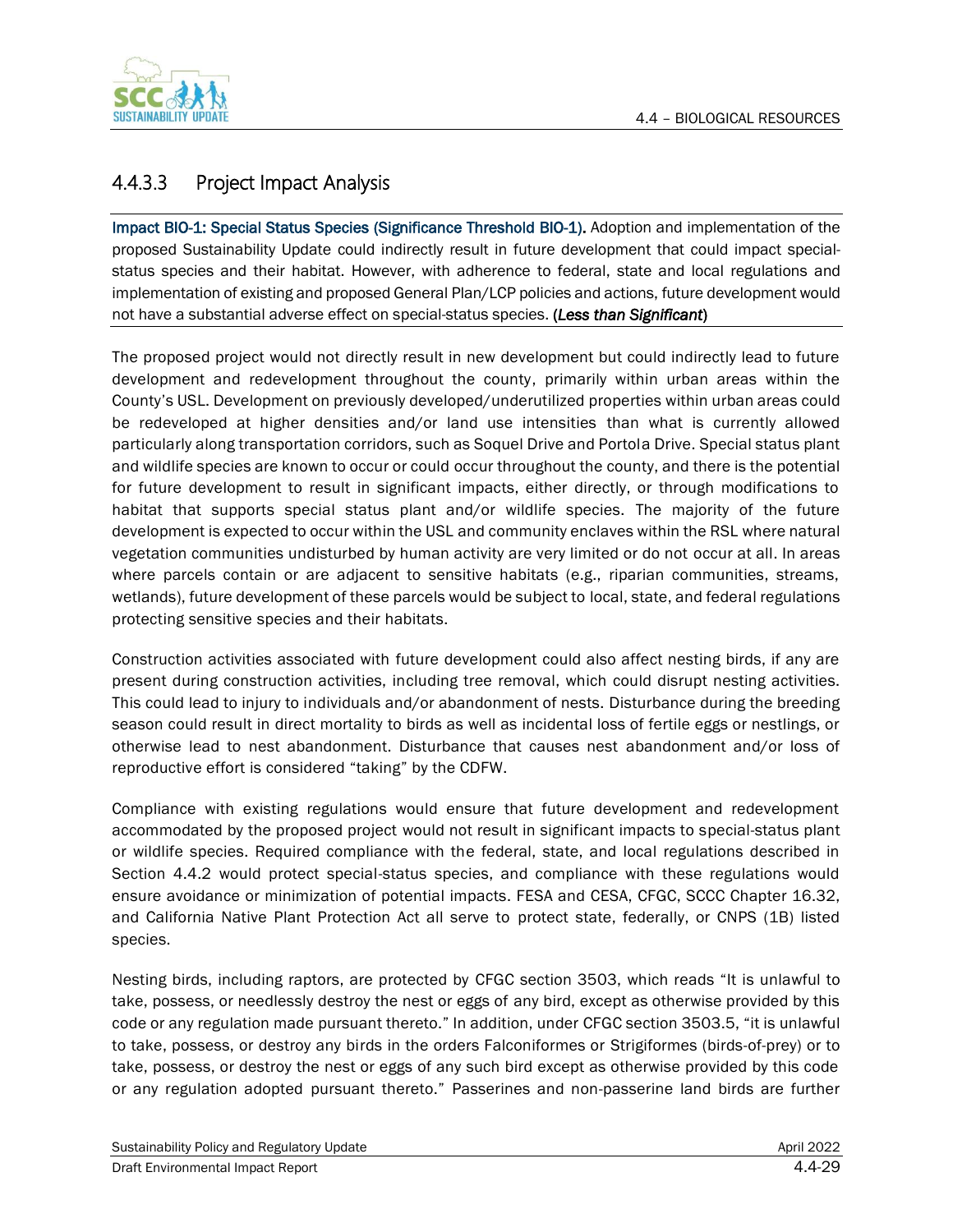### 4.4.3.3 Project Impact Analysis

**Impact BIO-1: Special Status Species (Significance Threshold BIO-1).** Adoption and implementation of the proposed Sustainability Update could indirectly result in future development that could impact special-status species and their habitat. However, with adherence to federal, state and local regulations and implementation of existing and proposed General Plan/LCP policies and actions, future development would not have a substantial adverse effect on special-status species. (***Less than Significant***)

The proposed project would not directly result in new development but could indirectly lead to future development and redevelopment throughout the county, primarily within urban areas within the County's USL. Development on previously developed/underutilized properties within urban areas could be redeveloped at higher densities and/or land use intensities than what is currently allowed particularly along transportation corridors, such as Soquel Drive and Portola Drive. Special status plant and wildlife species are known to occur or could occur throughout the county, and there is the potential for future development to result in significant impacts, either directly, or through modifications to habitat that supports special status plant and/or wildlife species. The majority of the future development is expected to occur within the USL and community enclaves within the RSL where natural vegetation communities undisturbed by human activity are very limited or do not occur at all. In areas where parcels contain or are adjacent to sensitive habitats (e.g., riparian communities, streams, wetlands), future development of these parcels would be subject to local, state, and federal regulations protecting sensitive species and their habitats.

Construction activities associated with future development could also affect nesting birds, if any are present during construction activities, including tree removal, which could disrupt nesting activities. This could lead to injury to individuals and/or abandonment of nests. Disturbance during the breeding season could result in direct mortality to birds as well as incidental loss of fertile eggs or nestlings, or otherwise lead to nest abandonment. Disturbance that causes nest abandonment and/or loss of reproductive effort is considered "taking" by the CDFW.

Compliance with existing regulations would ensure that future development and redevelopment accommodated by the proposed project would not result in significant impacts to special-status plant or wildlife species. Required compliance with the federal, state, and local regulations described in Section 4.4.2 would protect special-status species, and compliance with these regulations would ensure avoidance or minimization of potential impacts. FESA and CESA, CFGC, SCCC Chapter 16.32, and California Native Plant Protection Act all serve to protect state, federally, or CNPS (1B) listed species.

Nesting birds, including raptors, are protected by CFGC section 3503, which reads "It is unlawful to take, possess, or needlessly destroy the nest or eggs of any bird, except as otherwise provided by this code or any regulation made pursuant thereto." In addition, under CFGC section 3503.5, "it is unlawful to take, possess, or destroy any birds in the orders Falconiformes or Strigiformes (birds-of-prey) or to take, possess, or destroy the nest or eggs of any such bird except as otherwise provided by this code or any regulation adopted pursuant thereto." Passerines and non-passerine land birds are further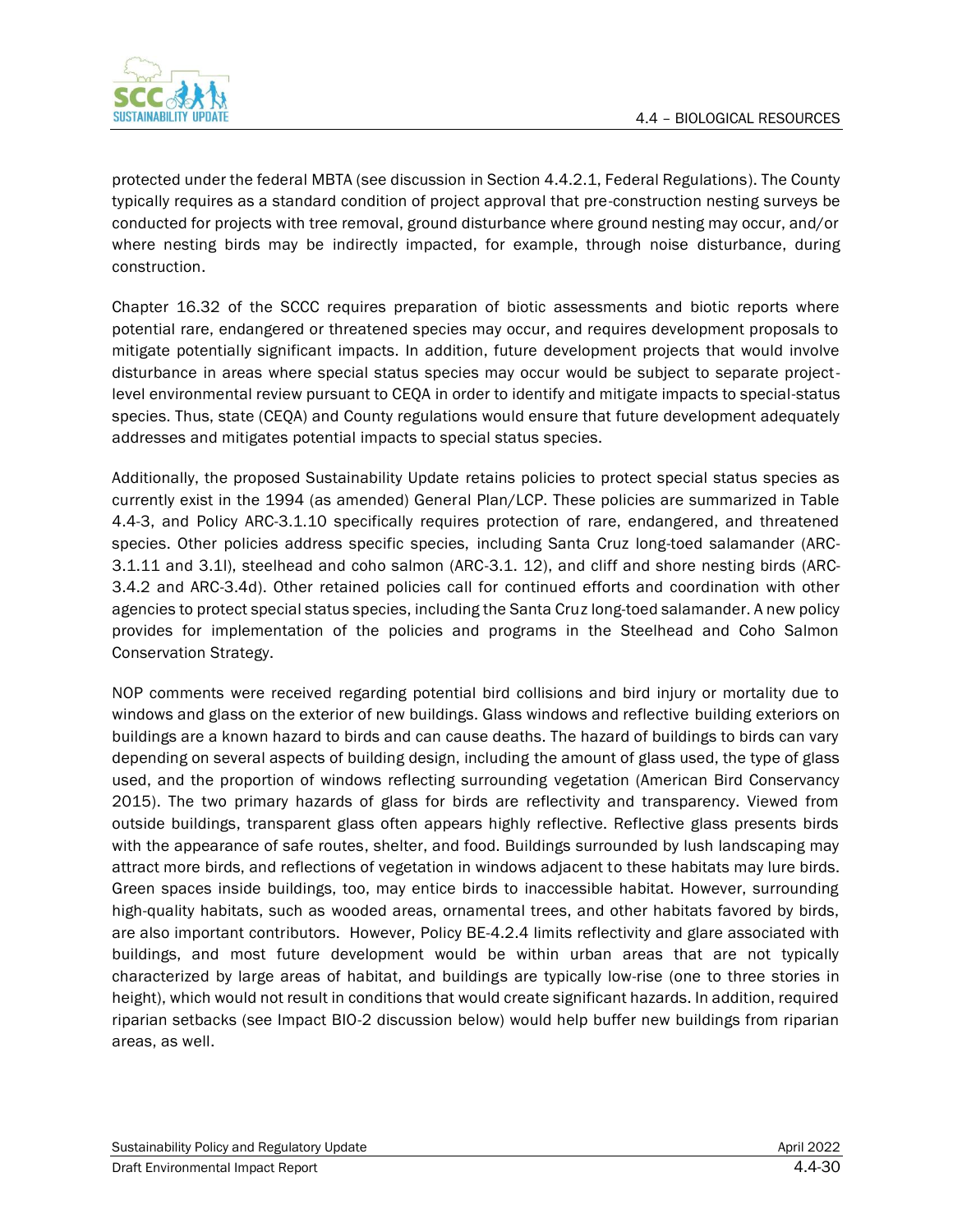protected under the federal MBTA (see discussion in Section 4.4.2.1, Federal Regulations). The County typically requires as a standard condition of project approval that pre-construction nesting surveys be conducted for projects with tree removal, ground disturbance where ground nesting may occur, and/or where nesting birds may be indirectly impacted, for example, through noise disturbance, during construction.

Chapter 16.32 of the SCCC requires preparation of biotic assessments and biotic reports where potential rare, endangered or threatened species may occur, and requires development proposals to mitigate potentially significant impacts. In addition, future development projects that would involve disturbance in areas where special status species may occur would be subject to separate project-level environmental review pursuant to CEQA in order to identify and mitigate impacts to special-status species. Thus, state (CEQA) and County regulations would ensure that future development adequately addresses and mitigates potential impacts to special status species.

Additionally, the proposed Sustainability Update retains policies to protect special status species as currently exist in the 1994 (as amended) General Plan/LCP. These policies are summarized in Table 4.4-3, and Policy ARC-3.1.10 specifically requires protection of rare, endangered, and threatened species. Other policies address specific species, including Santa Cruz long-toed salamander (ARC-3.1.11 and 3.1l), steelhead and coho salmon (ARC-3.1. 12), and cliff and shore nesting birds (ARC-3.4.2 and ARC-3.4d). Other retained policies call for continued efforts and coordination with other agencies to protect special status species, including the Santa Cruz long-toed salamander. A new policy provides for implementation of the policies and programs in the Steelhead and Coho Salmon Conservation Strategy.

NOP comments were received regarding potential bird collisions and bird injury or mortality due to windows and glass on the exterior of new buildings. Glass windows and reflective building exteriors on buildings are a known hazard to birds and can cause deaths. The hazard of buildings to birds can vary depending on several aspects of building design, including the amount of glass used, the type of glass used, and the proportion of windows reflecting surrounding vegetation (American Bird Conservancy 2015). The two primary hazards of glass for birds are reflectivity and transparency. Viewed from outside buildings, transparent glass often appears highly reflective. Reflective glass presents birds with the appearance of safe routes, shelter, and food. Buildings surrounded by lush landscaping may attract more birds, and reflections of vegetation in windows adjacent to these habitats may lure birds. Green spaces inside buildings, too, may entice birds to inaccessible habitat. However, surrounding high-quality habitats, such as wooded areas, ornamental trees, and other habitats favored by birds, are also important contributors. However, Policy BE-4.2.4 limits reflectivity and glare associated with buildings, and most future development would be within urban areas that are not typically characterized by large areas of habitat, and buildings are typically low-rise (one to three stories in height), which would not result in conditions that would create significant hazards. In addition, required riparian setbacks (see Impact BIO-2 discussion below) would help buffer new buildings from riparian areas, as well.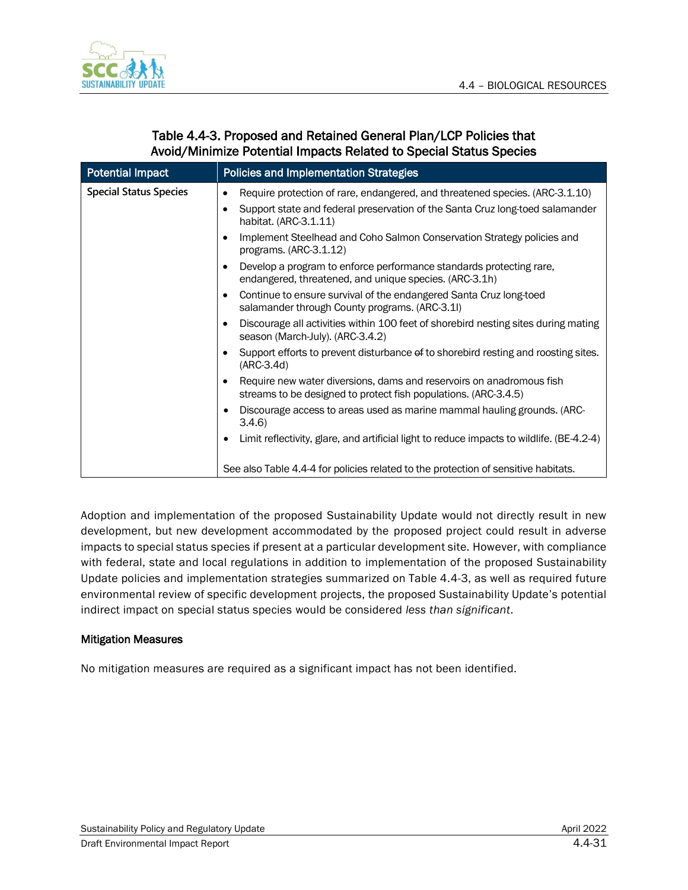## Table 4.4-3. Proposed and Retained General Plan/LCP Policies that Avoid/Minimize Potential Impacts Related to Special Status Species

| Potential Impact | Policies and Implementation Strategies |
|---|---|
| Special Status Species | • Require protection of rare, endangered, and threatened species. (ARC-3.1.10)<br>• Support state and federal preservation of the Santa Cruz long-toed salamander habitat. (ARC-3.1.11)<br>• Implement Steelhead and Coho Salmon Conservation Strategy policies and programs. (ARC-3.1.12)<br>• Develop a program to enforce performance standards protecting rare, endangered, threatened, and unique species. (ARC-3.1h)<br>• Continue to ensure survival of the endangered Santa Cruz long-toed salamander through County programs. (ARC-3.1l)<br>• Discourage all activities within 100 feet of shorebird nesting sites during mating season (March-July). (ARC-3.4.2)<br>• Support efforts to prevent disturbance ~~of~~ to shorebird resting and roosting sites. (ARC-3.4d)<br>• Require new water diversions, dams and reservoirs on anadromous fish streams to be designed to protect fish populations. (ARC-3.4.5)<br>• Discourage access to areas used as marine mammal hauling grounds. (ARC-3.4.6)<br>• Limit reflectivity, glare, and artificial light to reduce impacts to wildlife. (BE-4.2-4)<br><br>See also Table 4.4-4 for policies related to the protection of sensitive habitats. |

Adoption and implementation of the proposed Sustainability Update would not directly result in new development, but new development accommodated by the proposed project could result in adverse impacts to special status species if present at a particular development site. However, with compliance with federal, state and local regulations in addition to implementation of the proposed Sustainability Update policies and implementation strategies summarized on Table 4.4-3, as well as required future environmental review of specific development projects, the proposed Sustainability Update's potential indirect impact on special status species would be considered *less than significant*.

### Mitigation Measures

No mitigation measures are required as a significant impact has not been identified.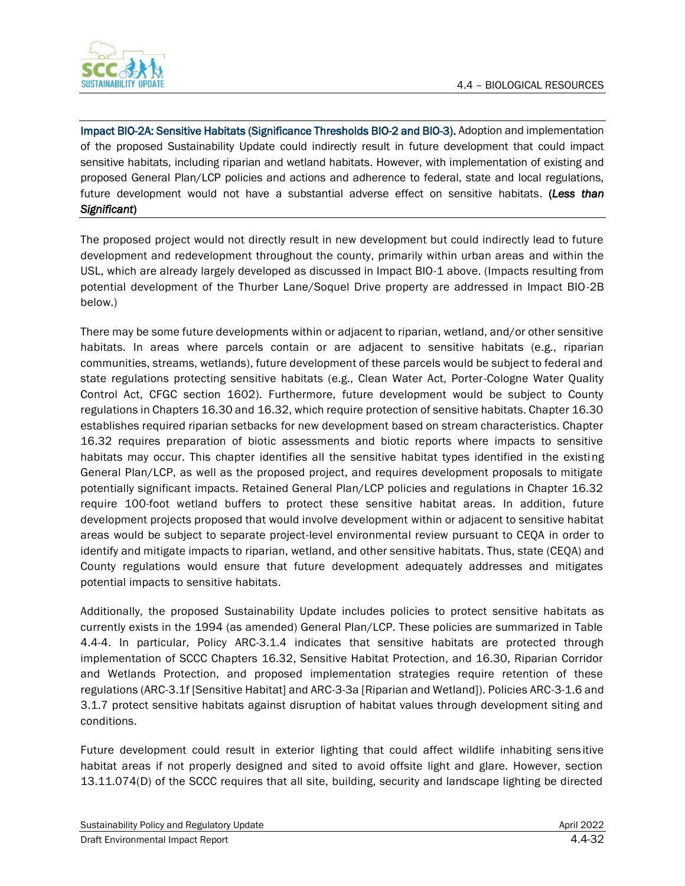**Impact BIO-2A: Sensitive Habitats (Significance Thresholds BIO-2 and BIO-3).** Adoption and implementation of the proposed Sustainability Update could indirectly result in future development that could impact sensitive habitats, including riparian and wetland habitats. However, with implementation of existing and proposed General Plan/LCP policies and actions and adherence to federal, state and local regulations, future development would not have a substantial adverse effect on sensitive habitats. (***Less than Significant***)

The proposed project would not directly result in new development but could indirectly lead to future development and redevelopment throughout the county, primarily within urban areas and within the USL, which are already largely developed as discussed in Impact BIO-1 above. (Impacts resulting from potential development of the Thurber Lane/Soquel Drive property are addressed in Impact BIO-2B below.)

There may be some future developments within or adjacent to riparian, wetland, and/or other sensitive habitats. In areas where parcels contain or are adjacent to sensitive habitats (e.g., riparian communities, streams, wetlands), future development of these parcels would be subject to federal and state regulations protecting sensitive habitats (e.g., Clean Water Act, Porter-Cologne Water Quality Control Act, CFGC section 1602). Furthermore, future development would be subject to County regulations in Chapters 16.30 and 16.32, which require protection of sensitive habitats. Chapter 16.30 establishes required riparian setbacks for new development based on stream characteristics. Chapter 16.32 requires preparation of biotic assessments and biotic reports where impacts to sensitive habitats may occur. This chapter identifies all the sensitive habitat types identified in the existing General Plan/LCP, as well as the proposed project, and requires development proposals to mitigate potentially significant impacts. Retained General Plan/LCP policies and regulations in Chapter 16.32 require 100-foot wetland buffers to protect these sensitive habitat areas. In addition, future development projects proposed that would involve development within or adjacent to sensitive habitat areas would be subject to separate project-level environmental review pursuant to CEQA in order to identify and mitigate impacts to riparian, wetland, and other sensitive habitats. Thus, state (CEQA) and County regulations would ensure that future development adequately addresses and mitigates potential impacts to sensitive habitats.

Additionally, the proposed Sustainability Update includes policies to protect sensitive habitats as currently exists in the 1994 (as amended) General Plan/LCP. These policies are summarized in Table 4.4-4. In particular, Policy ARC-3.1.4 indicates that sensitive habitats are protected through implementation of SCCC Chapters 16.32, Sensitive Habitat Protection, and 16.30, Riparian Corridor and Wetlands Protection, and proposed implementation strategies require retention of these regulations (ARC-3.1f [Sensitive Habitat] and ARC-3-3a [Riparian and Wetland]). Policies ARC-3-1.6 and 3.1.7 protect sensitive habitats against disruption of habitat values through development siting and conditions.

Future development could result in exterior lighting that could affect wildlife inhabiting sensitive habitat areas if not properly designed and sited to avoid offsite light and glare. However, section 13.11.074(D) of the SCCC requires that all site, building, security and landscape lighting be directed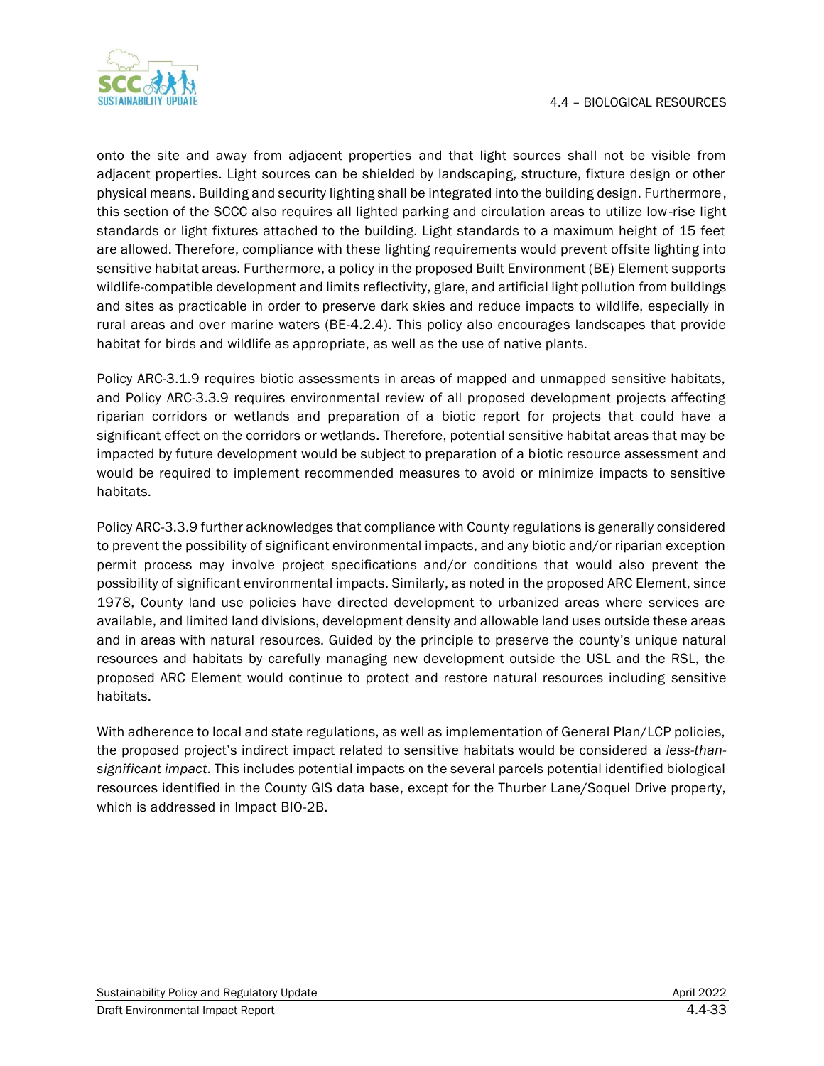onto the site and away from adjacent properties and that light sources shall not be visible from adjacent properties. Light sources can be shielded by landscaping, structure, fixture design or other physical means. Building and security lighting shall be integrated into the building design. Furthermore, this section of the SCCC also requires all lighted parking and circulation areas to utilize low-rise light standards or light fixtures attached to the building. Light standards to a maximum height of 15 feet are allowed. Therefore, compliance with these lighting requirements would prevent offsite lighting into sensitive habitat areas. Furthermore, a policy in the proposed Built Environment (BE) Element supports wildlife-compatible development and limits reflectivity, glare, and artificial light pollution from buildings and sites as practicable in order to preserve dark skies and reduce impacts to wildlife, especially in rural areas and over marine waters (BE-4.2.4). This policy also encourages landscapes that provide habitat for birds and wildlife as appropriate, as well as the use of native plants.

Policy ARC-3.1.9 requires biotic assessments in areas of mapped and unmapped sensitive habitats, and Policy ARC-3.3.9 requires environmental review of all proposed development projects affecting riparian corridors or wetlands and preparation of a biotic report for projects that could have a significant effect on the corridors or wetlands. Therefore, potential sensitive habitat areas that may be impacted by future development would be subject to preparation of a biotic resource assessment and would be required to implement recommended measures to avoid or minimize impacts to sensitive habitats.

Policy ARC-3.3.9 further acknowledges that compliance with County regulations is generally considered to prevent the possibility of significant environmental impacts, and any biotic and/or riparian exception permit process may involve project specifications and/or conditions that would also prevent the possibility of significant environmental impacts. Similarly, as noted in the proposed ARC Element, since 1978, County land use policies have directed development to urbanized areas where services are available, and limited land divisions, development density and allowable land uses outside these areas and in areas with natural resources. Guided by the principle to preserve the county's unique natural resources and habitats by carefully managing new development outside the USL and the RSL, the proposed ARC Element would continue to protect and restore natural resources including sensitive habitats.

With adherence to local and state regulations, as well as implementation of General Plan/LCP policies, the proposed project's indirect impact related to sensitive habitats would be considered a *less-than-significant impact*. This includes potential impacts on the several parcels potential identified biological resources identified in the County GIS data base, except for the Thurber Lane/Soquel Drive property, which is addressed in Impact BIO-2B.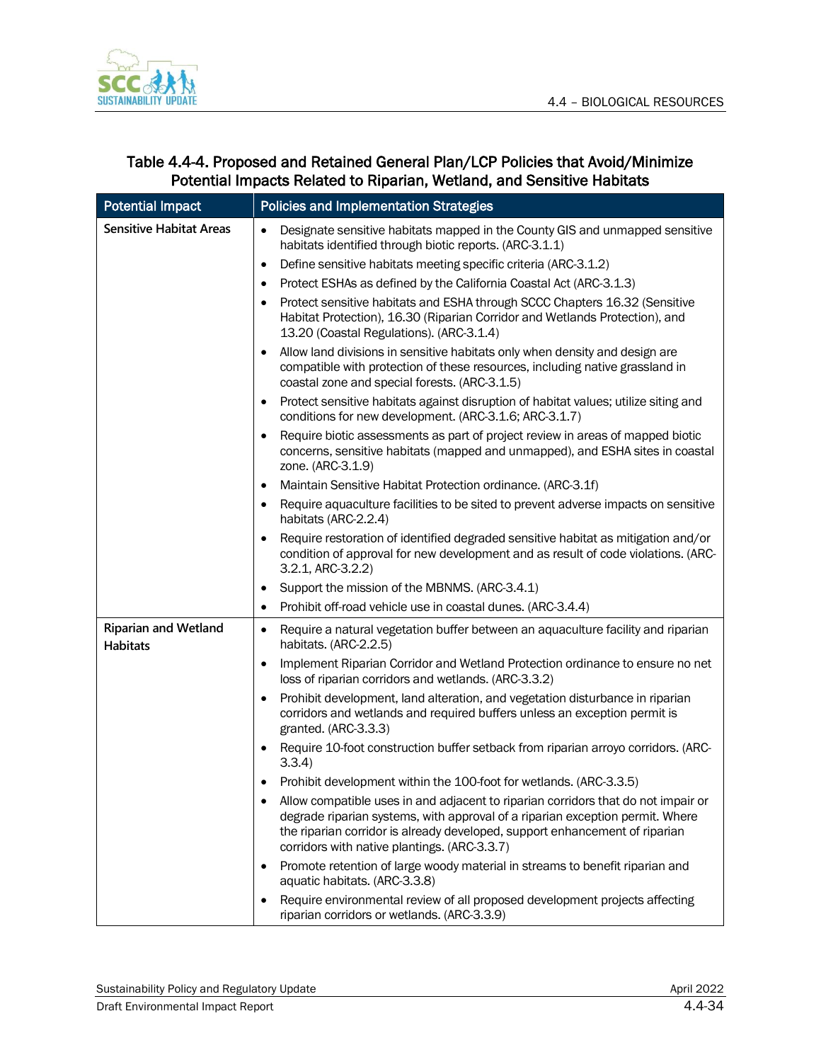## Table 4.4-4. Proposed and Retained General Plan/LCP Policies that Avoid/Minimize Potential Impacts Related to Riparian, Wetland, and Sensitive Habitats

| Potential Impact | Policies and Implementation Strategies |
|---|---|
| **Sensitive Habitat Areas** | • Designate sensitive habitats mapped in the County GIS and unmapped sensitive habitats identified through biotic reports. (ARC-3.1.1)<br>• Define sensitive habitats meeting specific criteria (ARC-3.1.2)<br>• Protect ESHAs as defined by the California Coastal Act (ARC-3.1.3)<br>• Protect sensitive habitats and ESHA through SCCC Chapters 16.32 (Sensitive Habitat Protection), 16.30 (Riparian Corridor and Wetlands Protection), and 13.20 (Coastal Regulations). (ARC-3.1.4)<br>• Allow land divisions in sensitive habitats only when density and design are compatible with protection of these resources, including native grassland in coastal zone and special forests. (ARC-3.1.5)<br>• Protect sensitive habitats against disruption of habitat values; utilize siting and conditions for new development. (ARC-3.1.6; ARC-3.1.7)<br>• Require biotic assessments as part of project review in areas of mapped biotic concerns, sensitive habitats (mapped and unmapped), and ESHA sites in coastal zone. (ARC-3.1.9)<br>• Maintain Sensitive Habitat Protection ordinance. (ARC-3.1f)<br>• Require aquaculture facilities to be sited to prevent adverse impacts on sensitive habitats (ARC-2.2.4)<br>• Require restoration of identified degraded sensitive habitat as mitigation and/or condition of approval for new development and as result of code violations. (ARC-3.2.1, ARC-3.2.2)<br>• Support the mission of the MBNMS. (ARC-3.4.1)<br>• Prohibit off-road vehicle use in coastal dunes. (ARC-3.4.4) |
| **Riparian and Wetland Habitats** | • Require a natural vegetation buffer between an aquaculture facility and riparian habitats. (ARC-2.2.5)<br>• Implement Riparian Corridor and Wetland Protection ordinance to ensure no net loss of riparian corridors and wetlands. (ARC-3.3.2)<br>• Prohibit development, land alteration, and vegetation disturbance in riparian corridors and wetlands and required buffers unless an exception permit is granted. (ARC-3.3.3)<br>• Require 10-foot construction buffer setback from riparian arroyo corridors. (ARC-3.3.4)<br>• Prohibit development within the 100-foot for wetlands. (ARC-3.3.5)<br>• Allow compatible uses in and adjacent to riparian corridors that do not impair or degrade riparian systems, with approval of a riparian exception permit. Where the riparian corridor is already developed, support enhancement of riparian corridors with native plantings. (ARC-3.3.7)<br>• Promote retention of large woody material in streams to benefit riparian and aquatic habitats. (ARC-3.3.8)<br>• Require environmental review of all proposed development projects affecting riparian corridors or wetlands. (ARC-3.3.9) |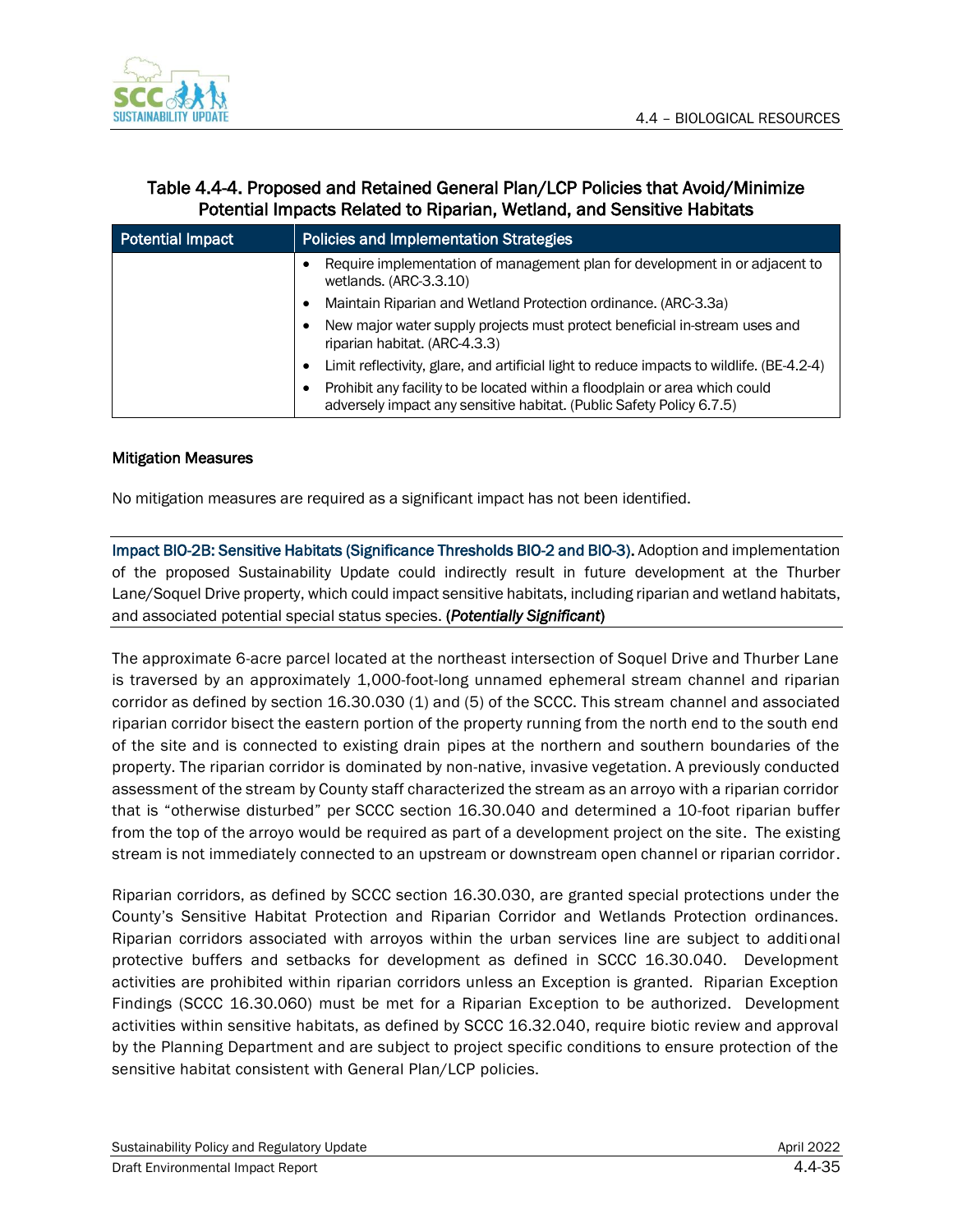### Table 4.4-4. Proposed and Retained General Plan/LCP Policies that Avoid/Minimize Potential Impacts Related to Riparian, Wetland, and Sensitive Habitats

| Potential Impact | Policies and Implementation Strategies |
| --- | --- |
| | • Require implementation of management plan for development in or adjacent to wetlands. (ARC-3.3.10)<br>• Maintain Riparian and Wetland Protection ordinance. (ARC-3.3a)<br>• New major water supply projects must protect beneficial in-stream uses and riparian habitat. (ARC-4.3.3)<br>• Limit reflectivity, glare, and artificial light to reduce impacts to wildlife. (BE-4.2-4)<br>• Prohibit any facility to be located within a floodplain or area which could adversely impact any sensitive habitat. (Public Safety Policy 6.7.5) |

#### Mitigation Measures

No mitigation measures are required as a significant impact has not been identified.

**Impact BIO-2B: Sensitive Habitats (Significance Thresholds BIO-2 and BIO-3).** Adoption and implementation of the proposed Sustainability Update could indirectly result in future development at the Thurber Lane/Soquel Drive property, which could impact sensitive habitats, including riparian and wetland habitats, and associated potential special status species. **(*Potentially Significant*)**

The approximate 6-acre parcel located at the northeast intersection of Soquel Drive and Thurber Lane is traversed by an approximately 1,000-foot-long unnamed ephemeral stream channel and riparian corridor as defined by section 16.30.030 (1) and (5) of the SCCC. This stream channel and associated riparian corridor bisect the eastern portion of the property running from the north end to the south end of the site and is connected to existing drain pipes at the northern and southern boundaries of the property. The riparian corridor is dominated by non-native, invasive vegetation. A previously conducted assessment of the stream by County staff characterized the stream as an arroyo with a riparian corridor that is "otherwise disturbed" per SCCC section 16.30.040 and determined a 10-foot riparian buffer from the top of the arroyo would be required as part of a development project on the site. The existing stream is not immediately connected to an upstream or downstream open channel or riparian corridor.

Riparian corridors, as defined by SCCC section 16.30.030, are granted special protections under the County's Sensitive Habitat Protection and Riparian Corridor and Wetlands Protection ordinances. Riparian corridors associated with arroyos within the urban services line are subject to additional protective buffers and setbacks for development as defined in SCCC 16.30.040. Development activities are prohibited within riparian corridors unless an Exception is granted. Riparian Exception Findings (SCCC 16.30.060) must be met for a Riparian Exception to be authorized. Development activities within sensitive habitats, as defined by SCCC 16.32.040, require biotic review and approval by the Planning Department and are subject to project specific conditions to ensure protection of the sensitive habitat consistent with General Plan/LCP policies.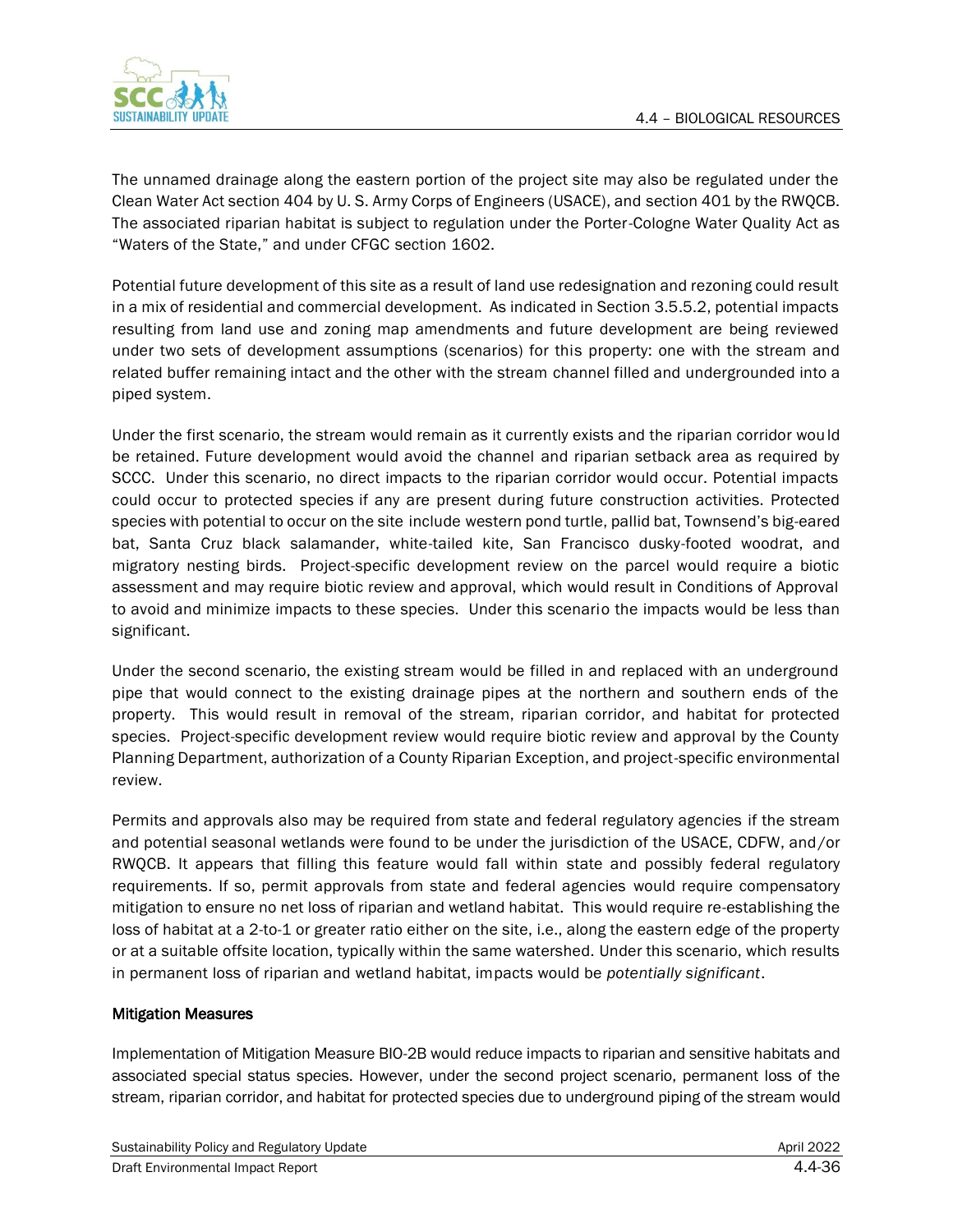The unnamed drainage along the eastern portion of the project site may also be regulated under the Clean Water Act section 404 by U. S. Army Corps of Engineers (USACE), and section 401 by the RWQCB. The associated riparian habitat is subject to regulation under the Porter-Cologne Water Quality Act as "Waters of the State," and under CFGC section 1602.

Potential future development of this site as a result of land use redesignation and rezoning could result in a mix of residential and commercial development. As indicated in Section 3.5.5.2, potential impacts resulting from land use and zoning map amendments and future development are being reviewed under two sets of development assumptions (scenarios) for this property: one with the stream and related buffer remaining intact and the other with the stream channel filled and undergrounded into a piped system.

Under the first scenario, the stream would remain as it currently exists and the riparian corridor would be retained. Future development would avoid the channel and riparian setback area as required by SCCC. Under this scenario, no direct impacts to the riparian corridor would occur. Potential impacts could occur to protected species if any are present during future construction activities. Protected species with potential to occur on the site include western pond turtle, pallid bat, Townsend's big-eared bat, Santa Cruz black salamander, white-tailed kite, San Francisco dusky-footed woodrat, and migratory nesting birds. Project-specific development review on the parcel would require a biotic assessment and may require biotic review and approval, which would result in Conditions of Approval to avoid and minimize impacts to these species. Under this scenario the impacts would be less than significant.

Under the second scenario, the existing stream would be filled in and replaced with an underground pipe that would connect to the existing drainage pipes at the northern and southern ends of the property. This would result in removal of the stream, riparian corridor, and habitat for protected species. Project-specific development review would require biotic review and approval by the County Planning Department, authorization of a County Riparian Exception, and project-specific environmental review.

Permits and approvals also may be required from state and federal regulatory agencies if the stream and potential seasonal wetlands were found to be under the jurisdiction of the USACE, CDFW, and/or RWQCB. It appears that filling this feature would fall within state and possibly federal regulatory requirements. If so, permit approvals from state and federal agencies would require compensatory mitigation to ensure no net loss of riparian and wetland habitat. This would require re-establishing the loss of habitat at a 2-to-1 or greater ratio either on the site, i.e., along the eastern edge of the property or at a suitable offsite location, typically within the same watershed. Under this scenario, which results in permanent loss of riparian and wetland habitat, impacts would be *potentially significant*.

**Mitigation Measures**

Implementation of Mitigation Measure BIO-2B would reduce impacts to riparian and sensitive habitats and associated special status species. However, under the second project scenario, permanent loss of the stream, riparian corridor, and habitat for protected species due to underground piping of the stream would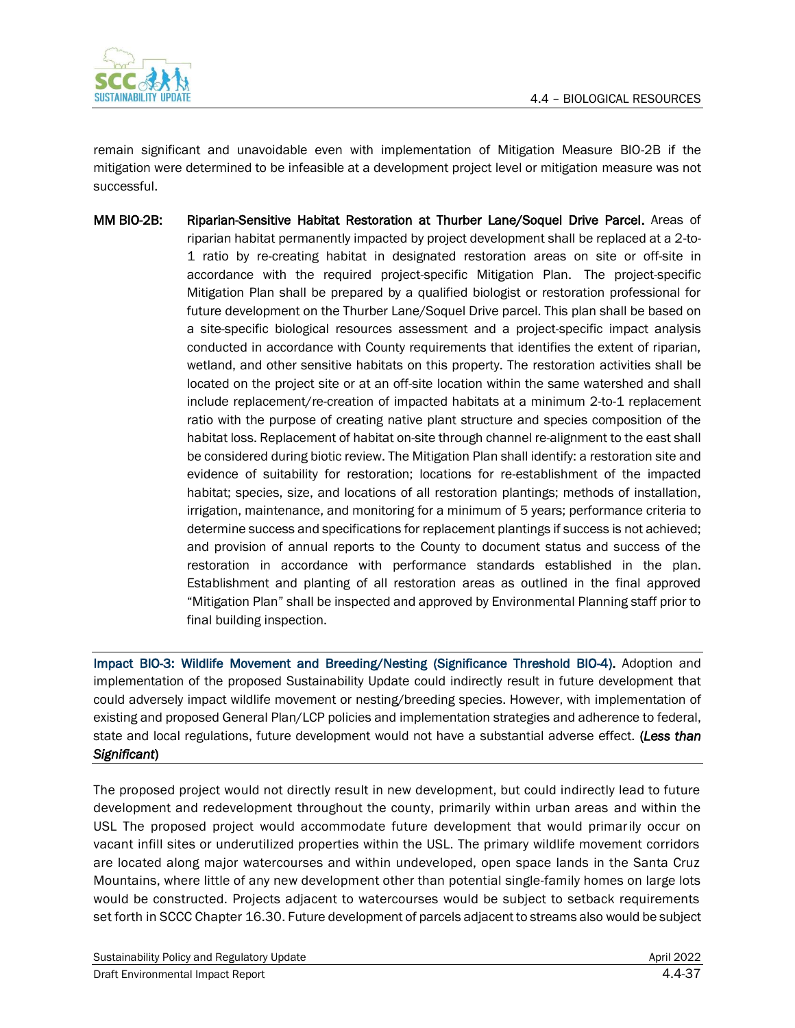remain significant and unavoidable even with implementation of Mitigation Measure BIO-2B if the mitigation were determined to be infeasible at a development project level or mitigation measure was not successful.

**MM BIO-2B: Riparian-Sensitive Habitat Restoration at Thurber Lane/Soquel Drive Parcel.** Areas of riparian habitat permanently impacted by project development shall be replaced at a 2-to-1 ratio by re-creating habitat in designated restoration areas on site or off-site in accordance with the required project-specific Mitigation Plan. The project-specific Mitigation Plan shall be prepared by a qualified biologist or restoration professional for future development on the Thurber Lane/Soquel Drive parcel. This plan shall be based on a site-specific biological resources assessment and a project-specific impact analysis conducted in accordance with County requirements that identifies the extent of riparian, wetland, and other sensitive habitats on this property. The restoration activities shall be located on the project site or at an off-site location within the same watershed and shall include replacement/re-creation of impacted habitats at a minimum 2-to-1 replacement ratio with the purpose of creating native plant structure and species composition of the habitat loss. Replacement of habitat on-site through channel re-alignment to the east shall be considered during biotic review. The Mitigation Plan shall identify: a restoration site and evidence of suitability for restoration; locations for re-establishment of the impacted habitat; species, size, and locations of all restoration plantings; methods of installation, irrigation, maintenance, and monitoring for a minimum of 5 years; performance criteria to determine success and specifications for replacement plantings if success is not achieved; and provision of annual reports to the County to document status and success of the restoration in accordance with performance standards established in the plan. Establishment and planting of all restoration areas as outlined in the final approved "Mitigation Plan" shall be inspected and approved by Environmental Planning staff prior to final building inspection.

**Impact BIO-3: Wildlife Movement and Breeding/Nesting (Significance Threshold BIO-4).** Adoption and implementation of the proposed Sustainability Update could indirectly result in future development that could adversely impact wildlife movement or nesting/breeding species. However, with implementation of existing and proposed General Plan/LCP policies and implementation strategies and adherence to federal, state and local regulations, future development would not have a substantial adverse effect. (***Less than Significant***)

The proposed project would not directly result in new development, but could indirectly lead to future development and redevelopment throughout the county, primarily within urban areas and within the USL The proposed project would accommodate future development that would primarily occur on vacant infill sites or underutilized properties within the USL. The primary wildlife movement corridors are located along major watercourses and within undeveloped, open space lands in the Santa Cruz Mountains, where little of any new development other than potential single-family homes on large lots would be constructed. Projects adjacent to watercourses would be subject to setback requirements set forth in SCCC Chapter 16.30. Future development of parcels adjacent to streams also would be subject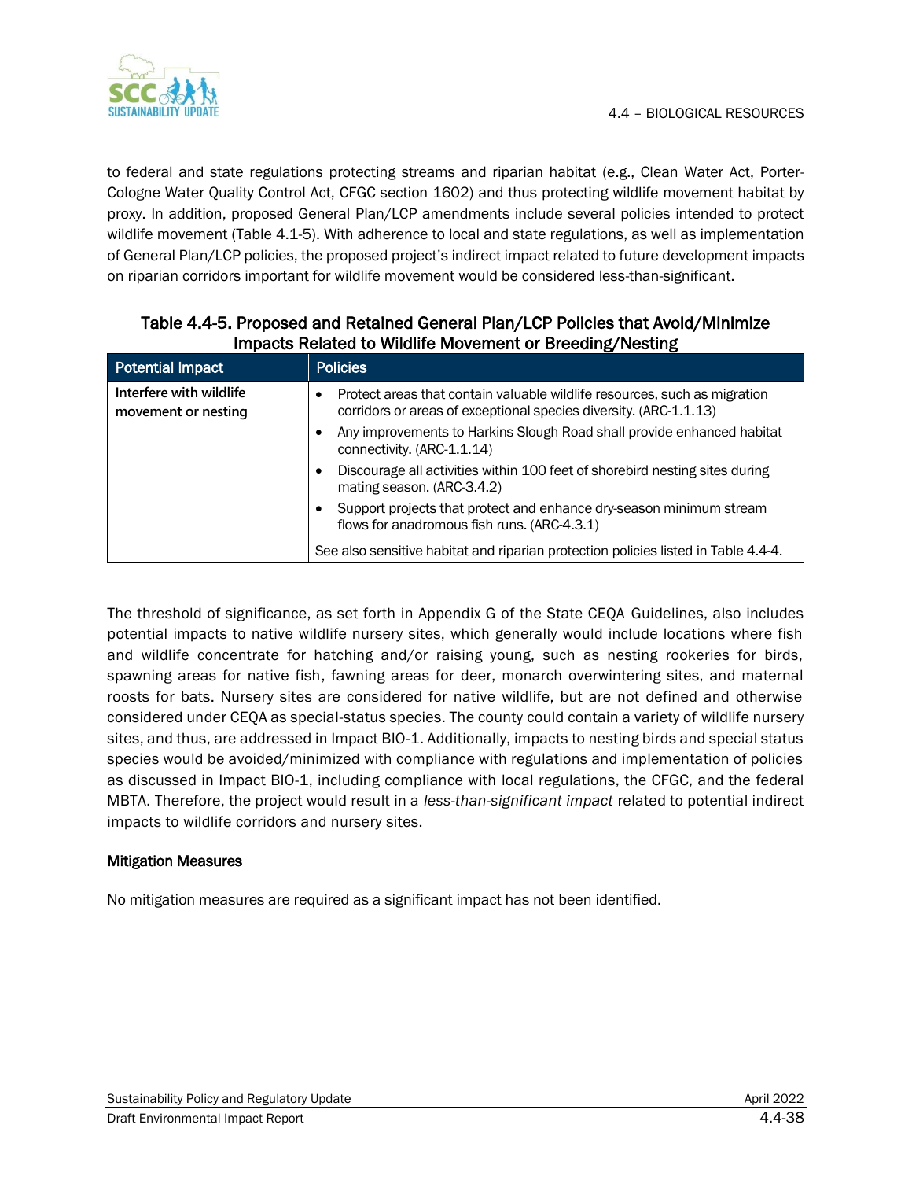to federal and state regulations protecting streams and riparian habitat (e.g., Clean Water Act, Porter-Cologne Water Quality Control Act, CFGC section 1602) and thus protecting wildlife movement habitat by proxy. In addition, proposed General Plan/LCP amendments include several policies intended to protect wildlife movement (Table 4.1-5). With adherence to local and state regulations, as well as implementation of General Plan/LCP policies, the proposed project's indirect impact related to future development impacts on riparian corridors important for wildlife movement would be considered less-than-significant.

**Table 4.4-5. Proposed and Retained General Plan/LCP Policies that Avoid/Minimize Impacts Related to Wildlife Movement or Breeding/Nesting**

| Potential Impact | Policies |
|---|---|
| Interfere with wildlife movement or nesting | • Protect areas that contain valuable wildlife resources, such as migration corridors or areas of exceptional species diversity. (ARC-1.1.13)<br>• Any improvements to Harkins Slough Road shall provide enhanced habitat connectivity. (ARC-1.1.14)<br>• Discourage all activities within 100 feet of shorebird nesting sites during mating season. (ARC-3.4.2)<br>• Support projects that protect and enhance dry-season minimum stream flows for anadromous fish runs. (ARC-4.3.1)<br>See also sensitive habitat and riparian protection policies listed in Table 4.4-4. |

The threshold of significance, as set forth in Appendix G of the State CEQA Guidelines, also includes potential impacts to native wildlife nursery sites, which generally would include locations where fish and wildlife concentrate for hatching and/or raising young, such as nesting rookeries for birds, spawning areas for native fish, fawning areas for deer, monarch overwintering sites, and maternal roosts for bats. Nursery sites are considered for native wildlife, but are not defined and otherwise considered under CEQA as special-status species. The county could contain a variety of wildlife nursery sites, and thus, are addressed in Impact BIO-1. Additionally, impacts to nesting birds and special status species would be avoided/minimized with compliance with regulations and implementation of policies as discussed in Impact BIO-1, including compliance with local regulations, the CFGC, and the federal MBTA. Therefore, the project would result in a *less-than-significant impact* related to potential indirect impacts to wildlife corridors and nursery sites.

**Mitigation Measures**

No mitigation measures are required as a significant impact has not been identified.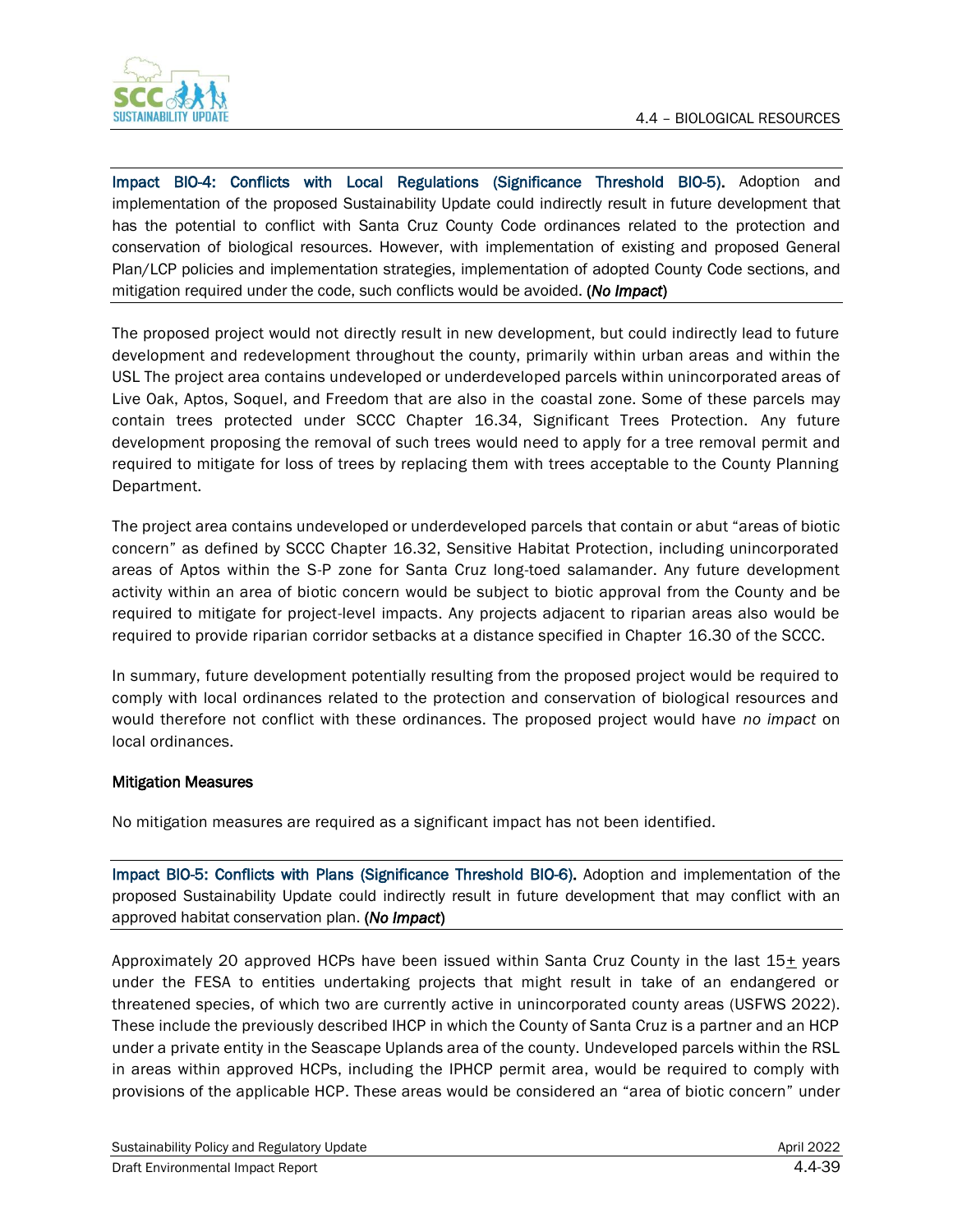**Impact BIO-4: Conflicts with Local Regulations (Significance Threshold BIO-5).** Adoption and implementation of the proposed Sustainability Update could indirectly result in future development that has the potential to conflict with Santa Cruz County Code ordinances related to the protection and conservation of biological resources. However, with implementation of existing and proposed General Plan/LCP policies and implementation strategies, implementation of adopted County Code sections, and mitigation required under the code, such conflicts would be avoided. (***No Impact***)

The proposed project would not directly result in new development, but could indirectly lead to future development and redevelopment throughout the county, primarily within urban areas and within the USL The project area contains undeveloped or underdeveloped parcels within unincorporated areas of Live Oak, Aptos, Soquel, and Freedom that are also in the coastal zone. Some of these parcels may contain trees protected under SCCC Chapter 16.34, Significant Trees Protection. Any future development proposing the removal of such trees would need to apply for a tree removal permit and required to mitigate for loss of trees by replacing them with trees acceptable to the County Planning Department.

The project area contains undeveloped or underdeveloped parcels that contain or abut "areas of biotic concern" as defined by SCCC Chapter 16.32, Sensitive Habitat Protection, including unincorporated areas of Aptos within the S-P zone for Santa Cruz long-toed salamander. Any future development activity within an area of biotic concern would be subject to biotic approval from the County and be required to mitigate for project-level impacts. Any projects adjacent to riparian areas also would be required to provide riparian corridor setbacks at a distance specified in Chapter 16.30 of the SCCC.

In summary, future development potentially resulting from the proposed project would be required to comply with local ordinances related to the protection and conservation of biological resources and would therefore not conflict with these ordinances. The proposed project would have *no impact* on local ordinances.

**Mitigation Measures**

No mitigation measures are required as a significant impact has not been identified.

**Impact BIO-5: Conflicts with Plans (Significance Threshold BIO-6).** Adoption and implementation of the proposed Sustainability Update could indirectly result in future development that may conflict with an approved habitat conservation plan. (***No Impact***)

Approximately 20 approved HCPs have been issued within Santa Cruz County in the last 15± years under the FESA to entities undertaking projects that might result in take of an endangered or threatened species, of which two are currently active in unincorporated county areas (USFWS 2022). These include the previously described IHCP in which the County of Santa Cruz is a partner and an HCP under a private entity in the Seascape Uplands area of the county. Undeveloped parcels within the RSL in areas within approved HCPs, including the IPHCP permit area, would be required to comply with provisions of the applicable HCP. These areas would be considered an "area of biotic concern" under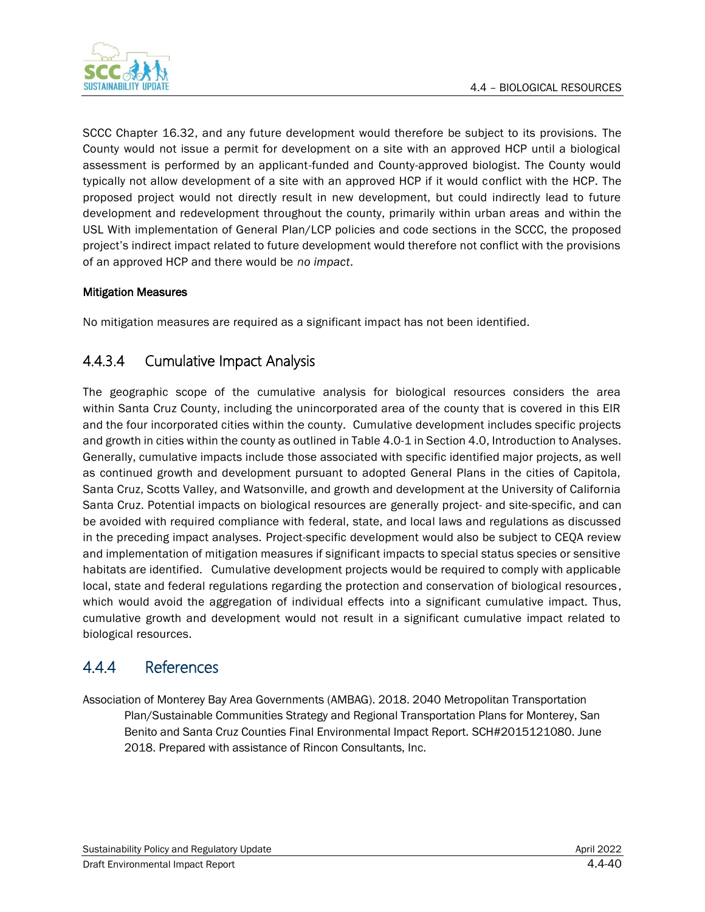SCCC Chapter 16.32, and any future development would therefore be subject to its provisions. The County would not issue a permit for development on a site with an approved HCP until a biological assessment is performed by an applicant-funded and County-approved biologist. The County would typically not allow development of a site with an approved HCP if it would conflict with the HCP. The proposed project would not directly result in new development, but could indirectly lead to future development and redevelopment throughout the county, primarily within urban areas and within the USL With implementation of General Plan/LCP policies and code sections in the SCCC, the proposed project's indirect impact related to future development would therefore not conflict with the provisions of an approved HCP and there would be *no impact*.

**Mitigation Measures**

No mitigation measures are required as a significant impact has not been identified.

### 4.4.3.4 Cumulative Impact Analysis

The geographic scope of the cumulative analysis for biological resources considers the area within Santa Cruz County, including the unincorporated area of the county that is covered in this EIR and the four incorporated cities within the county. Cumulative development includes specific projects and growth in cities within the county as outlined in Table 4.0-1 in Section 4.0, Introduction to Analyses. Generally, cumulative impacts include those associated with specific identified major projects, as well as continued growth and development pursuant to adopted General Plans in the cities of Capitola, Santa Cruz, Scotts Valley, and Watsonville, and growth and development at the University of California Santa Cruz. Potential impacts on biological resources are generally project- and site-specific, and can be avoided with required compliance with federal, state, and local laws and regulations as discussed in the preceding impact analyses. Project-specific development would also be subject to CEQA review and implementation of mitigation measures if significant impacts to special status species or sensitive habitats are identified. Cumulative development projects would be required to comply with applicable local, state and federal regulations regarding the protection and conservation of biological resources, which would avoid the aggregation of individual effects into a significant cumulative impact. Thus, cumulative growth and development would not result in a significant cumulative impact related to biological resources.

## 4.4.4 References

Association of Monterey Bay Area Governments (AMBAG). 2018. 2040 Metropolitan Transportation Plan/Sustainable Communities Strategy and Regional Transportation Plans for Monterey, San Benito and Santa Cruz Counties Final Environmental Impact Report. SCH#2015121080. June 2018. Prepared with assistance of Rincon Consultants, Inc.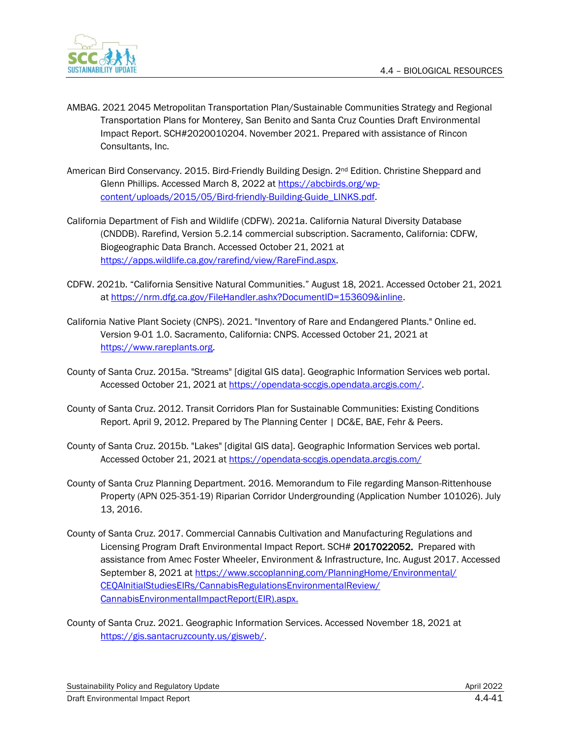AMBAG. 2021 2045 Metropolitan Transportation Plan/Sustainable Communities Strategy and Regional Transportation Plans for Monterey, San Benito and Santa Cruz Counties Draft Environmental Impact Report. SCH#2020010204. November 2021. Prepared with assistance of Rincon Consultants, Inc.

American Bird Conservancy. 2015. Bird-Friendly Building Design. 2nd Edition. Christine Sheppard and Glenn Phillips. Accessed March 8, 2022 at https://abcbirds.org/wp-content/uploads/2015/05/Bird-friendly-Building-Guide_LINKS.pdf.

California Department of Fish and Wildlife (CDFW). 2021a. California Natural Diversity Database (CNDDB). Rarefind, Version 5.2.14 commercial subscription. Sacramento, California: CDFW, Biogeographic Data Branch. Accessed October 21, 2021 at https://apps.wildlife.ca.gov/rarefind/view/RareFind.aspx.

CDFW. 2021b. "California Sensitive Natural Communities." August 18, 2021. Accessed October 21, 2021 at https://nrm.dfg.ca.gov/FileHandler.ashx?DocumentID=153609&inline.

California Native Plant Society (CNPS). 2021. "Inventory of Rare and Endangered Plants." Online ed. Version 9-01 1.0. Sacramento, California: CNPS. Accessed October 21, 2021 at https://www.rareplants.org.

County of Santa Cruz. 2015a. "Streams" [digital GIS data]. Geographic Information Services web portal. Accessed October 21, 2021 at https://opendata-sccgis.opendata.arcgis.com/.

County of Santa Cruz. 2012. Transit Corridors Plan for Sustainable Communities: Existing Conditions Report. April 9, 2012. Prepared by The Planning Center | DC&E, BAE, Fehr & Peers.

County of Santa Cruz. 2015b. "Lakes" [digital GIS data]. Geographic Information Services web portal. Accessed October 21, 2021 at https://opendata-sccgis.opendata.arcgis.com/

County of Santa Cruz Planning Department. 2016. Memorandum to File regarding Manson-Rittenhouse Property (APN 025-351-19) Riparian Corridor Undergrounding (Application Number 101026). July 13, 2016.

County of Santa Cruz. 2017. Commercial Cannabis Cultivation and Manufacturing Regulations and Licensing Program Draft Environmental Impact Report. SCH# 2017022052. Prepared with assistance from Amec Foster Wheeler, Environment & Infrastructure, Inc. August 2017. Accessed September 8, 2021 at https://www.sccoplanning.com/PlanningHome/Environmental/CEQAInitialStudiesEIRs/CannabisRegulationsEnvironmentalReview/CannabisEnvironmentalImpactReport(EIR).aspx.

County of Santa Cruz. 2021. Geographic Information Services. Accessed November 18, 2021 at https://gis.santacruzcounty.us/gisweb/.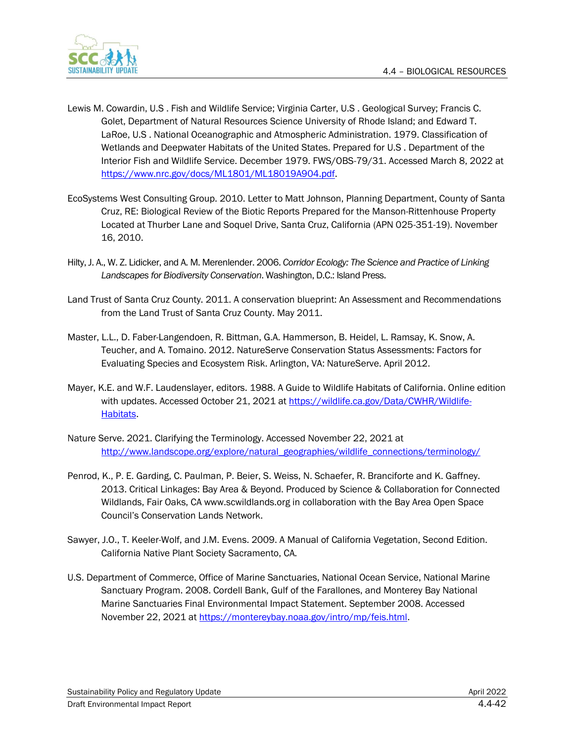Lewis M. Cowardin, U.S . Fish and Wildlife Service; Virginia Carter, U.S . Geological Survey; Francis C. Golet, Department of Natural Resources Science University of Rhode Island; and Edward T. LaRoe, U.S . National Oceanographic and Atmospheric Administration. 1979. Classification of Wetlands and Deepwater Habitats of the United States. Prepared for U.S . Department of the Interior Fish and Wildlife Service. December 1979. FWS/OBS-79/31. Accessed March 8, 2022 at https://www.nrc.gov/docs/ML1801/ML18019A904.pdf.

EcoSystems West Consulting Group. 2010. Letter to Matt Johnson, Planning Department, County of Santa Cruz, RE: Biological Review of the Biotic Reports Prepared for the Manson-Rittenhouse Property Located at Thurber Lane and Soquel Drive, Santa Cruz, California (APN 025-351-19). November 16, 2010.

Hilty, J. A., W. Z. Lidicker, and A. M. Merenlender. 2006. *Corridor Ecology: The Science and Practice of Linking Landscapes for Biodiversity Conservation*. Washington, D.C.: Island Press.

Land Trust of Santa Cruz County. 2011. A conservation blueprint: An Assessment and Recommendations from the Land Trust of Santa Cruz County. May 2011.

Master, L.L., D. Faber-Langendoen, R. Bittman, G.A. Hammerson, B. Heidel, L. Ramsay, K. Snow, A. Teucher, and A. Tomaino. 2012. NatureServe Conservation Status Assessments: Factors for Evaluating Species and Ecosystem Risk. Arlington, VA: NatureServe. April 2012.

Mayer, K.E. and W.F. Laudenslayer, editors. 1988. A Guide to Wildlife Habitats of California. Online edition with updates. Accessed October 21, 2021 at https://wildlife.ca.gov/Data/CWHR/Wildlife-Habitats.

Nature Serve. 2021. Clarifying the Terminology. Accessed November 22, 2021 at http://www.landscope.org/explore/natural_geographies/wildlife_connections/terminology/

Penrod, K., P. E. Garding, C. Paulman, P. Beier, S. Weiss, N. Schaefer, R. Branciforte and K. Gaffney. 2013. Critical Linkages: Bay Area & Beyond. Produced by Science & Collaboration for Connected Wildlands, Fair Oaks, CA www.scwildlands.org in collaboration with the Bay Area Open Space Council's Conservation Lands Network.

Sawyer, J.O., T. Keeler-Wolf, and J.M. Evens. 2009. A Manual of California Vegetation, Second Edition. California Native Plant Society Sacramento, CA.

U.S. Department of Commerce, Office of Marine Sanctuaries, National Ocean Service, National Marine Sanctuary Program. 2008. Cordell Bank, Gulf of the Farallones, and Monterey Bay National Marine Sanctuaries Final Environmental Impact Statement. September 2008. Accessed November 22, 2021 at https://montereybay.noaa.gov/intro/mp/feis.html.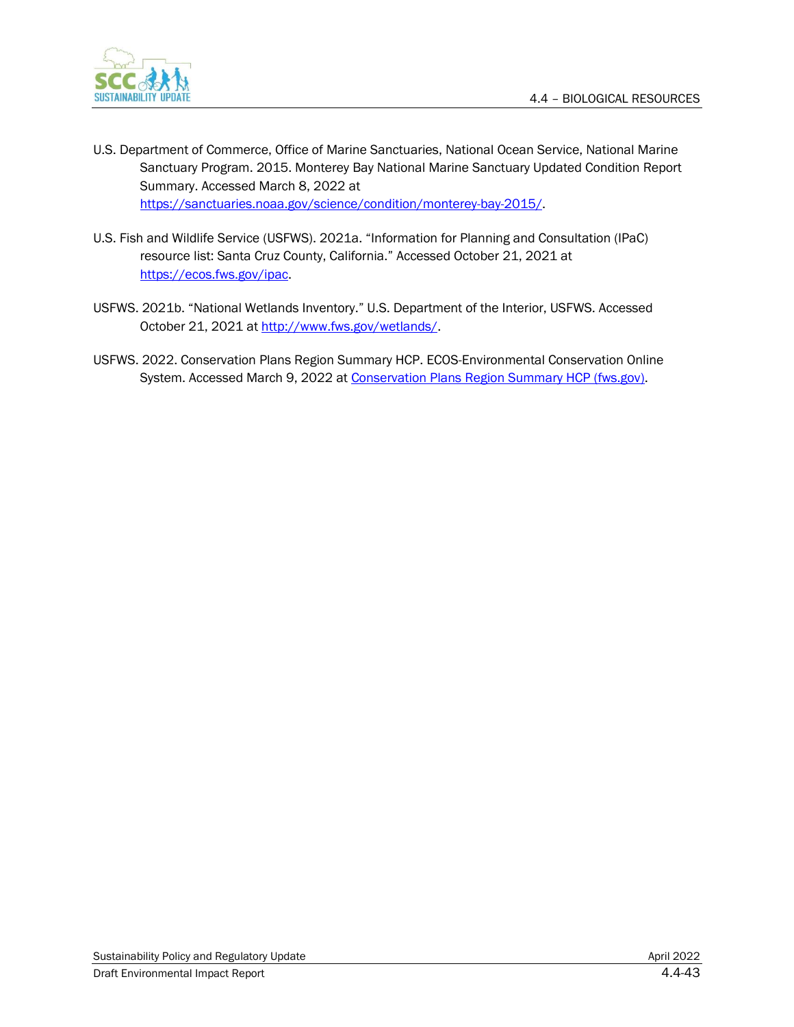U.S. Department of Commerce, Office of Marine Sanctuaries, National Ocean Service, National Marine Sanctuary Program. 2015. Monterey Bay National Marine Sanctuary Updated Condition Report Summary. Accessed March 8, 2022 at https://sanctuaries.noaa.gov/science/condition/monterey-bay-2015/.

U.S. Fish and Wildlife Service (USFWS). 2021a. "Information for Planning and Consultation (IPaC) resource list: Santa Cruz County, California." Accessed October 21, 2021 at https://ecos.fws.gov/ipac.

USFWS. 2021b. "National Wetlands Inventory." U.S. Department of the Interior, USFWS. Accessed October 21, 2021 at http://www.fws.gov/wetlands/.

USFWS. 2022. Conservation Plans Region Summary HCP. ECOS-Environmental Conservation Online System. Accessed March 9, 2022 at Conservation Plans Region Summary HCP (fws.gov).